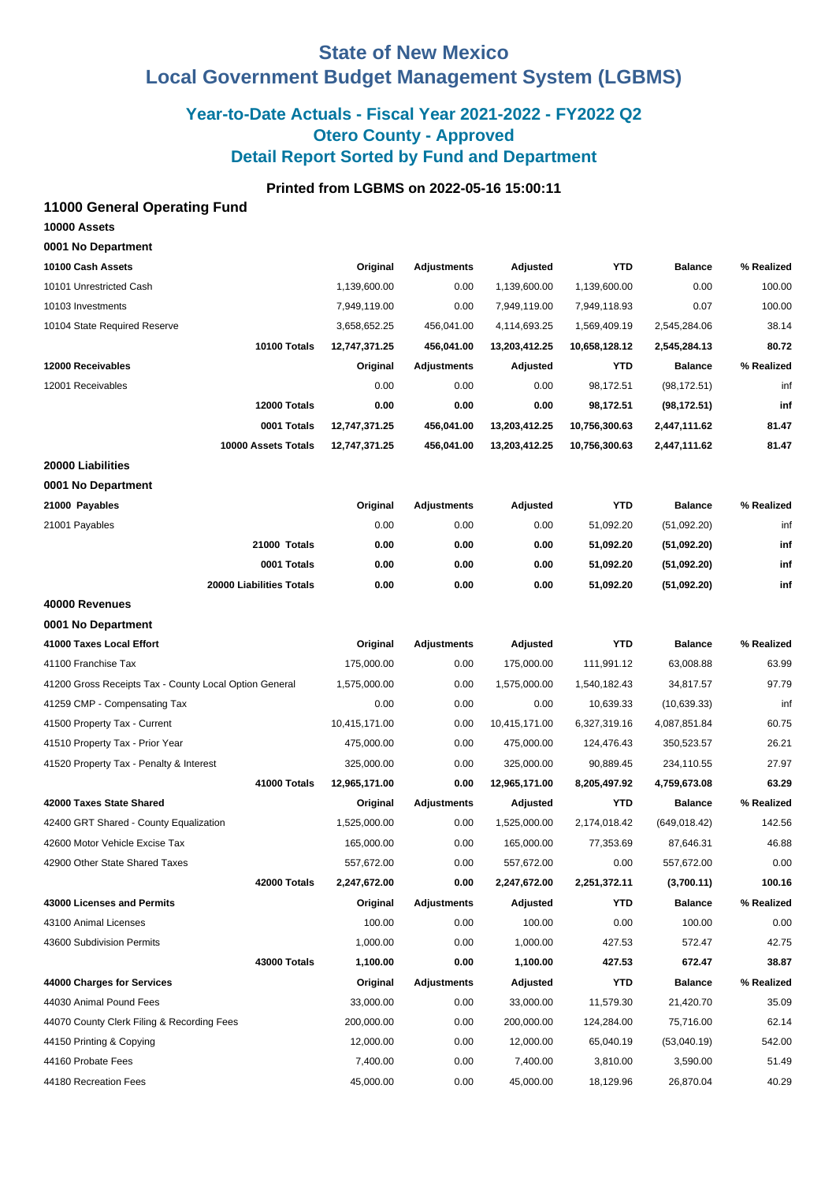# State of New Mexico
# Local Government Budget Management System (LGBMS)

## Year-to-Date Actuals - Fiscal Year 2021-2022 - FY2022 Q2
## Otero County - Approved
## Detail Report Sorted by Fund and Department

### Printed from LGBMS on 2022-05-16 15:00:11

### 11000 General Operating Fund

**10000 Assets**

**0001 No Department**

| 10100 Cash Assets | Original | Adjustments | Adjusted | YTD | Balance | % Realized |
|---|---|---|---|---|---|---|
| 10101 Unrestricted Cash | 1,139,600.00 | 0.00 | 1,139,600.00 | 1,139,600.00 | 0.00 | 100.00 |
| 10103 Investments | 7,949,119.00 | 0.00 | 7,949,119.00 | 7,949,118.93 | 0.07 | 100.00 |
| 10104 State Required Reserve | 3,658,652.25 | 456,041.00 | 4,114,693.25 | 1,569,409.19 | 2,545,284.06 | 38.14 |
| **10100 Totals** | **12,747,371.25** | **456,041.00** | **13,203,412.25** | **10,658,128.12** | **2,545,284.13** | **80.72** |
| **12000 Receivables** | **Original** | **Adjustments** | **Adjusted** | **YTD** | **Balance** | **% Realized** |
| 12001 Receivables | 0.00 | 0.00 | 0.00 | 98,172.51 | (98,172.51) | inf |
| **12000 Totals** | **0.00** | **0.00** | **0.00** | **98,172.51** | **(98,172.51)** | **inf** |
| **0001 Totals** | **12,747,371.25** | **456,041.00** | **13,203,412.25** | **10,756,300.63** | **2,447,111.62** | **81.47** |
| **10000 Assets Totals** | **12,747,371.25** | **456,041.00** | **13,203,412.25** | **10,756,300.63** | **2,447,111.62** | **81.47** |

**20000 Liabilities**

**0001 No Department**

| 21000 Payables | Original | Adjustments | Adjusted | YTD | Balance | % Realized |
|---|---|---|---|---|---|---|
| 21001 Payables | 0.00 | 0.00 | 0.00 | 51,092.20 | (51,092.20) | inf |
| **21000 Totals** | **0.00** | **0.00** | **0.00** | **51,092.20** | **(51,092.20)** | **inf** |
| **0001 Totals** | **0.00** | **0.00** | **0.00** | **51,092.20** | **(51,092.20)** | **inf** |
| **20000 Liabilities Totals** | **0.00** | **0.00** | **0.00** | **51,092.20** | **(51,092.20)** | **inf** |

**40000 Revenues**

**0001 No Department**

| 41000 Taxes Local Effort | Original | Adjustments | Adjusted | YTD | Balance | % Realized |
|---|---|---|---|---|---|---|
| 41100 Franchise Tax | 175,000.00 | 0.00 | 175,000.00 | 111,991.12 | 63,008.88 | 63.99 |
| 41200 Gross Receipts Tax - County Local Option General | 1,575,000.00 | 0.00 | 1,575,000.00 | 1,540,182.43 | 34,817.57 | 97.79 |
| 41259 CMP - Compensating Tax | 0.00 | 0.00 | 0.00 | 10,639.33 | (10,639.33) | inf |
| 41500 Property Tax - Current | 10,415,171.00 | 0.00 | 10,415,171.00 | 6,327,319.16 | 4,087,851.84 | 60.75 |
| 41510 Property Tax - Prior Year | 475,000.00 | 0.00 | 475,000.00 | 124,476.43 | 350,523.57 | 26.21 |
| 41520 Property Tax - Penalty & Interest | 325,000.00 | 0.00 | 325,000.00 | 90,889.45 | 234,110.55 | 27.97 |
| **41000 Totals** | **12,965,171.00** | **0.00** | **12,965,171.00** | **8,205,497.92** | **4,759,673.08** | **63.29** |
| **42000 Taxes State Shared** | **Original** | **Adjustments** | **Adjusted** | **YTD** | **Balance** | **% Realized** |
| 42400 GRT Shared - County Equalization | 1,525,000.00 | 0.00 | 1,525,000.00 | 2,174,018.42 | (649,018.42) | 142.56 |
| 42600 Motor Vehicle Excise Tax | 165,000.00 | 0.00 | 165,000.00 | 77,353.69 | 87,646.31 | 46.88 |
| 42900 Other State Shared Taxes | 557,672.00 | 0.00 | 557,672.00 | 0.00 | 557,672.00 | 0.00 |
| **42000 Totals** | **2,247,672.00** | **0.00** | **2,247,672.00** | **2,251,372.11** | **(3,700.11)** | **100.16** |
| **43000 Licenses and Permits** | **Original** | **Adjustments** | **Adjusted** | **YTD** | **Balance** | **% Realized** |
| 43100 Animal Licenses | 100.00 | 0.00 | 100.00 | 0.00 | 100.00 | 0.00 |
| 43600 Subdivision Permits | 1,000.00 | 0.00 | 1,000.00 | 427.53 | 572.47 | 42.75 |
| **43000 Totals** | **1,100.00** | **0.00** | **1,100.00** | **427.53** | **672.47** | **38.87** |
| **44000 Charges for Services** | **Original** | **Adjustments** | **Adjusted** | **YTD** | **Balance** | **% Realized** |
| 44030 Animal Pound Fees | 33,000.00 | 0.00 | 33,000.00 | 11,579.30 | 21,420.70 | 35.09 |
| 44070 County Clerk Filing & Recording Fees | 200,000.00 | 0.00 | 200,000.00 | 124,284.00 | 75,716.00 | 62.14 |
| 44150 Printing & Copying | 12,000.00 | 0.00 | 12,000.00 | 65,040.19 | (53,040.19) | 542.00 |
| 44160 Probate Fees | 7,400.00 | 0.00 | 7,400.00 | 3,810.00 | 3,590.00 | 51.49 |
| 44180 Recreation Fees | 45,000.00 | 0.00 | 45,000.00 | 18,129.96 | 26,870.04 | 40.29 |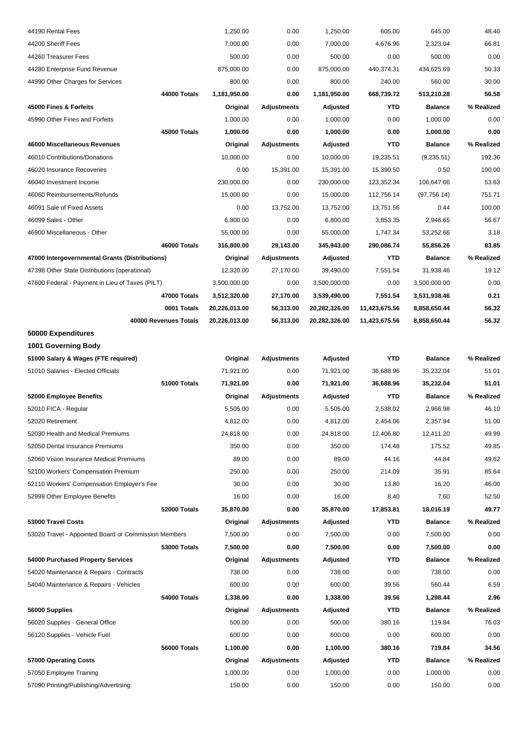| | Original | Adjustments | Adjusted | YTD | Balance | % Realized |
|---|---|---|---|---|---|---|
| 44190 Rental Fees | 1,250.00 | 0.00 | 1,250.00 | 605.00 | 645.00 | 48.40 |
| 44200 Sheriff Fees | 7,000.00 | 0.00 | 7,000.00 | 4,676.96 | 2,323.04 | 66.81 |
| 44260 Treasurer Fees | 500.00 | 0.00 | 500.00 | 0.00 | 500.00 | 0.00 |
| 44280 Enterprise Fund Revenue | 875,000.00 | 0.00 | 875,000.00 | 440,374.31 | 434,625.69 | 50.33 |
| 44990 Other Charges for Services | 800.00 | 0.00 | 800.00 | 240.00 | 560.00 | 30.00 |
| **44000 Totals** | **1,181,950.00** | **0.00** | **1,181,950.00** | **668,739.72** | **513,210.28** | **56.58** |
| **45000 Fines & Forfeits** | **Original** | **Adjustments** | **Adjusted** | **YTD** | **Balance** | **% Realized** |
| 45990 Other Fines and Forfeits | 1,000.00 | 0.00 | 1,000.00 | 0.00 | 1,000.00 | 0.00 |
| **45000 Totals** | **1,000.00** | **0.00** | **1,000.00** | **0.00** | **1,000.00** | **0.00** |
| **46000 Miscellaneous Revenues** | **Original** | **Adjustments** | **Adjusted** | **YTD** | **Balance** | **% Realized** |
| 46010 Contributions/Donations | 10,000.00 | 0.00 | 10,000.00 | 19,235.51 | (9,235.51) | 192.36 |
| 46020 Insurance Recoveries | 0.00 | 15,391.00 | 15,391.00 | 15,390.50 | 0.50 | 100.00 |
| 46040 Investment Income | 230,000.00 | 0.00 | 230,000.00 | 123,352.34 | 106,647.66 | 53.63 |
| 46060 Reimbursements/Refunds | 15,000.00 | 0.00 | 15,000.00 | 112,756.14 | (97,756.14) | 751.71 |
| 46091 Sale of Fixed Assets | 0.00 | 13,752.00 | 13,752.00 | 13,751.56 | 0.44 | 100.00 |
| 46099 Sales - Other | 6,800.00 | 0.00 | 6,800.00 | 3,853.35 | 2,946.65 | 56.67 |
| 46900 Miscellaneous - Other | 55,000.00 | 0.00 | 55,000.00 | 1,747.34 | 53,252.66 | 3.18 |
| **46000 Totals** | **316,800.00** | **29,143.00** | **345,943.00** | **290,086.74** | **55,856.26** | **83.85** |
| **47000 Intergovernmental Grants (Distributions)** | **Original** | **Adjustments** | **Adjusted** | **YTD** | **Balance** | **% Realized** |
| 47398 Other State Distributions (operational) | 12,320.00 | 27,170.00 | 39,490.00 | 7,551.54 | 31,938.46 | 19.12 |
| 47600 Federal - Payment in Lieu of Taxes (PILT) | 3,500,000.00 | 0.00 | 3,500,000.00 | 0.00 | 3,500,000.00 | 0.00 |
| **47000 Totals** | **3,512,320.00** | **27,170.00** | **3,539,490.00** | **7,551.54** | **3,531,938.46** | **0.21** |
| **0001 Totals** | **20,226,013.00** | **56,313.00** | **20,282,326.00** | **11,423,675.56** | **8,858,650.44** | **56.32** |
| **40000 Revenues Totals** | **20,226,013.00** | **56,313.00** | **20,282,326.00** | **11,423,675.56** | **8,858,650.44** | **56.32** |

## 50000 Expenditures

### 1001 Governing Body

| 51000 Salary & Wages (FTE required) | Original | Adjustments | Adjusted | YTD | Balance | % Realized |
|---|---|---|---|---|---|---|
| 51010 Salaries - Elected Officials | 71,921.00 | 0.00 | 71,921.00 | 36,688.96 | 35,232.04 | 51.01 |
| **51000 Totals** | **71,921.00** | **0.00** | **71,921.00** | **36,688.96** | **35,232.04** | **51.01** |
| **52000 Employee Benefits** | **Original** | **Adjustments** | **Adjusted** | **YTD** | **Balance** | **% Realized** |
| 52010 FICA - Regular | 5,505.00 | 0.00 | 5,505.00 | 2,538.02 | 2,966.98 | 46.10 |
| 52020 Retirement | 4,812.00 | 0.00 | 4,812.00 | 2,454.06 | 2,357.94 | 51.00 |
| 52030 Health and Medical Premiums | 24,818.00 | 0.00 | 24,818.00 | 12,406.80 | 12,411.20 | 49.99 |
| 52050 Dental Insurance Premiums | 350.00 | 0.00 | 350.00 | 174.48 | 175.52 | 49.85 |
| 52060 Vision Insurance Medical Premiums | 89.00 | 0.00 | 89.00 | 44.16 | 44.84 | 49.62 |
| 52100 Workers' Compensation Premium | 250.00 | 0.00 | 250.00 | 214.09 | 35.91 | 85.64 |
| 52110 Workers' Compensation Employer's Fee | 30.00 | 0.00 | 30.00 | 13.80 | 16.20 | 46.00 |
| 52999 Other Employee Benefits | 16.00 | 0.00 | 16.00 | 8.40 | 7.60 | 52.50 |
| **52000 Totals** | **35,870.00** | **0.00** | **35,870.00** | **17,853.81** | **18,016.19** | **49.77** |
| **53000 Travel Costs** | **Original** | **Adjustments** | **Adjusted** | **YTD** | **Balance** | **% Realized** |
| 53020 Travel - Appointed Board or Commission Members | 7,500.00 | 0.00 | 7,500.00 | 0.00 | 7,500.00 | 0.00 |
| **53000 Totals** | **7,500.00** | **0.00** | **7,500.00** | **0.00** | **7,500.00** | **0.00** |
| **54000 Purchased Property Services** | **Original** | **Adjustments** | **Adjusted** | **YTD** | **Balance** | **% Realized** |
| 54020 Maintenance & Repairs - Contracts | 738.00 | 0.00 | 738.00 | 0.00 | 738.00 | 0.00 |
| 54040 Maintenance & Repairs - Vehicles | 600.00 | 0.00 | 600.00 | 39.56 | 560.44 | 6.59 |
| **54000 Totals** | **1,338.00** | **0.00** | **1,338.00** | **39.56** | **1,298.44** | **2.96** |
| **56000 Supplies** | **Original** | **Adjustments** | **Adjusted** | **YTD** | **Balance** | **% Realized** |
| 56020 Supplies - General Office | 500.00 | 0.00 | 500.00 | 380.16 | 119.84 | 76.03 |
| 56120 Supplies - Vehicle Fuel | 600.00 | 0.00 | 600.00 | 0.00 | 600.00 | 0.00 |
| **56000 Totals** | **1,100.00** | **0.00** | **1,100.00** | **380.16** | **719.84** | **34.56** |
| **57000 Operating Costs** | **Original** | **Adjustments** | **Adjusted** | **YTD** | **Balance** | **% Realized** |
| 57050 Employee Training | 1,000.00 | 0.00 | 1,000.00 | 0.00 | 1,000.00 | 0.00 |
| 57090 Printing/Publishing/Advertising | 150.00 | 0.00 | 150.00 | 0.00 | 150.00 | 0.00 |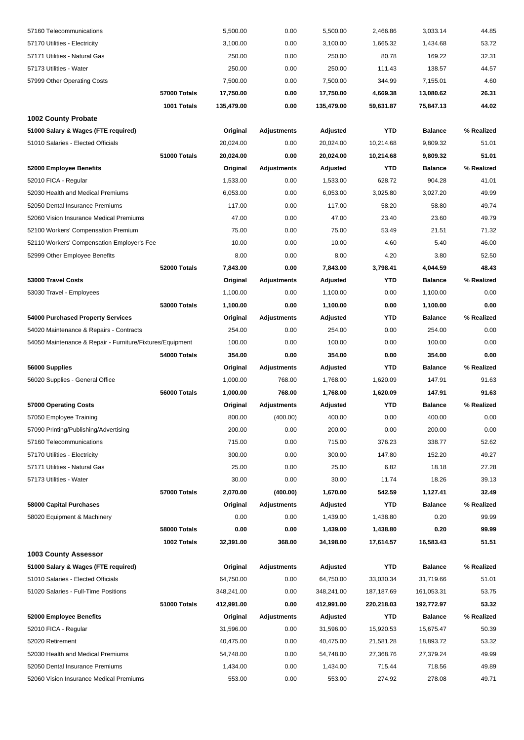| | | | | | | | |
|---|---|---|---|---|---|---|---|
| 57160 Telecommunications | | 5,500.00 | 0.00 | 5,500.00 | 2,466.86 | 3,033.14 | 44.85 |
| 57170 Utilities - Electricity | | 3,100.00 | 0.00 | 3,100.00 | 1,665.32 | 1,434.68 | 53.72 |
| 57171 Utilities - Natural Gas | | 250.00 | 0.00 | 250.00 | 80.78 | 169.22 | 32.31 |
| 57173 Utilities - Water | | 250.00 | 0.00 | 250.00 | 111.43 | 138.57 | 44.57 |
| 57999 Other Operating Costs | | 7,500.00 | 0.00 | 7,500.00 | 344.99 | 7,155.01 | 4.60 |
| | **57000 Totals** | **17,750.00** | **0.00** | **17,750.00** | **4,669.38** | **13,080.62** | **26.31** |
| | **1001 Totals** | **135,479.00** | **0.00** | **135,479.00** | **59,631.87** | **75,847.13** | **44.02** |

## 1002 County Probate

| | | | | | | | |
|---|---|---|---|---|---|---|---|
| **51000 Salary & Wages (FTE required)** | | **Original** | **Adjustments** | **Adjusted** | **YTD** | **Balance** | **% Realized** |
| 51010 Salaries - Elected Officials | | 20,024.00 | 0.00 | 20,024.00 | 10,214.68 | 9,809.32 | 51.01 |
| | **51000 Totals** | **20,024.00** | **0.00** | **20,024.00** | **10,214.68** | **9,809.32** | **51.01** |
| **52000 Employee Benefits** | | **Original** | **Adjustments** | **Adjusted** | **YTD** | **Balance** | **% Realized** |
| 52010 FICA - Regular | | 1,533.00 | 0.00 | 1,533.00 | 628.72 | 904.28 | 41.01 |
| 52030 Health and Medical Premiums | | 6,053.00 | 0.00 | 6,053.00 | 3,025.80 | 3,027.20 | 49.99 |
| 52050 Dental Insurance Premiums | | 117.00 | 0.00 | 117.00 | 58.20 | 58.80 | 49.74 |
| 52060 Vision Insurance Medical Premiums | | 47.00 | 0.00 | 47.00 | 23.40 | 23.60 | 49.79 |
| 52100 Workers' Compensation Premium | | 75.00 | 0.00 | 75.00 | 53.49 | 21.51 | 71.32 |
| 52110 Workers' Compensation Employer's Fee | | 10.00 | 0.00 | 10.00 | 4.60 | 5.40 | 46.00 |
| 52999 Other Employee Benefits | | 8.00 | 0.00 | 8.00 | 4.20 | 3.80 | 52.50 |
| | **52000 Totals** | **7,843.00** | **0.00** | **7,843.00** | **3,798.41** | **4,044.59** | **48.43** |
| **53000 Travel Costs** | | **Original** | **Adjustments** | **Adjusted** | **YTD** | **Balance** | **% Realized** |
| 53030 Travel - Employees | | 1,100.00 | 0.00 | 1,100.00 | 0.00 | 1,100.00 | 0.00 |
| | **53000 Totals** | **1,100.00** | **0.00** | **1,100.00** | **0.00** | **1,100.00** | **0.00** |
| **54000 Purchased Property Services** | | **Original** | **Adjustments** | **Adjusted** | **YTD** | **Balance** | **% Realized** |
| 54020 Maintenance & Repairs - Contracts | | 254.00 | 0.00 | 254.00 | 0.00 | 254.00 | 0.00 |
| 54050 Maintenance & Repair - Furniture/Fixtures/Equipment | | 100.00 | 0.00 | 100.00 | 0.00 | 100.00 | 0.00 |
| | **54000 Totals** | **354.00** | **0.00** | **354.00** | **0.00** | **354.00** | **0.00** |
| **56000 Supplies** | | **Original** | **Adjustments** | **Adjusted** | **YTD** | **Balance** | **% Realized** |
| 56020 Supplies - General Office | | 1,000.00 | 768.00 | 1,768.00 | 1,620.09 | 147.91 | 91.63 |
| | **56000 Totals** | **1,000.00** | **768.00** | **1,768.00** | **1,620.09** | **147.91** | **91.63** |
| **57000 Operating Costs** | | **Original** | **Adjustments** | **Adjusted** | **YTD** | **Balance** | **% Realized** |
| 57050 Employee Training | | 800.00 | (400.00) | 400.00 | 0.00 | 400.00 | 0.00 |
| 57090 Printing/Publishing/Advertising | | 200.00 | 0.00 | 200.00 | 0.00 | 200.00 | 0.00 |
| 57160 Telecommunications | | 715.00 | 0.00 | 715.00 | 376.23 | 338.77 | 52.62 |
| 57170 Utilities - Electricity | | 300.00 | 0.00 | 300.00 | 147.80 | 152.20 | 49.27 |
| 57171 Utilities - Natural Gas | | 25.00 | 0.00 | 25.00 | 6.82 | 18.18 | 27.28 |
| 57173 Utilities - Water | | 30.00 | 0.00 | 30.00 | 11.74 | 18.26 | 39.13 |
| | **57000 Totals** | **2,070.00** | **(400.00)** | **1,670.00** | **542.59** | **1,127.41** | **32.49** |
| **58000 Capital Purchases** | | **Original** | **Adjustments** | **Adjusted** | **YTD** | **Balance** | **% Realized** |
| 58020 Equipment & Machinery | | 0.00 | 0.00 | 1,439.00 | 1,438.80 | 0.20 | 99.99 |
| | **58000 Totals** | **0.00** | **0.00** | **1,439.00** | **1,438.80** | **0.20** | **99.99** |
| | **1002 Totals** | **32,391.00** | **368.00** | **34,198.00** | **17,614.57** | **16,583.43** | **51.51** |

## 1003 County Assessor

| | | | | | | | |
|---|---|---|---|---|---|---|---|
| **51000 Salary & Wages (FTE required)** | | **Original** | **Adjustments** | **Adjusted** | **YTD** | **Balance** | **% Realized** |
| 51010 Salaries - Elected Officials | | 64,750.00 | 0.00 | 64,750.00 | 33,030.34 | 31,719.66 | 51.01 |
| 51020 Salaries - Full-Time Positions | | 348,241.00 | 0.00 | 348,241.00 | 187,187.69 | 161,053.31 | 53.75 |
| | **51000 Totals** | **412,991.00** | **0.00** | **412,991.00** | **220,218.03** | **192,772.97** | **53.32** |
| **52000 Employee Benefits** | | **Original** | **Adjustments** | **Adjusted** | **YTD** | **Balance** | **% Realized** |
| 52010 FICA - Regular | | 31,596.00 | 0.00 | 31,596.00 | 15,920.53 | 15,675.47 | 50.39 |
| 52020 Retirement | | 40,475.00 | 0.00 | 40,475.00 | 21,581.28 | 18,893.72 | 53.32 |
| 52030 Health and Medical Premiums | | 54,748.00 | 0.00 | 54,748.00 | 27,368.76 | 27,379.24 | 49.99 |
| 52050 Dental Insurance Premiums | | 1,434.00 | 0.00 | 1,434.00 | 715.44 | 718.56 | 49.89 |
| 52060 Vision Insurance Medical Premiums | | 553.00 | 0.00 | 553.00 | 274.92 | 278.08 | 49.71 |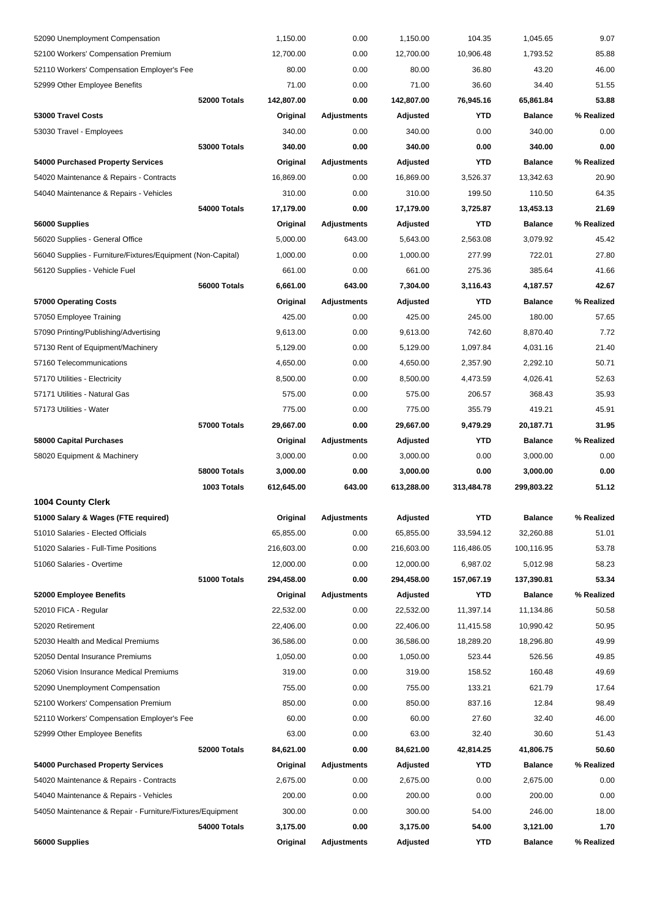| | | | | | | |
|---|---|---|---|---|---|---|
| 52090 Unemployment Compensation | 1,150.00 | 0.00 | 1,150.00 | 104.35 | 1,045.65 | 9.07 |
| 52100 Workers' Compensation Premium | 12,700.00 | 0.00 | 12,700.00 | 10,906.48 | 1,793.52 | 85.88 |
| 52110 Workers' Compensation Employer's Fee | 80.00 | 0.00 | 80.00 | 36.80 | 43.20 | 46.00 |
| 52999 Other Employee Benefits | 71.00 | 0.00 | 71.00 | 36.60 | 34.40 | 51.55 |
| **52000 Totals** | **142,807.00** | **0.00** | **142,807.00** | **76,945.16** | **65,861.84** | **53.88** |
| **53000 Travel Costs** | **Original** | **Adjustments** | **Adjusted** | **YTD** | **Balance** | **% Realized** |
| 53030 Travel - Employees | 340.00 | 0.00 | 340.00 | 0.00 | 340.00 | 0.00 |
| **53000 Totals** | **340.00** | **0.00** | **340.00** | **0.00** | **340.00** | **0.00** |
| **54000 Purchased Property Services** | **Original** | **Adjustments** | **Adjusted** | **YTD** | **Balance** | **% Realized** |
| 54020 Maintenance & Repairs - Contracts | 16,869.00 | 0.00 | 16,869.00 | 3,526.37 | 13,342.63 | 20.90 |
| 54040 Maintenance & Repairs - Vehicles | 310.00 | 0.00 | 310.00 | 199.50 | 110.50 | 64.35 |
| **54000 Totals** | **17,179.00** | **0.00** | **17,179.00** | **3,725.87** | **13,453.13** | **21.69** |
| **56000 Supplies** | **Original** | **Adjustments** | **Adjusted** | **YTD** | **Balance** | **% Realized** |
| 56020 Supplies - General Office | 5,000.00 | 643.00 | 5,643.00 | 2,563.08 | 3,079.92 | 45.42 |
| 56040 Supplies - Furniture/Fixtures/Equipment (Non-Capital) | 1,000.00 | 0.00 | 1,000.00 | 277.99 | 722.01 | 27.80 |
| 56120 Supplies - Vehicle Fuel | 661.00 | 0.00 | 661.00 | 275.36 | 385.64 | 41.66 |
| **56000 Totals** | **6,661.00** | **643.00** | **7,304.00** | **3,116.43** | **4,187.57** | **42.67** |
| **57000 Operating Costs** | **Original** | **Adjustments** | **Adjusted** | **YTD** | **Balance** | **% Realized** |
| 57050 Employee Training | 425.00 | 0.00 | 425.00 | 245.00 | 180.00 | 57.65 |
| 57090 Printing/Publishing/Advertising | 9,613.00 | 0.00 | 9,613.00 | 742.60 | 8,870.40 | 7.72 |
| 57130 Rent of Equipment/Machinery | 5,129.00 | 0.00 | 5,129.00 | 1,097.84 | 4,031.16 | 21.40 |
| 57160 Telecommunications | 4,650.00 | 0.00 | 4,650.00 | 2,357.90 | 2,292.10 | 50.71 |
| 57170 Utilities - Electricity | 8,500.00 | 0.00 | 8,500.00 | 4,473.59 | 4,026.41 | 52.63 |
| 57171 Utilities - Natural Gas | 575.00 | 0.00 | 575.00 | 206.57 | 368.43 | 35.93 |
| 57173 Utilities - Water | 775.00 | 0.00 | 775.00 | 355.79 | 419.21 | 45.91 |
| **57000 Totals** | **29,667.00** | **0.00** | **29,667.00** | **9,479.29** | **20,187.71** | **31.95** |
| **58000 Capital Purchases** | **Original** | **Adjustments** | **Adjusted** | **YTD** | **Balance** | **% Realized** |
| 58020 Equipment & Machinery | 3,000.00 | 0.00 | 3,000.00 | 0.00 | 3,000.00 | 0.00 |
| **58000 Totals** | **3,000.00** | **0.00** | **3,000.00** | **0.00** | **3,000.00** | **0.00** |
| **1003 Totals** | **612,645.00** | **643.00** | **613,288.00** | **313,484.78** | **299,803.22** | **51.12** |

## 1004 County Clerk

| | | | | | | |
|---|---|---|---|---|---|---|
| **51000 Salary & Wages (FTE required)** | **Original** | **Adjustments** | **Adjusted** | **YTD** | **Balance** | **% Realized** |
| 51010 Salaries - Elected Officials | 65,855.00 | 0.00 | 65,855.00 | 33,594.12 | 32,260.88 | 51.01 |
| 51020 Salaries - Full-Time Positions | 216,603.00 | 0.00 | 216,603.00 | 116,486.05 | 100,116.95 | 53.78 |
| 51060 Salaries - Overtime | 12,000.00 | 0.00 | 12,000.00 | 6,987.02 | 5,012.98 | 58.23 |
| **51000 Totals** | **294,458.00** | **0.00** | **294,458.00** | **157,067.19** | **137,390.81** | **53.34** |
| **52000 Employee Benefits** | **Original** | **Adjustments** | **Adjusted** | **YTD** | **Balance** | **% Realized** |
| 52010 FICA - Regular | 22,532.00 | 0.00 | 22,532.00 | 11,397.14 | 11,134.86 | 50.58 |
| 52020 Retirement | 22,406.00 | 0.00 | 22,406.00 | 11,415.58 | 10,990.42 | 50.95 |
| 52030 Health and Medical Premiums | 36,586.00 | 0.00 | 36,586.00 | 18,289.20 | 18,296.80 | 49.99 |
| 52050 Dental Insurance Premiums | 1,050.00 | 0.00 | 1,050.00 | 523.44 | 526.56 | 49.85 |
| 52060 Vision Insurance Medical Premiums | 319.00 | 0.00 | 319.00 | 158.52 | 160.48 | 49.69 |
| 52090 Unemployment Compensation | 755.00 | 0.00 | 755.00 | 133.21 | 621.79 | 17.64 |
| 52100 Workers' Compensation Premium | 850.00 | 0.00 | 850.00 | 837.16 | 12.84 | 98.49 |
| 52110 Workers' Compensation Employer's Fee | 60.00 | 0.00 | 60.00 | 27.60 | 32.40 | 46.00 |
| 52999 Other Employee Benefits | 63.00 | 0.00 | 63.00 | 32.40 | 30.60 | 51.43 |
| **52000 Totals** | **84,621.00** | **0.00** | **84,621.00** | **42,814.25** | **41,806.75** | **50.60** |
| **54000 Purchased Property Services** | **Original** | **Adjustments** | **Adjusted** | **YTD** | **Balance** | **% Realized** |
| 54020 Maintenance & Repairs - Contracts | 2,675.00 | 0.00 | 2,675.00 | 0.00 | 2,675.00 | 0.00 |
| 54040 Maintenance & Repairs - Vehicles | 200.00 | 0.00 | 200.00 | 0.00 | 200.00 | 0.00 |
| 54050 Maintenance & Repair - Furniture/Fixtures/Equipment | 300.00 | 0.00 | 300.00 | 54.00 | 246.00 | 18.00 |
| **54000 Totals** | **3,175.00** | **0.00** | **3,175.00** | **54.00** | **3,121.00** | **1.70** |
| **56000 Supplies** | **Original** | **Adjustments** | **Adjusted** | **YTD** | **Balance** | **% Realized** |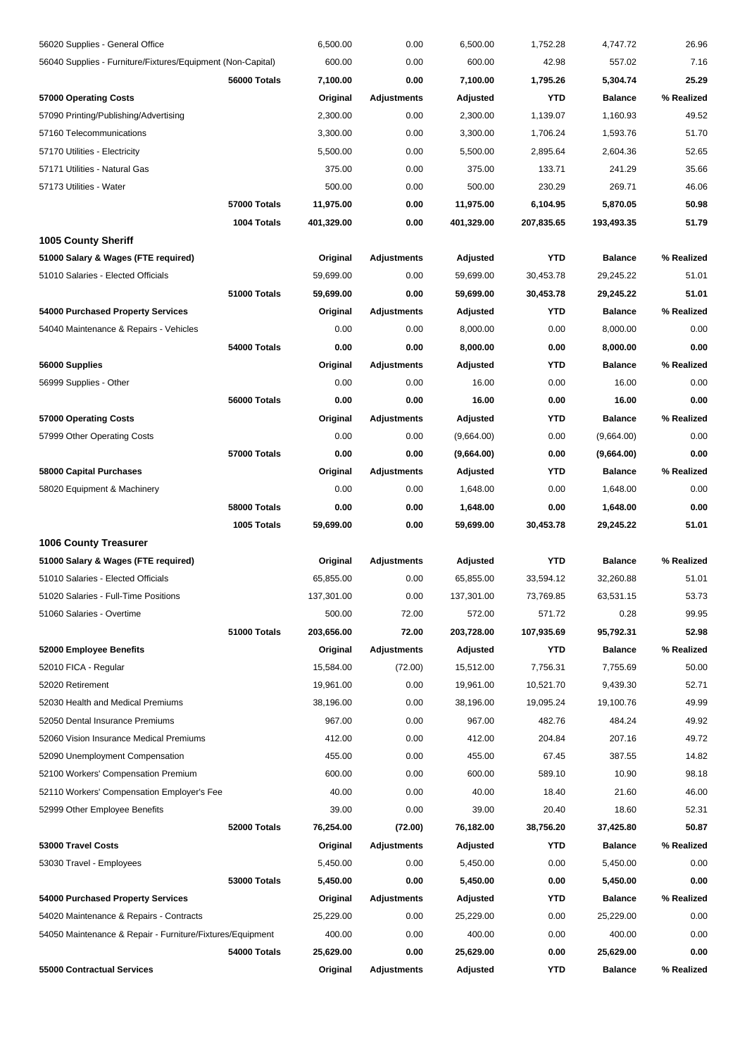| | | | | | | |
|---|---|---|---|---|---|---|
| 56020 Supplies - General Office | | 6,500.00 | 0.00 | 6,500.00 | 1,752.28 | 4,747.72 | 26.96 |
| 56040 Supplies - Furniture/Fixtures/Equipment (Non-Capital) | | 600.00 | 0.00 | 600.00 | 42.98 | 557.02 | 7.16 |
| | **56000 Totals** | **7,100.00** | **0.00** | **7,100.00** | **1,795.26** | **5,304.74** | **25.29** |
| **57000 Operating Costs** | | **Original** | **Adjustments** | **Adjusted** | **YTD** | **Balance** | **% Realized** |
| 57090 Printing/Publishing/Advertising | | 2,300.00 | 0.00 | 2,300.00 | 1,139.07 | 1,160.93 | 49.52 |
| 57160 Telecommunications | | 3,300.00 | 0.00 | 3,300.00 | 1,706.24 | 1,593.76 | 51.70 |
| 57170 Utilities - Electricity | | 5,500.00 | 0.00 | 5,500.00 | 2,895.64 | 2,604.36 | 52.65 |
| 57171 Utilities - Natural Gas | | 375.00 | 0.00 | 375.00 | 133.71 | 241.29 | 35.66 |
| 57173 Utilities - Water | | 500.00 | 0.00 | 500.00 | 230.29 | 269.71 | 46.06 |
| | **57000 Totals** | **11,975.00** | **0.00** | **11,975.00** | **6,104.95** | **5,870.05** | **50.98** |
| | **1004 Totals** | **401,329.00** | **0.00** | **401,329.00** | **207,835.65** | **193,493.35** | **51.79** |

## 1005 County Sheriff

| | | | | | | | |
|---|---|---|---|---|---|---|---|
| **51000 Salary & Wages (FTE required)** | | **Original** | **Adjustments** | **Adjusted** | **YTD** | **Balance** | **% Realized** |
| 51010 Salaries - Elected Officials | | 59,699.00 | 0.00 | 59,699.00 | 30,453.78 | 29,245.22 | 51.01 |
| | **51000 Totals** | **59,699.00** | **0.00** | **59,699.00** | **30,453.78** | **29,245.22** | **51.01** |
| **54000 Purchased Property Services** | | **Original** | **Adjustments** | **Adjusted** | **YTD** | **Balance** | **% Realized** |
| 54040 Maintenance & Repairs - Vehicles | | 0.00 | 0.00 | 8,000.00 | 0.00 | 8,000.00 | 0.00 |
| | **54000 Totals** | **0.00** | **0.00** | **8,000.00** | **0.00** | **8,000.00** | **0.00** |
| **56000 Supplies** | | **Original** | **Adjustments** | **Adjusted** | **YTD** | **Balance** | **% Realized** |
| 56999 Supplies - Other | | 0.00 | 0.00 | 16.00 | 0.00 | 16.00 | 0.00 |
| | **56000 Totals** | **0.00** | **0.00** | **16.00** | **0.00** | **16.00** | **0.00** |
| **57000 Operating Costs** | | **Original** | **Adjustments** | **Adjusted** | **YTD** | **Balance** | **% Realized** |
| 57999 Other Operating Costs | | 0.00 | 0.00 | (9,664.00) | 0.00 | (9,664.00) | 0.00 |
| | **57000 Totals** | **0.00** | **0.00** | **(9,664.00)** | **0.00** | **(9,664.00)** | **0.00** |
| **58000 Capital Purchases** | | **Original** | **Adjustments** | **Adjusted** | **YTD** | **Balance** | **% Realized** |
| 58020 Equipment & Machinery | | 0.00 | 0.00 | 1,648.00 | 0.00 | 1,648.00 | 0.00 |
| | **58000 Totals** | **0.00** | **0.00** | **1,648.00** | **0.00** | **1,648.00** | **0.00** |
| | **1005 Totals** | **59,699.00** | **0.00** | **59,699.00** | **30,453.78** | **29,245.22** | **51.01** |

## 1006 County Treasurer

| | | | | | | | |
|---|---|---|---|---|---|---|---|
| **51000 Salary & Wages (FTE required)** | | **Original** | **Adjustments** | **Adjusted** | **YTD** | **Balance** | **% Realized** |
| 51010 Salaries - Elected Officials | | 65,855.00 | 0.00 | 65,855.00 | 33,594.12 | 32,260.88 | 51.01 |
| 51020 Salaries - Full-Time Positions | | 137,301.00 | 0.00 | 137,301.00 | 73,769.85 | 63,531.15 | 53.73 |
| 51060 Salaries - Overtime | | 500.00 | 72.00 | 572.00 | 571.72 | 0.28 | 99.95 |
| | **51000 Totals** | **203,656.00** | **72.00** | **203,728.00** | **107,935.69** | **95,792.31** | **52.98** |
| **52000 Employee Benefits** | | **Original** | **Adjustments** | **Adjusted** | **YTD** | **Balance** | **% Realized** |
| 52010 FICA - Regular | | 15,584.00 | (72.00) | 15,512.00 | 7,756.31 | 7,755.69 | 50.00 |
| 52020 Retirement | | 19,961.00 | 0.00 | 19,961.00 | 10,521.70 | 9,439.30 | 52.71 |
| 52030 Health and Medical Premiums | | 38,196.00 | 0.00 | 38,196.00 | 19,095.24 | 19,100.76 | 49.99 |
| 52050 Dental Insurance Premiums | | 967.00 | 0.00 | 967.00 | 482.76 | 484.24 | 49.92 |
| 52060 Vision Insurance Medical Premiums | | 412.00 | 0.00 | 412.00 | 204.84 | 207.16 | 49.72 |
| 52090 Unemployment Compensation | | 455.00 | 0.00 | 455.00 | 67.45 | 387.55 | 14.82 |
| 52100 Workers' Compensation Premium | | 600.00 | 0.00 | 600.00 | 589.10 | 10.90 | 98.18 |
| 52110 Workers' Compensation Employer's Fee | | 40.00 | 0.00 | 40.00 | 18.40 | 21.60 | 46.00 |
| 52999 Other Employee Benefits | | 39.00 | 0.00 | 39.00 | 20.40 | 18.60 | 52.31 |
| | **52000 Totals** | **76,254.00** | **(72.00)** | **76,182.00** | **38,756.20** | **37,425.80** | **50.87** |
| **53000 Travel Costs** | | **Original** | **Adjustments** | **Adjusted** | **YTD** | **Balance** | **% Realized** |
| 53030 Travel - Employees | | 5,450.00 | 0.00 | 5,450.00 | 0.00 | 5,450.00 | 0.00 |
| | **53000 Totals** | **5,450.00** | **0.00** | **5,450.00** | **0.00** | **5,450.00** | **0.00** |
| **54000 Purchased Property Services** | | **Original** | **Adjustments** | **Adjusted** | **YTD** | **Balance** | **% Realized** |
| 54020 Maintenance & Repairs - Contracts | | 25,229.00 | 0.00 | 25,229.00 | 0.00 | 25,229.00 | 0.00 |
| 54050 Maintenance & Repair - Furniture/Fixtures/Equipment | | 400.00 | 0.00 | 400.00 | 0.00 | 400.00 | 0.00 |
| | **54000 Totals** | **25,629.00** | **0.00** | **25,629.00** | **0.00** | **25,629.00** | **0.00** |
| **55000 Contractual Services** | | **Original** | **Adjustments** | **Adjusted** | **YTD** | **Balance** | **% Realized** |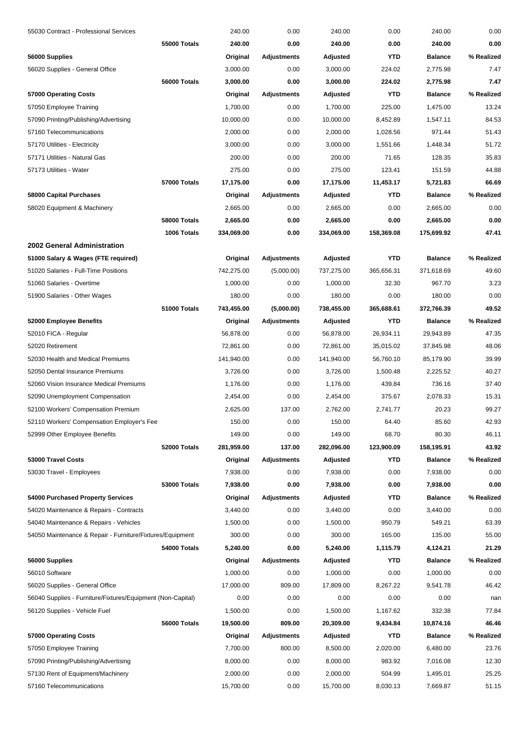| | | | | | | | |
|---|---|---|---|---|---|---|---|
| 55030 Contract - Professional Services | | 240.00 | 0.00 | 240.00 | 0.00 | 240.00 | 0.00 |
| | **55000 Totals** | **240.00** | **0.00** | **240.00** | **0.00** | **240.00** | **0.00** |
| **56000 Supplies** | | **Original** | **Adjustments** | **Adjusted** | **YTD** | **Balance** | **% Realized** |
| 56020 Supplies - General Office | | 3,000.00 | 0.00 | 3,000.00 | 224.02 | 2,775.98 | 7.47 |
| | **56000 Totals** | **3,000.00** | **0.00** | **3,000.00** | **224.02** | **2,775.98** | **7.47** |
| **57000 Operating Costs** | | **Original** | **Adjustments** | **Adjusted** | **YTD** | **Balance** | **% Realized** |
| 57050 Employee Training | | 1,700.00 | 0.00 | 1,700.00 | 225.00 | 1,475.00 | 13.24 |
| 57090 Printing/Publishing/Advertising | | 10,000.00 | 0.00 | 10,000.00 | 8,452.89 | 1,547.11 | 84.53 |
| 57160 Telecommunications | | 2,000.00 | 0.00 | 2,000.00 | 1,028.56 | 971.44 | 51.43 |
| 57170 Utilities - Electricity | | 3,000.00 | 0.00 | 3,000.00 | 1,551.66 | 1,448.34 | 51.72 |
| 57171 Utilities - Natural Gas | | 200.00 | 0.00 | 200.00 | 71.65 | 128.35 | 35.83 |
| 57173 Utilities - Water | | 275.00 | 0.00 | 275.00 | 123.41 | 151.59 | 44.88 |
| | **57000 Totals** | **17,175.00** | **0.00** | **17,175.00** | **11,453.17** | **5,721.83** | **66.69** |
| **58000 Capital Purchases** | | **Original** | **Adjustments** | **Adjusted** | **YTD** | **Balance** | **% Realized** |
| 58020 Equipment & Machinery | | 2,665.00 | 0.00 | 2,665.00 | 0.00 | 2,665.00 | 0.00 |
| | **58000 Totals** | **2,665.00** | **0.00** | **2,665.00** | **0.00** | **2,665.00** | **0.00** |
| | **1006 Totals** | **334,069.00** | **0.00** | **334,069.00** | **158,369.08** | **175,699.92** | **47.41** |
| **2002 General Administration** | | | | | | | |
| **51000 Salary & Wages (FTE required)** | | **Original** | **Adjustments** | **Adjusted** | **YTD** | **Balance** | **% Realized** |
| 51020 Salaries - Full-Time Positions | | 742,275.00 | (5,000.00) | 737,275.00 | 365,656.31 | 371,618.69 | 49.60 |
| 51060 Salaries - Overtime | | 1,000.00 | 0.00 | 1,000.00 | 32.30 | 967.70 | 3.23 |
| 51900 Salaries - Other Wages | | 180.00 | 0.00 | 180.00 | 0.00 | 180.00 | 0.00 |
| | **51000 Totals** | **743,455.00** | **(5,000.00)** | **738,455.00** | **365,688.61** | **372,766.39** | **49.52** |
| **52000 Employee Benefits** | | **Original** | **Adjustments** | **Adjusted** | **YTD** | **Balance** | **% Realized** |
| 52010 FICA - Regular | | 56,878.00 | 0.00 | 56,878.00 | 26,934.11 | 29,943.89 | 47.35 |
| 52020 Retirement | | 72,861.00 | 0.00 | 72,861.00 | 35,015.02 | 37,845.98 | 48.06 |
| 52030 Health and Medical Premiums | | 141,940.00 | 0.00 | 141,940.00 | 56,760.10 | 85,179.90 | 39.99 |
| 52050 Dental Insurance Premiums | | 3,726.00 | 0.00 | 3,726.00 | 1,500.48 | 2,225.52 | 40.27 |
| 52060 Vision Insurance Medical Premiums | | 1,176.00 | 0.00 | 1,176.00 | 439.84 | 736.16 | 37.40 |
| 52090 Unemployment Compensation | | 2,454.00 | 0.00 | 2,454.00 | 375.67 | 2,078.33 | 15.31 |
| 52100 Workers' Compensation Premium | | 2,625.00 | 137.00 | 2,762.00 | 2,741.77 | 20.23 | 99.27 |
| 52110 Workers' Compensation Employer's Fee | | 150.00 | 0.00 | 150.00 | 64.40 | 85.60 | 42.93 |
| 52999 Other Employee Benefits | | 149.00 | 0.00 | 149.00 | 68.70 | 80.30 | 46.11 |
| | **52000 Totals** | **281,959.00** | **137.00** | **282,096.00** | **123,900.09** | **158,195.91** | **43.92** |
| **53000 Travel Costs** | | **Original** | **Adjustments** | **Adjusted** | **YTD** | **Balance** | **% Realized** |
| 53030 Travel - Employees | | 7,938.00 | 0.00 | 7,938.00 | 0.00 | 7,938.00 | 0.00 |
| | **53000 Totals** | **7,938.00** | **0.00** | **7,938.00** | **0.00** | **7,938.00** | **0.00** |
| **54000 Purchased Property Services** | | **Original** | **Adjustments** | **Adjusted** | **YTD** | **Balance** | **% Realized** |
| 54020 Maintenance & Repairs - Contracts | | 3,440.00 | 0.00 | 3,440.00 | 0.00 | 3,440.00 | 0.00 |
| 54040 Maintenance & Repairs - Vehicles | | 1,500.00 | 0.00 | 1,500.00 | 950.79 | 549.21 | 63.39 |
| 54050 Maintenance & Repair - Furniture/Fixtures/Equipment | | 300.00 | 0.00 | 300.00 | 165.00 | 135.00 | 55.00 |
| | **54000 Totals** | **5,240.00** | **0.00** | **5,240.00** | **1,115.79** | **4,124.21** | **21.29** |
| **56000 Supplies** | | **Original** | **Adjustments** | **Adjusted** | **YTD** | **Balance** | **% Realized** |
| 56010 Software | | 1,000.00 | 0.00 | 1,000.00 | 0.00 | 1,000.00 | 0.00 |
| 56020 Supplies - General Office | | 17,000.00 | 809.00 | 17,809.00 | 8,267.22 | 9,541.78 | 46.42 |
| 56040 Supplies - Furniture/Fixtures/Equipment (Non-Capital) | | 0.00 | 0.00 | 0.00 | 0.00 | 0.00 | nan |
| 56120 Supplies - Vehicle Fuel | | 1,500.00 | 0.00 | 1,500.00 | 1,167.62 | 332.38 | 77.84 |
| | **56000 Totals** | **19,500.00** | **809.00** | **20,309.00** | **9,434.84** | **10,874.16** | **46.46** |
| **57000 Operating Costs** | | **Original** | **Adjustments** | **Adjusted** | **YTD** | **Balance** | **% Realized** |
| 57050 Employee Training | | 7,700.00 | 800.00 | 8,500.00 | 2,020.00 | 6,480.00 | 23.76 |
| 57090 Printing/Publishing/Advertising | | 8,000.00 | 0.00 | 8,000.00 | 983.92 | 7,016.08 | 12.30 |
| 57130 Rent of Equipment/Machinery | | 2,000.00 | 0.00 | 2,000.00 | 504.99 | 1,495.01 | 25.25 |
| 57160 Telecommunications | | 15,700.00 | 0.00 | 15,700.00 | 8,030.13 | 7,669.87 | 51.15 |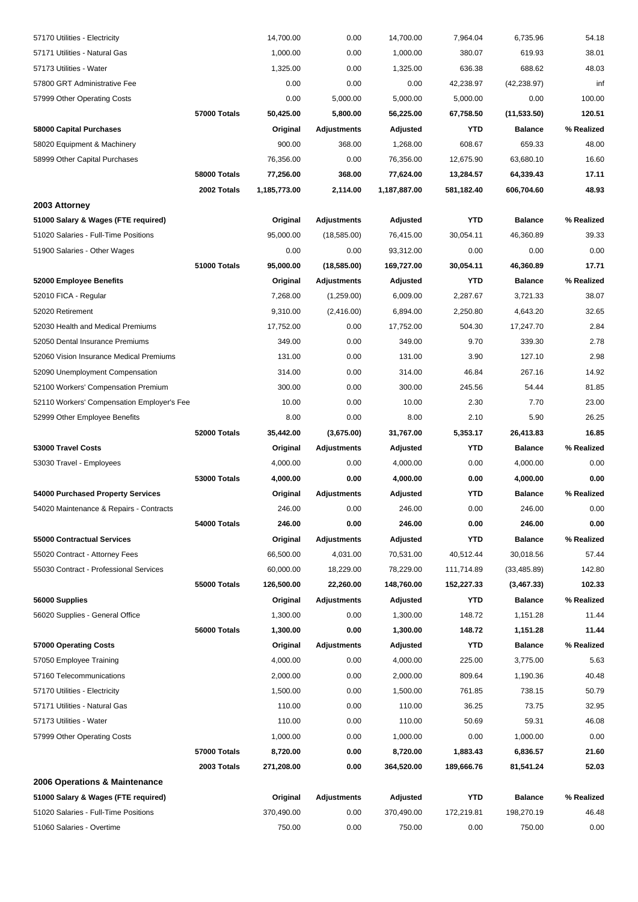| | | | | | | | |
|---|---|---|---|---|---|---|---|
| 57170 Utilities - Electricity | | 14,700.00 | 0.00 | 14,700.00 | 7,964.04 | 6,735.96 | 54.18 |
| 57171 Utilities - Natural Gas | | 1,000.00 | 0.00 | 1,000.00 | 380.07 | 619.93 | 38.01 |
| 57173 Utilities - Water | | 1,325.00 | 0.00 | 1,325.00 | 636.38 | 688.62 | 48.03 |
| 57800 GRT Administrative Fee | | 0.00 | 0.00 | 0.00 | 42,238.97 | (42,238.97) | inf |
| 57999 Other Operating Costs | | 0.00 | 5,000.00 | 5,000.00 | 5,000.00 | 0.00 | 100.00 |
| | **57000 Totals** | **50,425.00** | **5,800.00** | **56,225.00** | **67,758.50** | **(11,533.50)** | **120.51** |
| **58000 Capital Purchases** | | **Original** | **Adjustments** | **Adjusted** | **YTD** | **Balance** | **% Realized** |
| 58020 Equipment & Machinery | | 900.00 | 368.00 | 1,268.00 | 608.67 | 659.33 | 48.00 |
| 58999 Other Capital Purchases | | 76,356.00 | 0.00 | 76,356.00 | 12,675.90 | 63,680.10 | 16.60 |
| | **58000 Totals** | **77,256.00** | **368.00** | **77,624.00** | **13,284.57** | **64,339.43** | **17.11** |
| | **2002 Totals** | **1,185,773.00** | **2,114.00** | **1,187,887.00** | **581,182.40** | **606,704.60** | **48.93** |
| **2003 Attorney** | | | | | | | |
| **51000 Salary & Wages (FTE required)** | | **Original** | **Adjustments** | **Adjusted** | **YTD** | **Balance** | **% Realized** |
| 51020 Salaries - Full-Time Positions | | 95,000.00 | (18,585.00) | 76,415.00 | 30,054.11 | 46,360.89 | 39.33 |
| 51900 Salaries - Other Wages | | 0.00 | 0.00 | 93,312.00 | 0.00 | 0.00 | 0.00 |
| | **51000 Totals** | **95,000.00** | **(18,585.00)** | **169,727.00** | **30,054.11** | **46,360.89** | **17.71** |
| **52000 Employee Benefits** | | **Original** | **Adjustments** | **Adjusted** | **YTD** | **Balance** | **% Realized** |
| 52010 FICA - Regular | | 7,268.00 | (1,259.00) | 6,009.00 | 2,287.67 | 3,721.33 | 38.07 |
| 52020 Retirement | | 9,310.00 | (2,416.00) | 6,894.00 | 2,250.80 | 4,643.20 | 32.65 |
| 52030 Health and Medical Premiums | | 17,752.00 | 0.00 | 17,752.00 | 504.30 | 17,247.70 | 2.84 |
| 52050 Dental Insurance Premiums | | 349.00 | 0.00 | 349.00 | 9.70 | 339.30 | 2.78 |
| 52060 Vision Insurance Medical Premiums | | 131.00 | 0.00 | 131.00 | 3.90 | 127.10 | 2.98 |
| 52090 Unemployment Compensation | | 314.00 | 0.00 | 314.00 | 46.84 | 267.16 | 14.92 |
| 52100 Workers' Compensation Premium | | 300.00 | 0.00 | 300.00 | 245.56 | 54.44 | 81.85 |
| 52110 Workers' Compensation Employer's Fee | | 10.00 | 0.00 | 10.00 | 2.30 | 7.70 | 23.00 |
| 52999 Other Employee Benefits | | 8.00 | 0.00 | 8.00 | 2.10 | 5.90 | 26.25 |
| | **52000 Totals** | **35,442.00** | **(3,675.00)** | **31,767.00** | **5,353.17** | **26,413.83** | **16.85** |
| **53000 Travel Costs** | | **Original** | **Adjustments** | **Adjusted** | **YTD** | **Balance** | **% Realized** |
| 53030 Travel - Employees | | 4,000.00 | 0.00 | 4,000.00 | 0.00 | 4,000.00 | 0.00 |
| | **53000 Totals** | **4,000.00** | **0.00** | **4,000.00** | **0.00** | **4,000.00** | **0.00** |
| **54000 Purchased Property Services** | | **Original** | **Adjustments** | **Adjusted** | **YTD** | **Balance** | **% Realized** |
| 54020 Maintenance & Repairs - Contracts | | 246.00 | 0.00 | 246.00 | 0.00 | 246.00 | 0.00 |
| | **54000 Totals** | **246.00** | **0.00** | **246.00** | **0.00** | **246.00** | **0.00** |
| **55000 Contractual Services** | | **Original** | **Adjustments** | **Adjusted** | **YTD** | **Balance** | **% Realized** |
| 55020 Contract - Attorney Fees | | 66,500.00 | 4,031.00 | 70,531.00 | 40,512.44 | 30,018.56 | 57.44 |
| 55030 Contract - Professional Services | | 60,000.00 | 18,229.00 | 78,229.00 | 111,714.89 | (33,485.89) | 142.80 |
| | **55000 Totals** | **126,500.00** | **22,260.00** | **148,760.00** | **152,227.33** | **(3,467.33)** | **102.33** |
| **56000 Supplies** | | **Original** | **Adjustments** | **Adjusted** | **YTD** | **Balance** | **% Realized** |
| 56020 Supplies - General Office | | 1,300.00 | 0.00 | 1,300.00 | 148.72 | 1,151.28 | 11.44 |
| | **56000 Totals** | **1,300.00** | **0.00** | **1,300.00** | **148.72** | **1,151.28** | **11.44** |
| **57000 Operating Costs** | | **Original** | **Adjustments** | **Adjusted** | **YTD** | **Balance** | **% Realized** |
| 57050 Employee Training | | 4,000.00 | 0.00 | 4,000.00 | 225.00 | 3,775.00 | 5.63 |
| 57160 Telecommunications | | 2,000.00 | 0.00 | 2,000.00 | 809.64 | 1,190.36 | 40.48 |
| 57170 Utilities - Electricity | | 1,500.00 | 0.00 | 1,500.00 | 761.85 | 738.15 | 50.79 |
| 57171 Utilities - Natural Gas | | 110.00 | 0.00 | 110.00 | 36.25 | 73.75 | 32.95 |
| 57173 Utilities - Water | | 110.00 | 0.00 | 110.00 | 50.69 | 59.31 | 46.08 |
| 57999 Other Operating Costs | | 1,000.00 | 0.00 | 1,000.00 | 0.00 | 1,000.00 | 0.00 |
| | **57000 Totals** | **8,720.00** | **0.00** | **8,720.00** | **1,883.43** | **6,836.57** | **21.60** |
| | **2003 Totals** | **271,208.00** | **0.00** | **364,520.00** | **189,666.76** | **81,541.24** | **52.03** |
| **2006 Operations & Maintenance** | | | | | | | |
| **51000 Salary & Wages (FTE required)** | | **Original** | **Adjustments** | **Adjusted** | **YTD** | **Balance** | **% Realized** |
| 51020 Salaries - Full-Time Positions | | 370,490.00 | 0.00 | 370,490.00 | 172,219.81 | 198,270.19 | 46.48 |
| 51060 Salaries - Overtime | | 750.00 | 0.00 | 750.00 | 0.00 | 750.00 | 0.00 |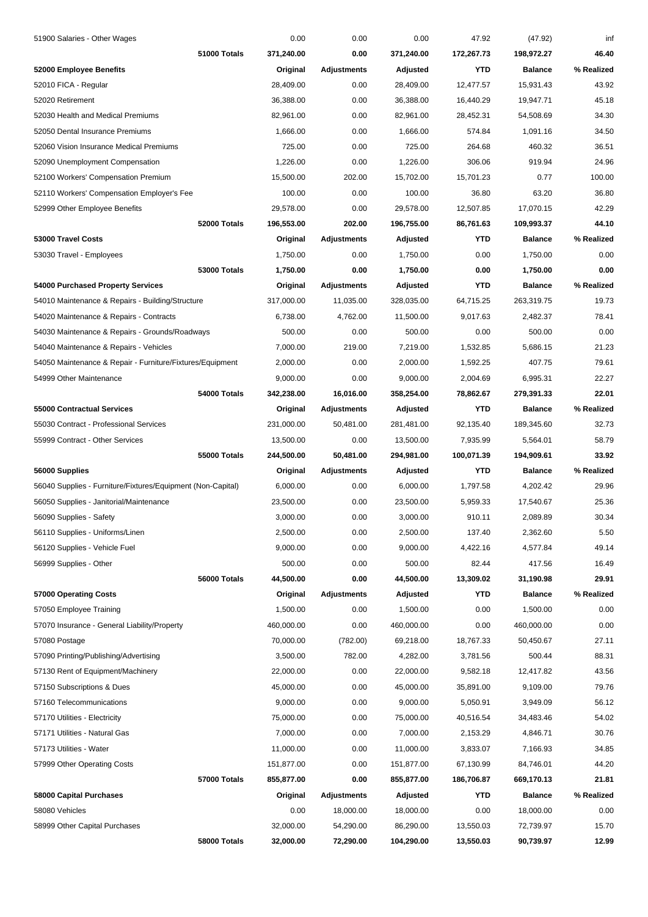| | Original | Adjustments | Adjusted | YTD | Balance | % Realized |
|---|---|---|---|---|---|---|
| 51900 Salaries - Other Wages | 0.00 | 0.00 | 0.00 | 47.92 | (47.92) | inf |
| **51000 Totals** | **371,240.00** | **0.00** | **371,240.00** | **172,267.73** | **198,972.27** | **46.40** |
| **52000 Employee Benefits** | **Original** | **Adjustments** | **Adjusted** | **YTD** | **Balance** | **% Realized** |
| 52010 FICA - Regular | 28,409.00 | 0.00 | 28,409.00 | 12,477.57 | 15,931.43 | 43.92 |
| 52020 Retirement | 36,388.00 | 0.00 | 36,388.00 | 16,440.29 | 19,947.71 | 45.18 |
| 52030 Health and Medical Premiums | 82,961.00 | 0.00 | 82,961.00 | 28,452.31 | 54,508.69 | 34.30 |
| 52050 Dental Insurance Premiums | 1,666.00 | 0.00 | 1,666.00 | 574.84 | 1,091.16 | 34.50 |
| 52060 Vision Insurance Medical Premiums | 725.00 | 0.00 | 725.00 | 264.68 | 460.32 | 36.51 |
| 52090 Unemployment Compensation | 1,226.00 | 0.00 | 1,226.00 | 306.06 | 919.94 | 24.96 |
| 52100 Workers' Compensation Premium | 15,500.00 | 202.00 | 15,702.00 | 15,701.23 | 0.77 | 100.00 |
| 52110 Workers' Compensation Employer's Fee | 100.00 | 0.00 | 100.00 | 36.80 | 63.20 | 36.80 |
| 52999 Other Employee Benefits | 29,578.00 | 0.00 | 29,578.00 | 12,507.85 | 17,070.15 | 42.29 |
| **52000 Totals** | **196,553.00** | **202.00** | **196,755.00** | **86,761.63** | **109,993.37** | **44.10** |
| **53000 Travel Costs** | **Original** | **Adjustments** | **Adjusted** | **YTD** | **Balance** | **% Realized** |
| 53030 Travel - Employees | 1,750.00 | 0.00 | 1,750.00 | 0.00 | 1,750.00 | 0.00 |
| **53000 Totals** | **1,750.00** | **0.00** | **1,750.00** | **0.00** | **1,750.00** | **0.00** |
| **54000 Purchased Property Services** | **Original** | **Adjustments** | **Adjusted** | **YTD** | **Balance** | **% Realized** |
| 54010 Maintenance & Repairs - Building/Structure | 317,000.00 | 11,035.00 | 328,035.00 | 64,715.25 | 263,319.75 | 19.73 |
| 54020 Maintenance & Repairs - Contracts | 6,738.00 | 4,762.00 | 11,500.00 | 9,017.63 | 2,482.37 | 78.41 |
| 54030 Maintenance & Repairs - Grounds/Roadways | 500.00 | 0.00 | 500.00 | 0.00 | 500.00 | 0.00 |
| 54040 Maintenance & Repairs - Vehicles | 7,000.00 | 219.00 | 7,219.00 | 1,532.85 | 5,686.15 | 21.23 |
| 54050 Maintenance & Repair - Furniture/Fixtures/Equipment | 2,000.00 | 0.00 | 2,000.00 | 1,592.25 | 407.75 | 79.61 |
| 54999 Other Maintenance | 9,000.00 | 0.00 | 9,000.00 | 2,004.69 | 6,995.31 | 22.27 |
| **54000 Totals** | **342,238.00** | **16,016.00** | **358,254.00** | **78,862.67** | **279,391.33** | **22.01** |
| **55000 Contractual Services** | **Original** | **Adjustments** | **Adjusted** | **YTD** | **Balance** | **% Realized** |
| 55030 Contract - Professional Services | 231,000.00 | 50,481.00 | 281,481.00 | 92,135.40 | 189,345.60 | 32.73 |
| 55999 Contract - Other Services | 13,500.00 | 0.00 | 13,500.00 | 7,935.99 | 5,564.01 | 58.79 |
| **55000 Totals** | **244,500.00** | **50,481.00** | **294,981.00** | **100,071.39** | **194,909.61** | **33.92** |
| **56000 Supplies** | **Original** | **Adjustments** | **Adjusted** | **YTD** | **Balance** | **% Realized** |
| 56040 Supplies - Furniture/Fixtures/Equipment (Non-Capital) | 6,000.00 | 0.00 | 6,000.00 | 1,797.58 | 4,202.42 | 29.96 |
| 56050 Supplies - Janitorial/Maintenance | 23,500.00 | 0.00 | 23,500.00 | 5,959.33 | 17,540.67 | 25.36 |
| 56090 Supplies - Safety | 3,000.00 | 0.00 | 3,000.00 | 910.11 | 2,089.89 | 30.34 |
| 56110 Supplies - Uniforms/Linen | 2,500.00 | 0.00 | 2,500.00 | 137.40 | 2,362.60 | 5.50 |
| 56120 Supplies - Vehicle Fuel | 9,000.00 | 0.00 | 9,000.00 | 4,422.16 | 4,577.84 | 49.14 |
| 56999 Supplies - Other | 500.00 | 0.00 | 500.00 | 82.44 | 417.56 | 16.49 |
| **56000 Totals** | **44,500.00** | **0.00** | **44,500.00** | **13,309.02** | **31,190.98** | **29.91** |
| **57000 Operating Costs** | **Original** | **Adjustments** | **Adjusted** | **YTD** | **Balance** | **% Realized** |
| 57050 Employee Training | 1,500.00 | 0.00 | 1,500.00 | 0.00 | 1,500.00 | 0.00 |
| 57070 Insurance - General Liability/Property | 460,000.00 | 0.00 | 460,000.00 | 0.00 | 460,000.00 | 0.00 |
| 57080 Postage | 70,000.00 | (782.00) | 69,218.00 | 18,767.33 | 50,450.67 | 27.11 |
| 57090 Printing/Publishing/Advertising | 3,500.00 | 782.00 | 4,282.00 | 3,781.56 | 500.44 | 88.31 |
| 57130 Rent of Equipment/Machinery | 22,000.00 | 0.00 | 22,000.00 | 9,582.18 | 12,417.82 | 43.56 |
| 57150 Subscriptions & Dues | 45,000.00 | 0.00 | 45,000.00 | 35,891.00 | 9,109.00 | 79.76 |
| 57160 Telecommunications | 9,000.00 | 0.00 | 9,000.00 | 5,050.91 | 3,949.09 | 56.12 |
| 57170 Utilities - Electricity | 75,000.00 | 0.00 | 75,000.00 | 40,516.54 | 34,483.46 | 54.02 |
| 57171 Utilities - Natural Gas | 7,000.00 | 0.00 | 7,000.00 | 2,153.29 | 4,846.71 | 30.76 |
| 57173 Utilities - Water | 11,000.00 | 0.00 | 11,000.00 | 3,833.07 | 7,166.93 | 34.85 |
| 57999 Other Operating Costs | 151,877.00 | 0.00 | 151,877.00 | 67,130.99 | 84,746.01 | 44.20 |
| **57000 Totals** | **855,877.00** | **0.00** | **855,877.00** | **186,706.87** | **669,170.13** | **21.81** |
| **58000 Capital Purchases** | **Original** | **Adjustments** | **Adjusted** | **YTD** | **Balance** | **% Realized** |
| 58080 Vehicles | 0.00 | 18,000.00 | 18,000.00 | 0.00 | 18,000.00 | 0.00 |
| 58999 Other Capital Purchases | 32,000.00 | 54,290.00 | 86,290.00 | 13,550.03 | 72,739.97 | 15.70 |
| **58000 Totals** | **32,000.00** | **72,290.00** | **104,290.00** | **13,550.03** | **90,739.97** | **12.99** |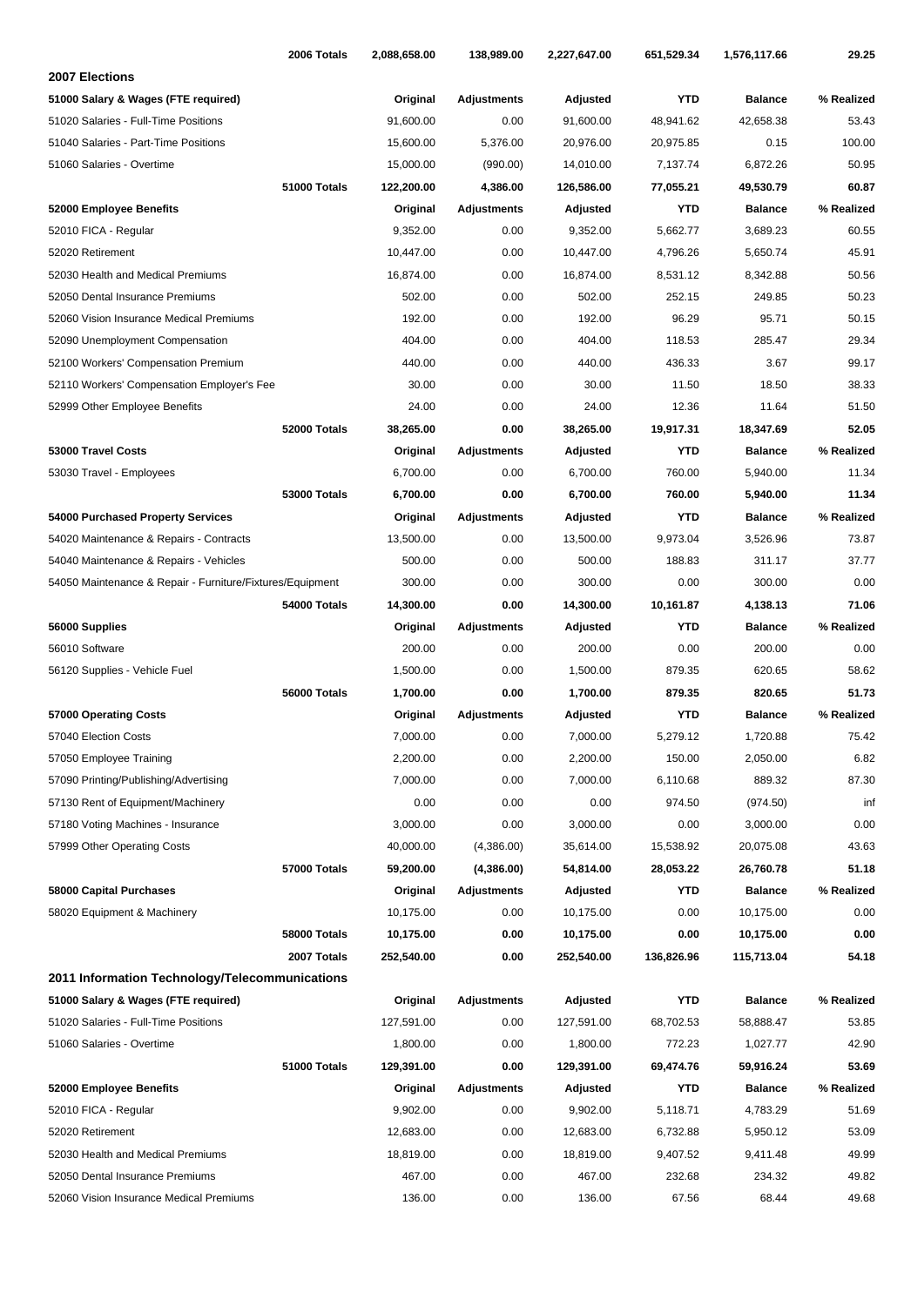| | | Original | Adjustments | Adjusted | YTD | Balance | % Realized |
|---|---|---|---|---|---|---|---|
| | **2006 Totals** | **2,088,658.00** | **138,989.00** | **2,227,647.00** | **651,529.34** | **1,576,117.66** | **29.25** |

## 2007 Elections

| 51000 Salary & Wages (FTE required) | | Original | Adjustments | Adjusted | YTD | Balance | % Realized |
|---|---|---|---|---|---|---|---|
| 51020 Salaries - Full-Time Positions | | 91,600.00 | 0.00 | 91,600.00 | 48,941.62 | 42,658.38 | 53.43 |
| 51040 Salaries - Part-Time Positions | | 15,600.00 | 5,376.00 | 20,976.00 | 20,975.85 | 0.15 | 100.00 |
| 51060 Salaries - Overtime | | 15,000.00 | (990.00) | 14,010.00 | 7,137.74 | 6,872.26 | 50.95 |
| | **51000 Totals** | **122,200.00** | **4,386.00** | **126,586.00** | **77,055.21** | **49,530.79** | **60.87** |
| **52000 Employee Benefits** | | **Original** | **Adjustments** | **Adjusted** | **YTD** | **Balance** | **% Realized** |
| 52010 FICA - Regular | | 9,352.00 | 0.00 | 9,352.00 | 5,662.77 | 3,689.23 | 60.55 |
| 52020 Retirement | | 10,447.00 | 0.00 | 10,447.00 | 4,796.26 | 5,650.74 | 45.91 |
| 52030 Health and Medical Premiums | | 16,874.00 | 0.00 | 16,874.00 | 8,531.12 | 8,342.88 | 50.56 |
| 52050 Dental Insurance Premiums | | 502.00 | 0.00 | 502.00 | 252.15 | 249.85 | 50.23 |
| 52060 Vision Insurance Medical Premiums | | 192.00 | 0.00 | 192.00 | 96.29 | 95.71 | 50.15 |
| 52090 Unemployment Compensation | | 404.00 | 0.00 | 404.00 | 118.53 | 285.47 | 29.34 |
| 52100 Workers' Compensation Premium | | 440.00 | 0.00 | 440.00 | 436.33 | 3.67 | 99.17 |
| 52110 Workers' Compensation Employer's Fee | | 30.00 | 0.00 | 30.00 | 11.50 | 18.50 | 38.33 |
| 52999 Other Employee Benefits | | 24.00 | 0.00 | 24.00 | 12.36 | 11.64 | 51.50 |
| | **52000 Totals** | **38,265.00** | **0.00** | **38,265.00** | **19,917.31** | **18,347.69** | **52.05** |
| **53000 Travel Costs** | | **Original** | **Adjustments** | **Adjusted** | **YTD** | **Balance** | **% Realized** |
| 53030 Travel - Employees | | 6,700.00 | 0.00 | 6,700.00 | 760.00 | 5,940.00 | 11.34 |
| | **53000 Totals** | **6,700.00** | **0.00** | **6,700.00** | **760.00** | **5,940.00** | **11.34** |
| **54000 Purchased Property Services** | | **Original** | **Adjustments** | **Adjusted** | **YTD** | **Balance** | **% Realized** |
| 54020 Maintenance & Repairs - Contracts | | 13,500.00 | 0.00 | 13,500.00 | 9,973.04 | 3,526.96 | 73.87 |
| 54040 Maintenance & Repairs - Vehicles | | 500.00 | 0.00 | 500.00 | 188.83 | 311.17 | 37.77 |
| 54050 Maintenance & Repair - Furniture/Fixtures/Equipment | | 300.00 | 0.00 | 300.00 | 0.00 | 300.00 | 0.00 |
| | **54000 Totals** | **14,300.00** | **0.00** | **14,300.00** | **10,161.87** | **4,138.13** | **71.06** |
| **56000 Supplies** | | **Original** | **Adjustments** | **Adjusted** | **YTD** | **Balance** | **% Realized** |
| 56010 Software | | 200.00 | 0.00 | 200.00 | 0.00 | 200.00 | 0.00 |
| 56120 Supplies - Vehicle Fuel | | 1,500.00 | 0.00 | 1,500.00 | 879.35 | 620.65 | 58.62 |
| | **56000 Totals** | **1,700.00** | **0.00** | **1,700.00** | **879.35** | **820.65** | **51.73** |
| **57000 Operating Costs** | | **Original** | **Adjustments** | **Adjusted** | **YTD** | **Balance** | **% Realized** |
| 57040 Election Costs | | 7,000.00 | 0.00 | 7,000.00 | 5,279.12 | 1,720.88 | 75.42 |
| 57050 Employee Training | | 2,200.00 | 0.00 | 2,200.00 | 150.00 | 2,050.00 | 6.82 |
| 57090 Printing/Publishing/Advertising | | 7,000.00 | 0.00 | 7,000.00 | 6,110.68 | 889.32 | 87.30 |
| 57130 Rent of Equipment/Machinery | | 0.00 | 0.00 | 0.00 | 974.50 | (974.50) | inf |
| 57180 Voting Machines - Insurance | | 3,000.00 | 0.00 | 3,000.00 | 0.00 | 3,000.00 | 0.00 |
| 57999 Other Operating Costs | | 40,000.00 | (4,386.00) | 35,614.00 | 15,538.92 | 20,075.08 | 43.63 |
| | **57000 Totals** | **59,200.00** | **(4,386.00)** | **54,814.00** | **28,053.22** | **26,760.78** | **51.18** |
| **58000 Capital Purchases** | | **Original** | **Adjustments** | **Adjusted** | **YTD** | **Balance** | **% Realized** |
| 58020 Equipment & Machinery | | 10,175.00 | 0.00 | 10,175.00 | 0.00 | 10,175.00 | 0.00 |
| | **58000 Totals** | **10,175.00** | **0.00** | **10,175.00** | **0.00** | **10,175.00** | **0.00** |
| | **2007 Totals** | **252,540.00** | **0.00** | **252,540.00** | **136,826.96** | **115,713.04** | **54.18** |

## 2011 Information Technology/Telecommunications

| 51000 Salary & Wages (FTE required) | | Original | Adjustments | Adjusted | YTD | Balance | % Realized |
|---|---|---|---|---|---|---|---|
| 51020 Salaries - Full-Time Positions | | 127,591.00 | 0.00 | 127,591.00 | 68,702.53 | 58,888.47 | 53.85 |
| 51060 Salaries - Overtime | | 1,800.00 | 0.00 | 1,800.00 | 772.23 | 1,027.77 | 42.90 |
| | **51000 Totals** | **129,391.00** | **0.00** | **129,391.00** | **69,474.76** | **59,916.24** | **53.69** |
| **52000 Employee Benefits** | | **Original** | **Adjustments** | **Adjusted** | **YTD** | **Balance** | **% Realized** |
| 52010 FICA - Regular | | 9,902.00 | 0.00 | 9,902.00 | 5,118.71 | 4,783.29 | 51.69 |
| 52020 Retirement | | 12,683.00 | 0.00 | 12,683.00 | 6,732.88 | 5,950.12 | 53.09 |
| 52030 Health and Medical Premiums | | 18,819.00 | 0.00 | 18,819.00 | 9,407.52 | 9,411.48 | 49.99 |
| 52050 Dental Insurance Premiums | | 467.00 | 0.00 | 467.00 | 232.68 | 234.32 | 49.82 |
| 52060 Vision Insurance Medical Premiums | | 136.00 | 0.00 | 136.00 | 67.56 | 68.44 | 49.68 |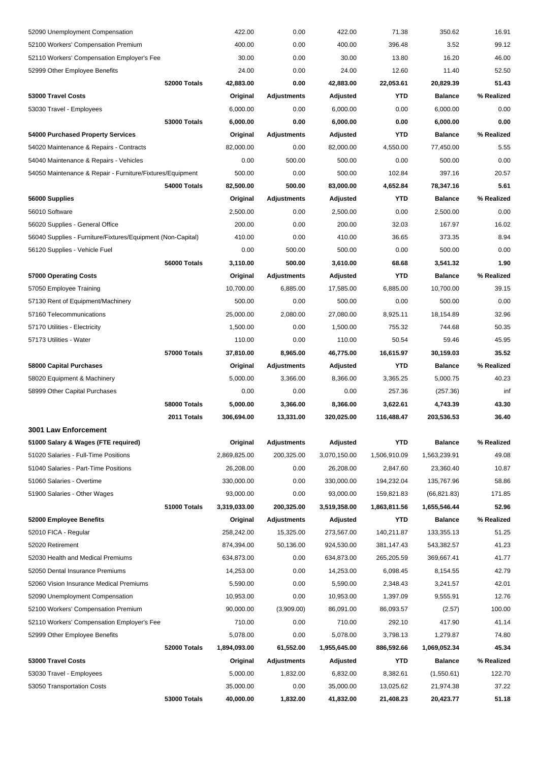| | | | | | | |
|---|---|---|---|---|---|---|
| 52090 Unemployment Compensation | | 422.00 | 0.00 | 422.00 | 71.38 | 350.62 | 16.91 |
| 52100 Workers' Compensation Premium | | 400.00 | 0.00 | 400.00 | 396.48 | 3.52 | 99.12 |
| 52110 Workers' Compensation Employer's Fee | | 30.00 | 0.00 | 30.00 | 13.80 | 16.20 | 46.00 |
| 52999 Other Employee Benefits | | 24.00 | 0.00 | 24.00 | 12.60 | 11.40 | 52.50 |
| | **52000 Totals** | **42,883.00** | **0.00** | **42,883.00** | **22,053.61** | **20,829.39** | **51.43** |
| **53000 Travel Costs** | | **Original** | **Adjustments** | **Adjusted** | **YTD** | **Balance** | **% Realized** |
| 53030 Travel - Employees | | 6,000.00 | 0.00 | 6,000.00 | 0.00 | 6,000.00 | 0.00 |
| | **53000 Totals** | **6,000.00** | **0.00** | **6,000.00** | **0.00** | **6,000.00** | **0.00** |
| **54000 Purchased Property Services** | | **Original** | **Adjustments** | **Adjusted** | **YTD** | **Balance** | **% Realized** |
| 54020 Maintenance & Repairs - Contracts | | 82,000.00 | 0.00 | 82,000.00 | 4,550.00 | 77,450.00 | 5.55 |
| 54040 Maintenance & Repairs - Vehicles | | 0.00 | 500.00 | 500.00 | 0.00 | 500.00 | 0.00 |
| 54050 Maintenance & Repair - Furniture/Fixtures/Equipment | | 500.00 | 0.00 | 500.00 | 102.84 | 397.16 | 20.57 |
| | **54000 Totals** | **82,500.00** | **500.00** | **83,000.00** | **4,652.84** | **78,347.16** | **5.61** |
| **56000 Supplies** | | **Original** | **Adjustments** | **Adjusted** | **YTD** | **Balance** | **% Realized** |
| 56010 Software | | 2,500.00 | 0.00 | 2,500.00 | 0.00 | 2,500.00 | 0.00 |
| 56020 Supplies - General Office | | 200.00 | 0.00 | 200.00 | 32.03 | 167.97 | 16.02 |
| 56040 Supplies - Furniture/Fixtures/Equipment (Non-Capital) | | 410.00 | 0.00 | 410.00 | 36.65 | 373.35 | 8.94 |
| 56120 Supplies - Vehicle Fuel | | 0.00 | 500.00 | 500.00 | 0.00 | 500.00 | 0.00 |
| | **56000 Totals** | **3,110.00** | **500.00** | **3,610.00** | **68.68** | **3,541.32** | **1.90** |
| **57000 Operating Costs** | | **Original** | **Adjustments** | **Adjusted** | **YTD** | **Balance** | **% Realized** |
| 57050 Employee Training | | 10,700.00 | 6,885.00 | 17,585.00 | 6,885.00 | 10,700.00 | 39.15 |
| 57130 Rent of Equipment/Machinery | | 500.00 | 0.00 | 500.00 | 0.00 | 500.00 | 0.00 |
| 57160 Telecommunications | | 25,000.00 | 2,080.00 | 27,080.00 | 8,925.11 | 18,154.89 | 32.96 |
| 57170 Utilities - Electricity | | 1,500.00 | 0.00 | 1,500.00 | 755.32 | 744.68 | 50.35 |
| 57173 Utilities - Water | | 110.00 | 0.00 | 110.00 | 50.54 | 59.46 | 45.95 |
| | **57000 Totals** | **37,810.00** | **8,965.00** | **46,775.00** | **16,615.97** | **30,159.03** | **35.52** |
| **58000 Capital Purchases** | | **Original** | **Adjustments** | **Adjusted** | **YTD** | **Balance** | **% Realized** |
| 58020 Equipment & Machinery | | 5,000.00 | 3,366.00 | 8,366.00 | 3,365.25 | 5,000.75 | 40.23 |
| 58999 Other Capital Purchases | | 0.00 | 0.00 | 0.00 | 257.36 | (257.36) | inf |
| | **58000 Totals** | **5,000.00** | **3,366.00** | **8,366.00** | **3,622.61** | **4,743.39** | **43.30** |
| | **2011 Totals** | **306,694.00** | **13,331.00** | **320,025.00** | **116,488.47** | **203,536.53** | **36.40** |

### 3001 Law Enforcement

| | | | | | | | |
|---|---|---|---|---|---|---|---|
| **51000 Salary & Wages (FTE required)** | | **Original** | **Adjustments** | **Adjusted** | **YTD** | **Balance** | **% Realized** |
| 51020 Salaries - Full-Time Positions | | 2,869,825.00 | 200,325.00 | 3,070,150.00 | 1,506,910.09 | 1,563,239.91 | 49.08 |
| 51040 Salaries - Part-Time Positions | | 26,208.00 | 0.00 | 26,208.00 | 2,847.60 | 23,360.40 | 10.87 |
| 51060 Salaries - Overtime | | 330,000.00 | 0.00 | 330,000.00 | 194,232.04 | 135,767.96 | 58.86 |
| 51900 Salaries - Other Wages | | 93,000.00 | 0.00 | 93,000.00 | 159,821.83 | (66,821.83) | 171.85 |
| | **51000 Totals** | **3,319,033.00** | **200,325.00** | **3,519,358.00** | **1,863,811.56** | **1,655,546.44** | **52.96** |
| **52000 Employee Benefits** | | **Original** | **Adjustments** | **Adjusted** | **YTD** | **Balance** | **% Realized** |
| 52010 FICA - Regular | | 258,242.00 | 15,325.00 | 273,567.00 | 140,211.87 | 133,355.13 | 51.25 |
| 52020 Retirement | | 874,394.00 | 50,136.00 | 924,530.00 | 381,147.43 | 543,382.57 | 41.23 |
| 52030 Health and Medical Premiums | | 634,873.00 | 0.00 | 634,873.00 | 265,205.59 | 369,667.41 | 41.77 |
| 52050 Dental Insurance Premiums | | 14,253.00 | 0.00 | 14,253.00 | 6,098.45 | 8,154.55 | 42.79 |
| 52060 Vision Insurance Medical Premiums | | 5,590.00 | 0.00 | 5,590.00 | 2,348.43 | 3,241.57 | 42.01 |
| 52090 Unemployment Compensation | | 10,953.00 | 0.00 | 10,953.00 | 1,397.09 | 9,555.91 | 12.76 |
| 52100 Workers' Compensation Premium | | 90,000.00 | (3,909.00) | 86,091.00 | 86,093.57 | (2.57) | 100.00 |
| 52110 Workers' Compensation Employer's Fee | | 710.00 | 0.00 | 710.00 | 292.10 | 417.90 | 41.14 |
| 52999 Other Employee Benefits | | 5,078.00 | 0.00 | 5,078.00 | 3,798.13 | 1,279.87 | 74.80 |
| | **52000 Totals** | **1,894,093.00** | **61,552.00** | **1,955,645.00** | **886,592.66** | **1,069,052.34** | **45.34** |
| **53000 Travel Costs** | | **Original** | **Adjustments** | **Adjusted** | **YTD** | **Balance** | **% Realized** |
| 53030 Travel - Employees | | 5,000.00 | 1,832.00 | 6,832.00 | 8,382.61 | (1,550.61) | 122.70 |
| 53050 Transportation Costs | | 35,000.00 | 0.00 | 35,000.00 | 13,025.62 | 21,974.38 | 37.22 |
| | **53000 Totals** | **40,000.00** | **1,832.00** | **41,832.00** | **21,408.23** | **20,423.77** | **51.18** |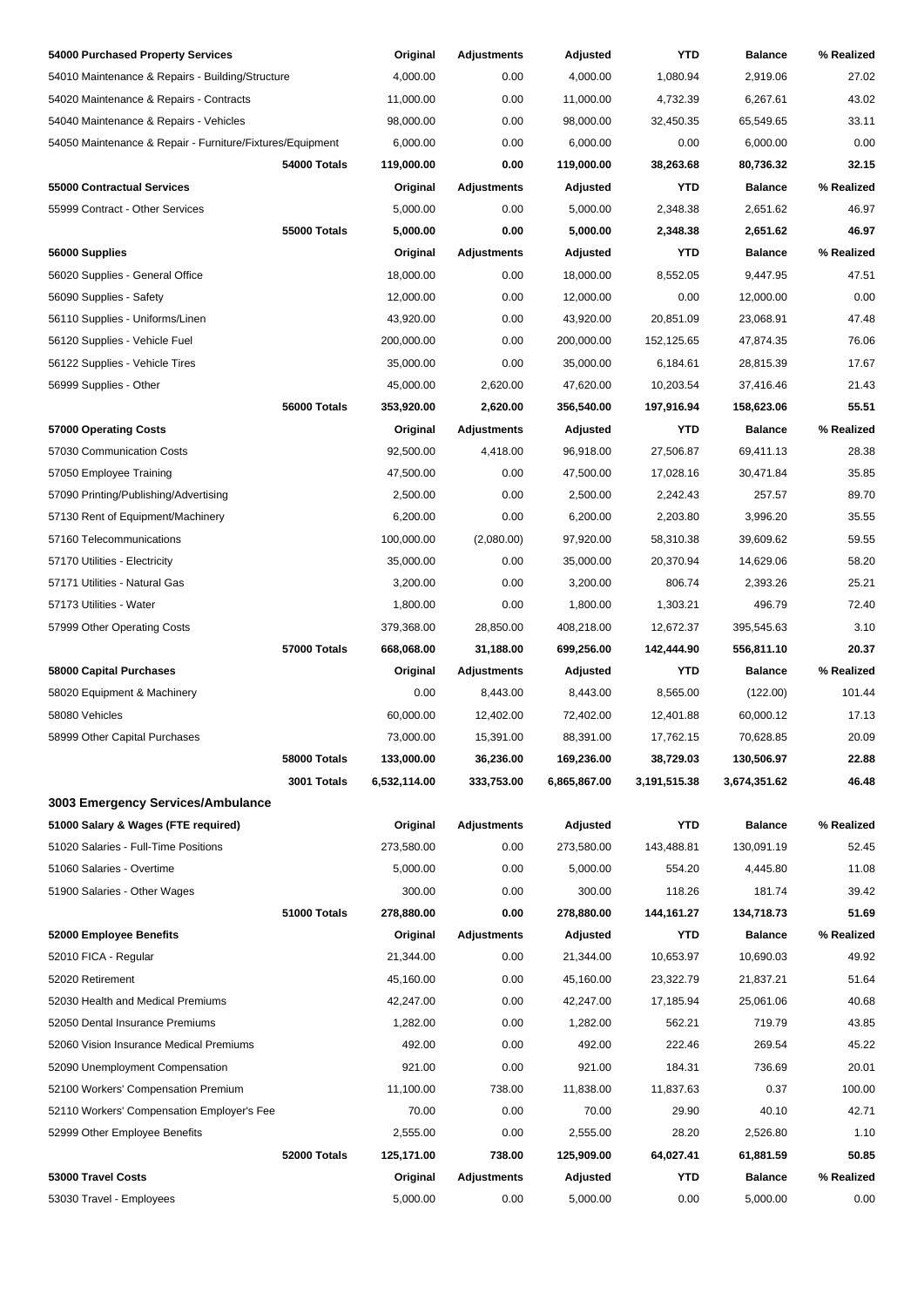| 54000 Purchased Property Services | Original | Adjustments | Adjusted | YTD | Balance | % Realized |
|---|---|---|---|---|---|---|
| 54010 Maintenance & Repairs - Building/Structure | 4,000.00 | 0.00 | 4,000.00 | 1,080.94 | 2,919.06 | 27.02 |
| 54020 Maintenance & Repairs - Contracts | 11,000.00 | 0.00 | 11,000.00 | 4,732.39 | 6,267.61 | 43.02 |
| 54040 Maintenance & Repairs - Vehicles | 98,000.00 | 0.00 | 98,000.00 | 32,450.35 | 65,549.65 | 33.11 |
| 54050 Maintenance & Repair - Furniture/Fixtures/Equipment | 6,000.00 | 0.00 | 6,000.00 | 0.00 | 6,000.00 | 0.00 |
| **54000 Totals** | **119,000.00** | **0.00** | **119,000.00** | **38,263.68** | **80,736.32** | **32.15** |
| **55000 Contractual Services** | **Original** | **Adjustments** | **Adjusted** | **YTD** | **Balance** | **% Realized** |
| 55999 Contract - Other Services | 5,000.00 | 0.00 | 5,000.00 | 2,348.38 | 2,651.62 | 46.97 |
| **55000 Totals** | **5,000.00** | **0.00** | **5,000.00** | **2,348.38** | **2,651.62** | **46.97** |
| **56000 Supplies** | **Original** | **Adjustments** | **Adjusted** | **YTD** | **Balance** | **% Realized** |
| 56020 Supplies - General Office | 18,000.00 | 0.00 | 18,000.00 | 8,552.05 | 9,447.95 | 47.51 |
| 56090 Supplies - Safety | 12,000.00 | 0.00 | 12,000.00 | 0.00 | 12,000.00 | 0.00 |
| 56110 Supplies - Uniforms/Linen | 43,920.00 | 0.00 | 43,920.00 | 20,851.09 | 23,068.91 | 47.48 |
| 56120 Supplies - Vehicle Fuel | 200,000.00 | 0.00 | 200,000.00 | 152,125.65 | 47,874.35 | 76.06 |
| 56122 Supplies - Vehicle Tires | 35,000.00 | 0.00 | 35,000.00 | 6,184.61 | 28,815.39 | 17.67 |
| 56999 Supplies - Other | 45,000.00 | 2,620.00 | 47,620.00 | 10,203.54 | 37,416.46 | 21.43 |
| **56000 Totals** | **353,920.00** | **2,620.00** | **356,540.00** | **197,916.94** | **158,623.06** | **55.51** |
| **57000 Operating Costs** | **Original** | **Adjustments** | **Adjusted** | **YTD** | **Balance** | **% Realized** |
| 57030 Communication Costs | 92,500.00 | 4,418.00 | 96,918.00 | 27,506.87 | 69,411.13 | 28.38 |
| 57050 Employee Training | 47,500.00 | 0.00 | 47,500.00 | 17,028.16 | 30,471.84 | 35.85 |
| 57090 Printing/Publishing/Advertising | 2,500.00 | 0.00 | 2,500.00 | 2,242.43 | 257.57 | 89.70 |
| 57130 Rent of Equipment/Machinery | 6,200.00 | 0.00 | 6,200.00 | 2,203.80 | 3,996.20 | 35.55 |
| 57160 Telecommunications | 100,000.00 | (2,080.00) | 97,920.00 | 58,310.38 | 39,609.62 | 59.55 |
| 57170 Utilities - Electricity | 35,000.00 | 0.00 | 35,000.00 | 20,370.94 | 14,629.06 | 58.20 |
| 57171 Utilities - Natural Gas | 3,200.00 | 0.00 | 3,200.00 | 806.74 | 2,393.26 | 25.21 |
| 57173 Utilities - Water | 1,800.00 | 0.00 | 1,800.00 | 1,303.21 | 496.79 | 72.40 |
| 57999 Other Operating Costs | 379,368.00 | 28,850.00 | 408,218.00 | 12,672.37 | 395,545.63 | 3.10 |
| **57000 Totals** | **668,068.00** | **31,188.00** | **699,256.00** | **142,444.90** | **556,811.10** | **20.37** |
| **58000 Capital Purchases** | **Original** | **Adjustments** | **Adjusted** | **YTD** | **Balance** | **% Realized** |
| 58020 Equipment & Machinery | 0.00 | 8,443.00 | 8,443.00 | 8,565.00 | (122.00) | 101.44 |
| 58080 Vehicles | 60,000.00 | 12,402.00 | 72,402.00 | 12,401.88 | 60,000.12 | 17.13 |
| 58999 Other Capital Purchases | 73,000.00 | 15,391.00 | 88,391.00 | 17,762.15 | 70,628.85 | 20.09 |
| **58000 Totals** | **133,000.00** | **36,236.00** | **169,236.00** | **38,729.03** | **130,506.97** | **22.88** |
| **3001 Totals** | **6,532,114.00** | **333,753.00** | **6,865,867.00** | **3,191,515.38** | **3,674,351.62** | **46.48** |

### 3003 Emergency Services/Ambulance

| 51000 Salary & Wages (FTE required) | Original | Adjustments | Adjusted | YTD | Balance | % Realized |
|---|---|---|---|---|---|---|
| 51020 Salaries - Full-Time Positions | 273,580.00 | 0.00 | 273,580.00 | 143,488.81 | 130,091.19 | 52.45 |
| 51060 Salaries - Overtime | 5,000.00 | 0.00 | 5,000.00 | 554.20 | 4,445.80 | 11.08 |
| 51900 Salaries - Other Wages | 300.00 | 0.00 | 300.00 | 118.26 | 181.74 | 39.42 |
| **51000 Totals** | **278,880.00** | **0.00** | **278,880.00** | **144,161.27** | **134,718.73** | **51.69** |
| **52000 Employee Benefits** | **Original** | **Adjustments** | **Adjusted** | **YTD** | **Balance** | **% Realized** |
| 52010 FICA - Regular | 21,344.00 | 0.00 | 21,344.00 | 10,653.97 | 10,690.03 | 49.92 |
| 52020 Retirement | 45,160.00 | 0.00 | 45,160.00 | 23,322.79 | 21,837.21 | 51.64 |
| 52030 Health and Medical Premiums | 42,247.00 | 0.00 | 42,247.00 | 17,185.94 | 25,061.06 | 40.68 |
| 52050 Dental Insurance Premiums | 1,282.00 | 0.00 | 1,282.00 | 562.21 | 719.79 | 43.85 |
| 52060 Vision Insurance Medical Premiums | 492.00 | 0.00 | 492.00 | 222.46 | 269.54 | 45.22 |
| 52090 Unemployment Compensation | 921.00 | 0.00 | 921.00 | 184.31 | 736.69 | 20.01 |
| 52100 Workers' Compensation Premium | 11,100.00 | 738.00 | 11,838.00 | 11,837.63 | 0.37 | 100.00 |
| 52110 Workers' Compensation Employer's Fee | 70.00 | 0.00 | 70.00 | 29.90 | 40.10 | 42.71 |
| 52999 Other Employee Benefits | 2,555.00 | 0.00 | 2,555.00 | 28.20 | 2,526.80 | 1.10 |
| **52000 Totals** | **125,171.00** | **738.00** | **125,909.00** | **64,027.41** | **61,881.59** | **50.85** |
| **53000 Travel Costs** | **Original** | **Adjustments** | **Adjusted** | **YTD** | **Balance** | **% Realized** |
| 53030 Travel - Employees | 5,000.00 | 0.00 | 5,000.00 | 0.00 | 5,000.00 | 0.00 |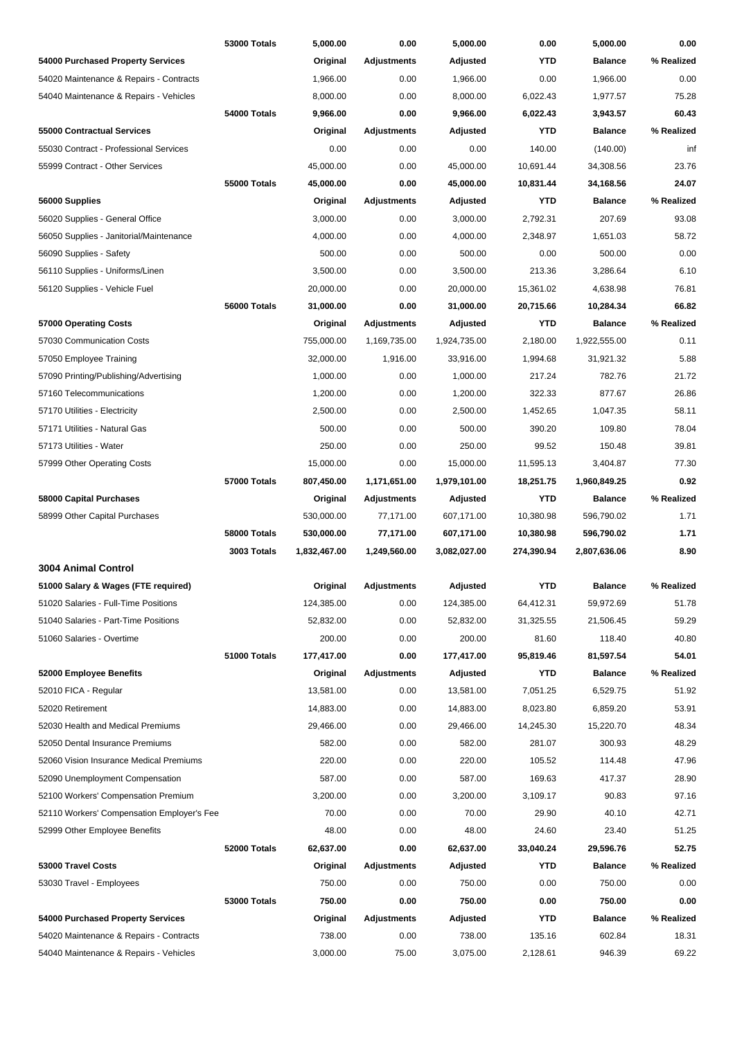| | | Original | Adjustments | Adjusted | YTD | Balance | % Realized |
|---|---|---|---|---|---|---|---|
| | **53000 Totals** | **5,000.00** | **0.00** | **5,000.00** | **0.00** | **5,000.00** | **0.00** |
| **54000 Purchased Property Services** | | **Original** | **Adjustments** | **Adjusted** | **YTD** | **Balance** | **% Realized** |
| 54020 Maintenance & Repairs - Contracts | | 1,966.00 | 0.00 | 1,966.00 | 0.00 | 1,966.00 | 0.00 |
| 54040 Maintenance & Repairs - Vehicles | | 8,000.00 | 0.00 | 8,000.00 | 6,022.43 | 1,977.57 | 75.28 |
| | **54000 Totals** | **9,966.00** | **0.00** | **9,966.00** | **6,022.43** | **3,943.57** | **60.43** |
| **55000 Contractual Services** | | **Original** | **Adjustments** | **Adjusted** | **YTD** | **Balance** | **% Realized** |
| 55030 Contract - Professional Services | | 0.00 | 0.00 | 0.00 | 140.00 | (140.00) | inf |
| 55999 Contract - Other Services | | 45,000.00 | 0.00 | 45,000.00 | 10,691.44 | 34,308.56 | 23.76 |
| | **55000 Totals** | **45,000.00** | **0.00** | **45,000.00** | **10,831.44** | **34,168.56** | **24.07** |
| **56000 Supplies** | | **Original** | **Adjustments** | **Adjusted** | **YTD** | **Balance** | **% Realized** |
| 56020 Supplies - General Office | | 3,000.00 | 0.00 | 3,000.00 | 2,792.31 | 207.69 | 93.08 |
| 56050 Supplies - Janitorial/Maintenance | | 4,000.00 | 0.00 | 4,000.00 | 2,348.97 | 1,651.03 | 58.72 |
| 56090 Supplies - Safety | | 500.00 | 0.00 | 500.00 | 0.00 | 500.00 | 0.00 |
| 56110 Supplies - Uniforms/Linen | | 3,500.00 | 0.00 | 3,500.00 | 213.36 | 3,286.64 | 6.10 |
| 56120 Supplies - Vehicle Fuel | | 20,000.00 | 0.00 | 20,000.00 | 15,361.02 | 4,638.98 | 76.81 |
| | **56000 Totals** | **31,000.00** | **0.00** | **31,000.00** | **20,715.66** | **10,284.34** | **66.82** |
| **57000 Operating Costs** | | **Original** | **Adjustments** | **Adjusted** | **YTD** | **Balance** | **% Realized** |
| 57030 Communication Costs | | 755,000.00 | 1,169,735.00 | 1,924,735.00 | 2,180.00 | 1,922,555.00 | 0.11 |
| 57050 Employee Training | | 32,000.00 | 1,916.00 | 33,916.00 | 1,994.68 | 31,921.32 | 5.88 |
| 57090 Printing/Publishing/Advertising | | 1,000.00 | 0.00 | 1,000.00 | 217.24 | 782.76 | 21.72 |
| 57160 Telecommunications | | 1,200.00 | 0.00 | 1,200.00 | 322.33 | 877.67 | 26.86 |
| 57170 Utilities - Electricity | | 2,500.00 | 0.00 | 2,500.00 | 1,452.65 | 1,047.35 | 58.11 |
| 57171 Utilities - Natural Gas | | 500.00 | 0.00 | 500.00 | 390.20 | 109.80 | 78.04 |
| 57173 Utilities - Water | | 250.00 | 0.00 | 250.00 | 99.52 | 150.48 | 39.81 |
| 57999 Other Operating Costs | | 15,000.00 | 0.00 | 15,000.00 | 11,595.13 | 3,404.87 | 77.30 |
| | **57000 Totals** | **807,450.00** | **1,171,651.00** | **1,979,101.00** | **18,251.75** | **1,960,849.25** | **0.92** |
| **58000 Capital Purchases** | | **Original** | **Adjustments** | **Adjusted** | **YTD** | **Balance** | **% Realized** |
| 58999 Other Capital Purchases | | 530,000.00 | 77,171.00 | 607,171.00 | 10,380.98 | 596,790.02 | 1.71 |
| | **58000 Totals** | **530,000.00** | **77,171.00** | **607,171.00** | **10,380.98** | **596,790.02** | **1.71** |
| | **3003 Totals** | **1,832,467.00** | **1,249,560.00** | **3,082,027.00** | **274,390.94** | **2,807,636.06** | **8.90** |

### 3004 Animal Control

| | | Original | Adjustments | Adjusted | YTD | Balance | % Realized |
|---|---|---|---|---|---|---|---|
| **51000 Salary & Wages (FTE required)** | | **Original** | **Adjustments** | **Adjusted** | **YTD** | **Balance** | **% Realized** |
| 51020 Salaries - Full-Time Positions | | 124,385.00 | 0.00 | 124,385.00 | 64,412.31 | 59,972.69 | 51.78 |
| 51040 Salaries - Part-Time Positions | | 52,832.00 | 0.00 | 52,832.00 | 31,325.55 | 21,506.45 | 59.29 |
| 51060 Salaries - Overtime | | 200.00 | 0.00 | 200.00 | 81.60 | 118.40 | 40.80 |
| | **51000 Totals** | **177,417.00** | **0.00** | **177,417.00** | **95,819.46** | **81,597.54** | **54.01** |
| **52000 Employee Benefits** | | **Original** | **Adjustments** | **Adjusted** | **YTD** | **Balance** | **% Realized** |
| 52010 FICA - Regular | | 13,581.00 | 0.00 | 13,581.00 | 7,051.25 | 6,529.75 | 51.92 |
| 52020 Retirement | | 14,883.00 | 0.00 | 14,883.00 | 8,023.80 | 6,859.20 | 53.91 |
| 52030 Health and Medical Premiums | | 29,466.00 | 0.00 | 29,466.00 | 14,245.30 | 15,220.70 | 48.34 |
| 52050 Dental Insurance Premiums | | 582.00 | 0.00 | 582.00 | 281.07 | 300.93 | 48.29 |
| 52060 Vision Insurance Medical Premiums | | 220.00 | 0.00 | 220.00 | 105.52 | 114.48 | 47.96 |
| 52090 Unemployment Compensation | | 587.00 | 0.00 | 587.00 | 169.63 | 417.37 | 28.90 |
| 52100 Workers' Compensation Premium | | 3,200.00 | 0.00 | 3,200.00 | 3,109.17 | 90.83 | 97.16 |
| 52110 Workers' Compensation Employer's Fee | | 70.00 | 0.00 | 70.00 | 29.90 | 40.10 | 42.71 |
| 52999 Other Employee Benefits | | 48.00 | 0.00 | 48.00 | 24.60 | 23.40 | 51.25 |
| | **52000 Totals** | **62,637.00** | **0.00** | **62,637.00** | **33,040.24** | **29,596.76** | **52.75** |
| **53000 Travel Costs** | | **Original** | **Adjustments** | **Adjusted** | **YTD** | **Balance** | **% Realized** |
| 53030 Travel - Employees | | 750.00 | 0.00 | 750.00 | 0.00 | 750.00 | 0.00 |
| | **53000 Totals** | **750.00** | **0.00** | **750.00** | **0.00** | **750.00** | **0.00** |
| **54000 Purchased Property Services** | | **Original** | **Adjustments** | **Adjusted** | **YTD** | **Balance** | **% Realized** |
| 54020 Maintenance & Repairs - Contracts | | 738.00 | 0.00 | 738.00 | 135.16 | 602.84 | 18.31 |
| 54040 Maintenance & Repairs - Vehicles | | 3,000.00 | 75.00 | 3,075.00 | 2,128.61 | 946.39 | 69.22 |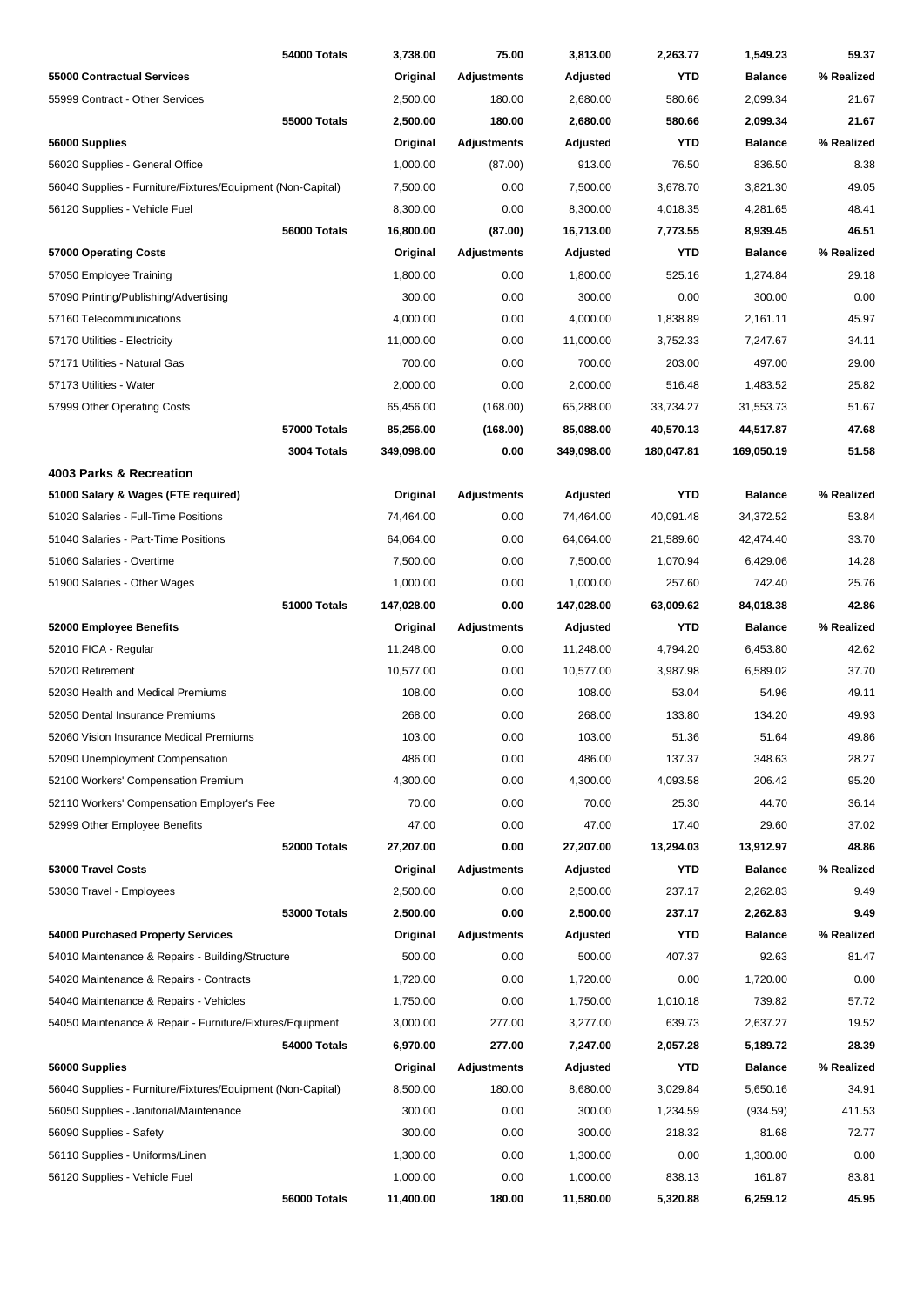| | Original | Adjustments | Adjusted | YTD | Balance | % Realized |
|---|---|---|---|---|---|---|
| 54000 Totals | 3,738.00 | 75.00 | 3,813.00 | 2,263.77 | 1,549.23 | 59.37 |
| **55000 Contractual Services** | **Original** | **Adjustments** | **Adjusted** | **YTD** | **Balance** | **% Realized** |
| 55999 Contract - Other Services | 2,500.00 | 180.00 | 2,680.00 | 580.66 | 2,099.34 | 21.67 |
| 55000 Totals | 2,500.00 | 180.00 | 2,680.00 | 580.66 | 2,099.34 | 21.67 |
| **56000 Supplies** | **Original** | **Adjustments** | **Adjusted** | **YTD** | **Balance** | **% Realized** |
| 56020 Supplies - General Office | 1,000.00 | (87.00) | 913.00 | 76.50 | 836.50 | 8.38 |
| 56040 Supplies - Furniture/Fixtures/Equipment (Non-Capital) | 7,500.00 | 0.00 | 7,500.00 | 3,678.70 | 3,821.30 | 49.05 |
| 56120 Supplies - Vehicle Fuel | 8,300.00 | 0.00 | 8,300.00 | 4,018.35 | 4,281.65 | 48.41 |
| 56000 Totals | 16,800.00 | (87.00) | 16,713.00 | 7,773.55 | 8,939.45 | 46.51 |
| **57000 Operating Costs** | **Original** | **Adjustments** | **Adjusted** | **YTD** | **Balance** | **% Realized** |
| 57050 Employee Training | 1,800.00 | 0.00 | 1,800.00 | 525.16 | 1,274.84 | 29.18 |
| 57090 Printing/Publishing/Advertising | 300.00 | 0.00 | 300.00 | 0.00 | 300.00 | 0.00 |
| 57160 Telecommunications | 4,000.00 | 0.00 | 4,000.00 | 1,838.89 | 2,161.11 | 45.97 |
| 57170 Utilities - Electricity | 11,000.00 | 0.00 | 11,000.00 | 3,752.33 | 7,247.67 | 34.11 |
| 57171 Utilities - Natural Gas | 700.00 | 0.00 | 700.00 | 203.00 | 497.00 | 29.00 |
| 57173 Utilities - Water | 2,000.00 | 0.00 | 2,000.00 | 516.48 | 1,483.52 | 25.82 |
| 57999 Other Operating Costs | 65,456.00 | (168.00) | 65,288.00 | 33,734.27 | 31,553.73 | 51.67 |
| 57000 Totals | 85,256.00 | (168.00) | 85,088.00 | 40,570.13 | 44,517.87 | 47.68 |
| 3004 Totals | 349,098.00 | 0.00 | 349,098.00 | 180,047.81 | 169,050.19 | 51.58 |

### 4003 Parks & Recreation

| 51000 Salary & Wages (FTE required) | Original | Adjustments | Adjusted | YTD | Balance | % Realized |
|---|---|---|---|---|---|---|
| 51020 Salaries - Full-Time Positions | 74,464.00 | 0.00 | 74,464.00 | 40,091.48 | 34,372.52 | 53.84 |
| 51040 Salaries - Part-Time Positions | 64,064.00 | 0.00 | 64,064.00 | 21,589.60 | 42,474.40 | 33.70 |
| 51060 Salaries - Overtime | 7,500.00 | 0.00 | 7,500.00 | 1,070.94 | 6,429.06 | 14.28 |
| 51900 Salaries - Other Wages | 1,000.00 | 0.00 | 1,000.00 | 257.60 | 742.40 | 25.76 |
| 51000 Totals | 147,028.00 | 0.00 | 147,028.00 | 63,009.62 | 84,018.38 | 42.86 |
| **52000 Employee Benefits** | **Original** | **Adjustments** | **Adjusted** | **YTD** | **Balance** | **% Realized** |
| 52010 FICA - Regular | 11,248.00 | 0.00 | 11,248.00 | 4,794.20 | 6,453.80 | 42.62 |
| 52020 Retirement | 10,577.00 | 0.00 | 10,577.00 | 3,987.98 | 6,589.02 | 37.70 |
| 52030 Health and Medical Premiums | 108.00 | 0.00 | 108.00 | 53.04 | 54.96 | 49.11 |
| 52050 Dental Insurance Premiums | 268.00 | 0.00 | 268.00 | 133.80 | 134.20 | 49.93 |
| 52060 Vision Insurance Medical Premiums | 103.00 | 0.00 | 103.00 | 51.36 | 51.64 | 49.86 |
| 52090 Unemployment Compensation | 486.00 | 0.00 | 486.00 | 137.37 | 348.63 | 28.27 |
| 52100 Workers' Compensation Premium | 4,300.00 | 0.00 | 4,300.00 | 4,093.58 | 206.42 | 95.20 |
| 52110 Workers' Compensation Employer's Fee | 70.00 | 0.00 | 70.00 | 25.30 | 44.70 | 36.14 |
| 52999 Other Employee Benefits | 47.00 | 0.00 | 47.00 | 17.40 | 29.60 | 37.02 |
| 52000 Totals | 27,207.00 | 0.00 | 27,207.00 | 13,294.03 | 13,912.97 | 48.86 |
| **53000 Travel Costs** | **Original** | **Adjustments** | **Adjusted** | **YTD** | **Balance** | **% Realized** |
| 53030 Travel - Employees | 2,500.00 | 0.00 | 2,500.00 | 237.17 | 2,262.83 | 9.49 |
| 53000 Totals | 2,500.00 | 0.00 | 2,500.00 | 237.17 | 2,262.83 | 9.49 |
| **54000 Purchased Property Services** | **Original** | **Adjustments** | **Adjusted** | **YTD** | **Balance** | **% Realized** |
| 54010 Maintenance & Repairs - Building/Structure | 500.00 | 0.00 | 500.00 | 407.37 | 92.63 | 81.47 |
| 54020 Maintenance & Repairs - Contracts | 1,720.00 | 0.00 | 1,720.00 | 0.00 | 1,720.00 | 0.00 |
| 54040 Maintenance & Repairs - Vehicles | 1,750.00 | 0.00 | 1,750.00 | 1,010.18 | 739.82 | 57.72 |
| 54050 Maintenance & Repair - Furniture/Fixtures/Equipment | 3,000.00 | 277.00 | 3,277.00 | 639.73 | 2,637.27 | 19.52 |
| 54000 Totals | 6,970.00 | 277.00 | 7,247.00 | 2,057.28 | 5,189.72 | 28.39 |
| **56000 Supplies** | **Original** | **Adjustments** | **Adjusted** | **YTD** | **Balance** | **% Realized** |
| 56040 Supplies - Furniture/Fixtures/Equipment (Non-Capital) | 8,500.00 | 180.00 | 8,680.00 | 3,029.84 | 5,650.16 | 34.91 |
| 56050 Supplies - Janitorial/Maintenance | 300.00 | 0.00 | 300.00 | 1,234.59 | (934.59) | 411.53 |
| 56090 Supplies - Safety | 300.00 | 0.00 | 300.00 | 218.32 | 81.68 | 72.77 |
| 56110 Supplies - Uniforms/Linen | 1,300.00 | 0.00 | 1,300.00 | 0.00 | 1,300.00 | 0.00 |
| 56120 Supplies - Vehicle Fuel | 1,000.00 | 0.00 | 1,000.00 | 838.13 | 161.87 | 83.81 |
| 56000 Totals | 11,400.00 | 180.00 | 11,580.00 | 5,320.88 | 6,259.12 | 45.95 |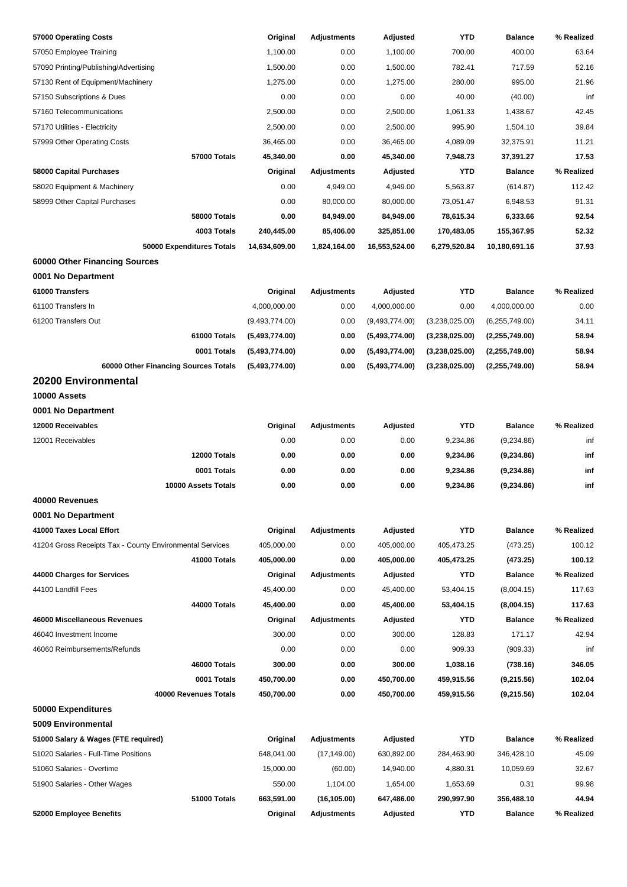| 57000 Operating Costs | Original | Adjustments | Adjusted | YTD | Balance | % Realized |
|---|---|---|---|---|---|---|
| 57050 Employee Training | 1,100.00 | 0.00 | 1,100.00 | 700.00 | 400.00 | 63.64 |
| 57090 Printing/Publishing/Advertising | 1,500.00 | 0.00 | 1,500.00 | 782.41 | 717.59 | 52.16 |
| 57130 Rent of Equipment/Machinery | 1,275.00 | 0.00 | 1,275.00 | 280.00 | 995.00 | 21.96 |
| 57150 Subscriptions & Dues | 0.00 | 0.00 | 0.00 | 40.00 | (40.00) | inf |
| 57160 Telecommunications | 2,500.00 | 0.00 | 2,500.00 | 1,061.33 | 1,438.67 | 42.45 |
| 57170 Utilities - Electricity | 2,500.00 | 0.00 | 2,500.00 | 995.90 | 1,504.10 | 39.84 |
| 57999 Other Operating Costs | 36,465.00 | 0.00 | 36,465.00 | 4,089.09 | 32,375.91 | 11.21 |
| **57000 Totals** | **45,340.00** | **0.00** | **45,340.00** | **7,948.73** | **37,391.27** | **17.53** |
| **58000 Capital Purchases** | **Original** | **Adjustments** | **Adjusted** | **YTD** | **Balance** | **% Realized** |
| 58020 Equipment & Machinery | 0.00 | 4,949.00 | 4,949.00 | 5,563.87 | (614.87) | 112.42 |
| 58999 Other Capital Purchases | 0.00 | 80,000.00 | 80,000.00 | 73,051.47 | 6,948.53 | 91.31 |
| **58000 Totals** | **0.00** | **84,949.00** | **84,949.00** | **78,615.34** | **6,333.66** | **92.54** |
| **4003 Totals** | **240,445.00** | **85,406.00** | **325,851.00** | **170,483.05** | **155,367.95** | **52.32** |
| **50000 Expenditures Totals** | **14,634,609.00** | **1,824,164.00** | **16,553,524.00** | **6,279,520.84** | **10,180,691.16** | **37.93** |

### 60000 Other Financing Sources

#### 0001 No Department

| 61000 Transfers | Original | Adjustments | Adjusted | YTD | Balance | % Realized |
|---|---|---|---|---|---|---|
| 61100 Transfers In | 4,000,000.00 | 0.00 | 4,000,000.00 | 0.00 | 4,000,000.00 | 0.00 |
| 61200 Transfers Out | (9,493,774.00) | 0.00 | (9,493,774.00) | (3,238,025.00) | (6,255,749.00) | 34.11 |
| **61000 Totals** | **(5,493,774.00)** | **0.00** | **(5,493,774.00)** | **(3,238,025.00)** | **(2,255,749.00)** | **58.94** |
| **0001 Totals** | **(5,493,774.00)** | **0.00** | **(5,493,774.00)** | **(3,238,025.00)** | **(2,255,749.00)** | **58.94** |
| **60000 Other Financing Sources Totals** | **(5,493,774.00)** | **0.00** | **(5,493,774.00)** | **(3,238,025.00)** | **(2,255,749.00)** | **58.94** |

## 20200 Environmental

### 10000 Assets

#### 0001 No Department

| 12000 Receivables | Original | Adjustments | Adjusted | YTD | Balance | % Realized |
|---|---|---|---|---|---|---|
| 12001 Receivables | 0.00 | 0.00 | 0.00 | 9,234.86 | (9,234.86) | inf |
| **12000 Totals** | **0.00** | **0.00** | **0.00** | **9,234.86** | **(9,234.86)** | **inf** |
| **0001 Totals** | **0.00** | **0.00** | **0.00** | **9,234.86** | **(9,234.86)** | **inf** |
| **10000 Assets Totals** | **0.00** | **0.00** | **0.00** | **9,234.86** | **(9,234.86)** | **inf** |

### 40000 Revenues

#### 0001 No Department

| 41000 Taxes Local Effort | Original | Adjustments | Adjusted | YTD | Balance | % Realized |
|---|---|---|---|---|---|---|
| 41204 Gross Receipts Tax - County Environmental Services | 405,000.00 | 0.00 | 405,000.00 | 405,473.25 | (473.25) | 100.12 |
| **41000 Totals** | **405,000.00** | **0.00** | **405,000.00** | **405,473.25** | **(473.25)** | **100.12** |
| **44000 Charges for Services** | **Original** | **Adjustments** | **Adjusted** | **YTD** | **Balance** | **% Realized** |
| 44100 Landfill Fees | 45,400.00 | 0.00 | 45,400.00 | 53,404.15 | (8,004.15) | 117.63 |
| **44000 Totals** | **45,400.00** | **0.00** | **45,400.00** | **53,404.15** | **(8,004.15)** | **117.63** |
| **46000 Miscellaneous Revenues** | **Original** | **Adjustments** | **Adjusted** | **YTD** | **Balance** | **% Realized** |
| 46040 Investment Income | 300.00 | 0.00 | 300.00 | 128.83 | 171.17 | 42.94 |
| 46060 Reimbursements/Refunds | 0.00 | 0.00 | 0.00 | 909.33 | (909.33) | inf |
| **46000 Totals** | **300.00** | **0.00** | **300.00** | **1,038.16** | **(738.16)** | **346.05** |
| **0001 Totals** | **450,700.00** | **0.00** | **450,700.00** | **459,915.56** | **(9,215.56)** | **102.04** |
| **40000 Revenues Totals** | **450,700.00** | **0.00** | **450,700.00** | **459,915.56** | **(9,215.56)** | **102.04** |

### 50000 Expenditures

#### 5009 Environmental

| 51000 Salary & Wages (FTE required) | Original | Adjustments | Adjusted | YTD | Balance | % Realized |
|---|---|---|---|---|---|---|
| 51020 Salaries - Full-Time Positions | 648,041.00 | (17,149.00) | 630,892.00 | 284,463.90 | 346,428.10 | 45.09 |
| 51060 Salaries - Overtime | 15,000.00 | (60.00) | 14,940.00 | 4,880.31 | 10,059.69 | 32.67 |
| 51900 Salaries - Other Wages | 550.00 | 1,104.00 | 1,654.00 | 1,653.69 | 0.31 | 99.98 |
| **51000 Totals** | **663,591.00** | **(16,105.00)** | **647,486.00** | **290,997.90** | **356,488.10** | **44.94** |
| **52000 Employee Benefits** | **Original** | **Adjustments** | **Adjusted** | **YTD** | **Balance** | **% Realized** |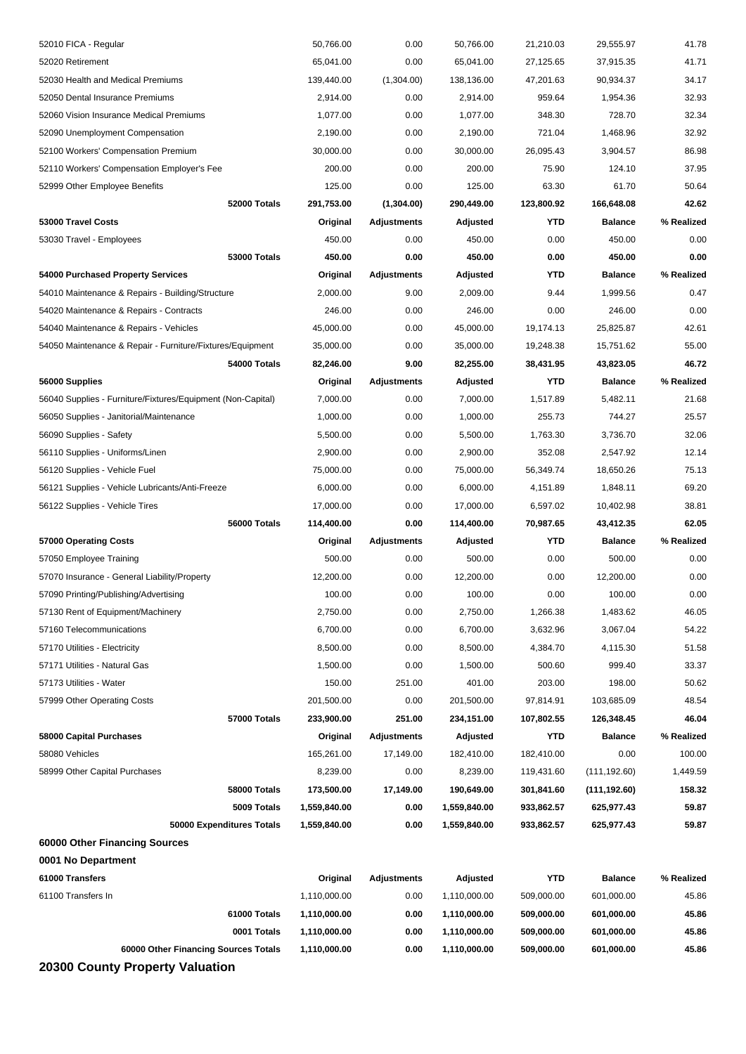| | | | | | | |
|---|---|---|---|---|---|---|
| 52010 FICA - Regular | 50,766.00 | 0.00 | 50,766.00 | 21,210.03 | 29,555.97 | 41.78 |
| 52020 Retirement | 65,041.00 | 0.00 | 65,041.00 | 27,125.65 | 37,915.35 | 41.71 |
| 52030 Health and Medical Premiums | 139,440.00 | (1,304.00) | 138,136.00 | 47,201.63 | 90,934.37 | 34.17 |
| 52050 Dental Insurance Premiums | 2,914.00 | 0.00 | 2,914.00 | 959.64 | 1,954.36 | 32.93 |
| 52060 Vision Insurance Medical Premiums | 1,077.00 | 0.00 | 1,077.00 | 348.30 | 728.70 | 32.34 |
| 52090 Unemployment Compensation | 2,190.00 | 0.00 | 2,190.00 | 721.04 | 1,468.96 | 32.92 |
| 52100 Workers' Compensation Premium | 30,000.00 | 0.00 | 30,000.00 | 26,095.43 | 3,904.57 | 86.98 |
| 52110 Workers' Compensation Employer's Fee | 200.00 | 0.00 | 200.00 | 75.90 | 124.10 | 37.95 |
| 52999 Other Employee Benefits | 125.00 | 0.00 | 125.00 | 63.30 | 61.70 | 50.64 |
| **52000 Totals** | **291,753.00** | **(1,304.00)** | **290,449.00** | **123,800.92** | **166,648.08** | **42.62** |
| **53000 Travel Costs** | **Original** | **Adjustments** | **Adjusted** | **YTD** | **Balance** | **% Realized** |
| 53030 Travel - Employees | 450.00 | 0.00 | 450.00 | 0.00 | 450.00 | 0.00 |
| **53000 Totals** | **450.00** | **0.00** | **450.00** | **0.00** | **450.00** | **0.00** |
| **54000 Purchased Property Services** | **Original** | **Adjustments** | **Adjusted** | **YTD** | **Balance** | **% Realized** |
| 54010 Maintenance & Repairs - Building/Structure | 2,000.00 | 9.00 | 2,009.00 | 9.44 | 1,999.56 | 0.47 |
| 54020 Maintenance & Repairs - Contracts | 246.00 | 0.00 | 246.00 | 0.00 | 246.00 | 0.00 |
| 54040 Maintenance & Repairs - Vehicles | 45,000.00 | 0.00 | 45,000.00 | 19,174.13 | 25,825.87 | 42.61 |
| 54050 Maintenance & Repair - Furniture/Fixtures/Equipment | 35,000.00 | 0.00 | 35,000.00 | 19,248.38 | 15,751.62 | 55.00 |
| **54000 Totals** | **82,246.00** | **9.00** | **82,255.00** | **38,431.95** | **43,823.05** | **46.72** |
| **56000 Supplies** | **Original** | **Adjustments** | **Adjusted** | **YTD** | **Balance** | **% Realized** |
| 56040 Supplies - Furniture/Fixtures/Equipment (Non-Capital) | 7,000.00 | 0.00 | 7,000.00 | 1,517.89 | 5,482.11 | 21.68 |
| 56050 Supplies - Janitorial/Maintenance | 1,000.00 | 0.00 | 1,000.00 | 255.73 | 744.27 | 25.57 |
| 56090 Supplies - Safety | 5,500.00 | 0.00 | 5,500.00 | 1,763.30 | 3,736.70 | 32.06 |
| 56110 Supplies - Uniforms/Linen | 2,900.00 | 0.00 | 2,900.00 | 352.08 | 2,547.92 | 12.14 |
| 56120 Supplies - Vehicle Fuel | 75,000.00 | 0.00 | 75,000.00 | 56,349.74 | 18,650.26 | 75.13 |
| 56121 Supplies - Vehicle Lubricants/Anti-Freeze | 6,000.00 | 0.00 | 6,000.00 | 4,151.89 | 1,848.11 | 69.20 |
| 56122 Supplies - Vehicle Tires | 17,000.00 | 0.00 | 17,000.00 | 6,597.02 | 10,402.98 | 38.81 |
| **56000 Totals** | **114,400.00** | **0.00** | **114,400.00** | **70,987.65** | **43,412.35** | **62.05** |
| **57000 Operating Costs** | **Original** | **Adjustments** | **Adjusted** | **YTD** | **Balance** | **% Realized** |
| 57050 Employee Training | 500.00 | 0.00 | 500.00 | 0.00 | 500.00 | 0.00 |
| 57070 Insurance - General Liability/Property | 12,200.00 | 0.00 | 12,200.00 | 0.00 | 12,200.00 | 0.00 |
| 57090 Printing/Publishing/Advertising | 100.00 | 0.00 | 100.00 | 0.00 | 100.00 | 0.00 |
| 57130 Rent of Equipment/Machinery | 2,750.00 | 0.00 | 2,750.00 | 1,266.38 | 1,483.62 | 46.05 |
| 57160 Telecommunications | 6,700.00 | 0.00 | 6,700.00 | 3,632.96 | 3,067.04 | 54.22 |
| 57170 Utilities - Electricity | 8,500.00 | 0.00 | 8,500.00 | 4,384.70 | 4,115.30 | 51.58 |
| 57171 Utilities - Natural Gas | 1,500.00 | 0.00 | 1,500.00 | 500.60 | 999.40 | 33.37 |
| 57173 Utilities - Water | 150.00 | 251.00 | 401.00 | 203.00 | 198.00 | 50.62 |
| 57999 Other Operating Costs | 201,500.00 | 0.00 | 201,500.00 | 97,814.91 | 103,685.09 | 48.54 |
| **57000 Totals** | **233,900.00** | **251.00** | **234,151.00** | **107,802.55** | **126,348.45** | **46.04** |
| **58000 Capital Purchases** | **Original** | **Adjustments** | **Adjusted** | **YTD** | **Balance** | **% Realized** |
| 58080 Vehicles | 165,261.00 | 17,149.00 | 182,410.00 | 182,410.00 | 0.00 | 100.00 |
| 58999 Other Capital Purchases | 8,239.00 | 0.00 | 8,239.00 | 119,431.60 | (111,192.60) | 1,449.59 |
| **58000 Totals** | **173,500.00** | **17,149.00** | **190,649.00** | **301,841.60** | **(111,192.60)** | **158.32** |
| **5009 Totals** | **1,559,840.00** | **0.00** | **1,559,840.00** | **933,862.57** | **625,977.43** | **59.87** |
| **50000 Expenditures Totals** | **1,559,840.00** | **0.00** | **1,559,840.00** | **933,862.57** | **625,977.43** | **59.87** |

**60000 Other Financing Sources**

**0001 No Department**

| **61000 Transfers** | **Original** | **Adjustments** | **Adjusted** | **YTD** | **Balance** | **% Realized** |
|---|---|---|---|---|---|---|
| 61100 Transfers In | 1,110,000.00 | 0.00 | 1,110,000.00 | 509,000.00 | 601,000.00 | 45.86 |
| **61000 Totals** | **1,110,000.00** | **0.00** | **1,110,000.00** | **509,000.00** | **601,000.00** | **45.86** |
| **0001 Totals** | **1,110,000.00** | **0.00** | **1,110,000.00** | **509,000.00** | **601,000.00** | **45.86** |
| **60000 Other Financing Sources Totals** | **1,110,000.00** | **0.00** | **1,110,000.00** | **509,000.00** | **601,000.00** | **45.86** |

## 20300 County Property Valuation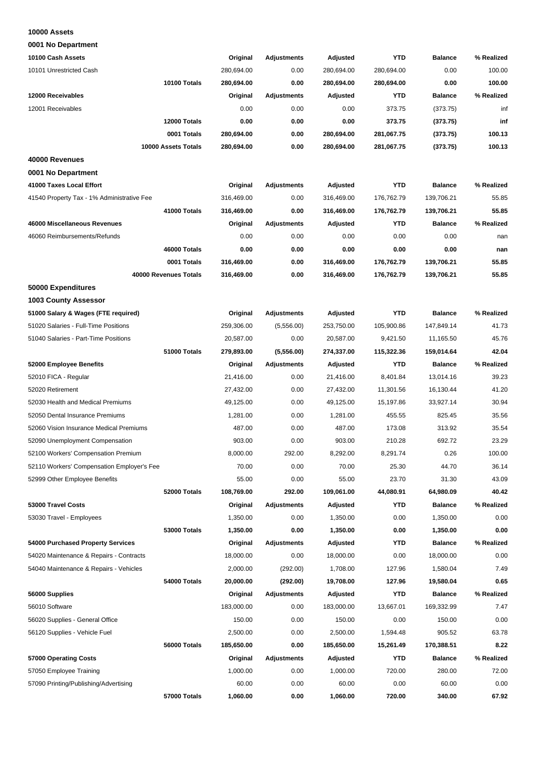## 10000 Assets

### 0001 No Department

| 10100 Cash Assets | Original | Adjustments | Adjusted | YTD | Balance | % Realized |
|---|---|---|---|---|---|---|
| 10101 Unrestricted Cash | 280,694.00 | 0.00 | 280,694.00 | 280,694.00 | 0.00 | 100.00 |
| **10100 Totals** | **280,694.00** | **0.00** | **280,694.00** | **280,694.00** | **0.00** | **100.00** |
| **12000 Receivables** | **Original** | **Adjustments** | **Adjusted** | **YTD** | **Balance** | **% Realized** |
| 12001 Receivables | 0.00 | 0.00 | 0.00 | 373.75 | (373.75) | inf |
| **12000 Totals** | **0.00** | **0.00** | **0.00** | **373.75** | **(373.75)** | **inf** |
| **0001 Totals** | **280,694.00** | **0.00** | **280,694.00** | **281,067.75** | **(373.75)** | **100.13** |
| **10000 Assets Totals** | **280,694.00** | **0.00** | **280,694.00** | **281,067.75** | **(373.75)** | **100.13** |

## 40000 Revenues

### 0001 No Department

| 41000 Taxes Local Effort | Original | Adjustments | Adjusted | YTD | Balance | % Realized |
|---|---|---|---|---|---|---|
| 41540 Property Tax - 1% Administrative Fee | 316,469.00 | 0.00 | 316,469.00 | 176,762.79 | 139,706.21 | 55.85 |
| **41000 Totals** | **316,469.00** | **0.00** | **316,469.00** | **176,762.79** | **139,706.21** | **55.85** |
| **46000 Miscellaneous Revenues** | **Original** | **Adjustments** | **Adjusted** | **YTD** | **Balance** | **% Realized** |
| 46060 Reimbursements/Refunds | 0.00 | 0.00 | 0.00 | 0.00 | 0.00 | nan |
| **46000 Totals** | **0.00** | **0.00** | **0.00** | **0.00** | **0.00** | **nan** |
| **0001 Totals** | **316,469.00** | **0.00** | **316,469.00** | **176,762.79** | **139,706.21** | **55.85** |
| **40000 Revenues Totals** | **316,469.00** | **0.00** | **316,469.00** | **176,762.79** | **139,706.21** | **55.85** |

## 50000 Expenditures

### 1003 County Assessor

| 51000 Salary & Wages (FTE required) | Original | Adjustments | Adjusted | YTD | Balance | % Realized |
|---|---|---|---|---|---|---|
| 51020 Salaries - Full-Time Positions | 259,306.00 | (5,556.00) | 253,750.00 | 105,900.86 | 147,849.14 | 41.73 |
| 51040 Salaries - Part-Time Positions | 20,587.00 | 0.00 | 20,587.00 | 9,421.50 | 11,165.50 | 45.76 |
| **51000 Totals** | **279,893.00** | **(5,556.00)** | **274,337.00** | **115,322.36** | **159,014.64** | **42.04** |
| **52000 Employee Benefits** | **Original** | **Adjustments** | **Adjusted** | **YTD** | **Balance** | **% Realized** |
| 52010 FICA - Regular | 21,416.00 | 0.00 | 21,416.00 | 8,401.84 | 13,014.16 | 39.23 |
| 52020 Retirement | 27,432.00 | 0.00 | 27,432.00 | 11,301.56 | 16,130.44 | 41.20 |
| 52030 Health and Medical Premiums | 49,125.00 | 0.00 | 49,125.00 | 15,197.86 | 33,927.14 | 30.94 |
| 52050 Dental Insurance Premiums | 1,281.00 | 0.00 | 1,281.00 | 455.55 | 825.45 | 35.56 |
| 52060 Vision Insurance Medical Premiums | 487.00 | 0.00 | 487.00 | 173.08 | 313.92 | 35.54 |
| 52090 Unemployment Compensation | 903.00 | 0.00 | 903.00 | 210.28 | 692.72 | 23.29 |
| 52100 Workers' Compensation Premium | 8,000.00 | 292.00 | 8,292.00 | 8,291.74 | 0.26 | 100.00 |
| 52110 Workers' Compensation Employer's Fee | 70.00 | 0.00 | 70.00 | 25.30 | 44.70 | 36.14 |
| 52999 Other Employee Benefits | 55.00 | 0.00 | 55.00 | 23.70 | 31.30 | 43.09 |
| **52000 Totals** | **108,769.00** | **292.00** | **109,061.00** | **44,080.91** | **64,980.09** | **40.42** |
| **53000 Travel Costs** | **Original** | **Adjustments** | **Adjusted** | **YTD** | **Balance** | **% Realized** |
| 53030 Travel - Employees | 1,350.00 | 0.00 | 1,350.00 | 0.00 | 1,350.00 | 0.00 |
| **53000 Totals** | **1,350.00** | **0.00** | **1,350.00** | **0.00** | **1,350.00** | **0.00** |
| **54000 Purchased Property Services** | **Original** | **Adjustments** | **Adjusted** | **YTD** | **Balance** | **% Realized** |
| 54020 Maintenance & Repairs - Contracts | 18,000.00 | 0.00 | 18,000.00 | 0.00 | 18,000.00 | 0.00 |
| 54040 Maintenance & Repairs - Vehicles | 2,000.00 | (292.00) | 1,708.00 | 127.96 | 1,580.04 | 7.49 |
| **54000 Totals** | **20,000.00** | **(292.00)** | **19,708.00** | **127.96** | **19,580.04** | **0.65** |
| **56000 Supplies** | **Original** | **Adjustments** | **Adjusted** | **YTD** | **Balance** | **% Realized** |
| 56010 Software | 183,000.00 | 0.00 | 183,000.00 | 13,667.01 | 169,332.99 | 7.47 |
| 56020 Supplies - General Office | 150.00 | 0.00 | 150.00 | 0.00 | 150.00 | 0.00 |
| 56120 Supplies - Vehicle Fuel | 2,500.00 | 0.00 | 2,500.00 | 1,594.48 | 905.52 | 63.78 |
| **56000 Totals** | **185,650.00** | **0.00** | **185,650.00** | **15,261.49** | **170,388.51** | **8.22** |
| **57000 Operating Costs** | **Original** | **Adjustments** | **Adjusted** | **YTD** | **Balance** | **% Realized** |
| 57050 Employee Training | 1,000.00 | 0.00 | 1,000.00 | 720.00 | 280.00 | 72.00 |
| 57090 Printing/Publishing/Advertising | 60.00 | 0.00 | 60.00 | 0.00 | 60.00 | 0.00 |
| **57000 Totals** | **1,060.00** | **0.00** | **1,060.00** | **720.00** | **340.00** | **67.92** |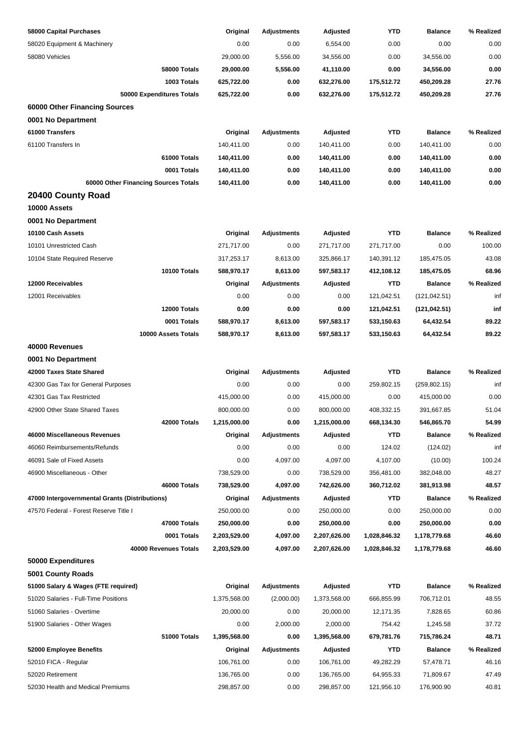| 58000 Capital Purchases | Original | Adjustments | Adjusted | YTD | Balance | % Realized |
|---|---|---|---|---|---|---|
| 58020 Equipment & Machinery | 0.00 | 0.00 | 6,554.00 | 0.00 | 0.00 | 0.00 |
| 58080 Vehicles | 29,000.00 | 5,556.00 | 34,556.00 | 0.00 | 34,556.00 | 0.00 |
| **58000 Totals** | **29,000.00** | **5,556.00** | **41,110.00** | **0.00** | **34,556.00** | **0.00** |
| **1003 Totals** | **625,722.00** | **0.00** | **632,276.00** | **175,512.72** | **450,209.28** | **27.76** |
| **50000 Expenditures Totals** | **625,722.00** | **0.00** | **632,276.00** | **175,512.72** | **450,209.28** | **27.76** |

**60000 Other Financing Sources**

**0001 No Department**

| 61000 Transfers | Original | Adjustments | Adjusted | YTD | Balance | % Realized |
|---|---|---|---|---|---|---|
| 61100 Transfers In | 140,411.00 | 0.00 | 140,411.00 | 0.00 | 140,411.00 | 0.00 |
| **61000 Totals** | **140,411.00** | **0.00** | **140,411.00** | **0.00** | **140,411.00** | **0.00** |
| **0001 Totals** | **140,411.00** | **0.00** | **140,411.00** | **0.00** | **140,411.00** | **0.00** |
| **60000 Other Financing Sources Totals** | **140,411.00** | **0.00** | **140,411.00** | **0.00** | **140,411.00** | **0.00** |

## 20400 County Road

**10000 Assets**

**0001 No Department**

| 10100 Cash Assets | Original | Adjustments | Adjusted | YTD | Balance | % Realized |
|---|---|---|---|---|---|---|
| 10101 Unrestricted Cash | 271,717.00 | 0.00 | 271,717.00 | 271,717.00 | 0.00 | 100.00 |
| 10104 State Required Reserve | 317,253.17 | 8,613.00 | 325,866.17 | 140,391.12 | 185,475.05 | 43.08 |
| **10100 Totals** | **588,970.17** | **8,613.00** | **597,583.17** | **412,108.12** | **185,475.05** | **68.96** |
| **12000 Receivables** | **Original** | **Adjustments** | **Adjusted** | **YTD** | **Balance** | **% Realized** |
| 12001 Receivables | 0.00 | 0.00 | 0.00 | 121,042.51 | (121,042.51) | inf |
| **12000 Totals** | **0.00** | **0.00** | **0.00** | **121,042.51** | **(121,042.51)** | **inf** |
| **0001 Totals** | **588,970.17** | **8,613.00** | **597,583.17** | **533,150.63** | **64,432.54** | **89.22** |
| **10000 Assets Totals** | **588,970.17** | **8,613.00** | **597,583.17** | **533,150.63** | **64,432.54** | **89.22** |

**40000 Revenues**

**0001 No Department**

| 42000 Taxes State Shared | Original | Adjustments | Adjusted | YTD | Balance | % Realized |
|---|---|---|---|---|---|---|
| 42300 Gas Tax for General Purposes | 0.00 | 0.00 | 0.00 | 259,802.15 | (259,802.15) | inf |
| 42301 Gas Tax Restricted | 415,000.00 | 0.00 | 415,000.00 | 0.00 | 415,000.00 | 0.00 |
| 42900 Other State Shared Taxes | 800,000.00 | 0.00 | 800,000.00 | 408,332.15 | 391,667.85 | 51.04 |
| **42000 Totals** | **1,215,000.00** | **0.00** | **1,215,000.00** | **668,134.30** | **546,865.70** | **54.99** |
| **46000 Miscellaneous Revenues** | **Original** | **Adjustments** | **Adjusted** | **YTD** | **Balance** | **% Realized** |
| 46060 Reimbursements/Refunds | 0.00 | 0.00 | 0.00 | 124.02 | (124.02) | inf |
| 46091 Sale of Fixed Assets | 0.00 | 4,097.00 | 4,097.00 | 4,107.00 | (10.00) | 100.24 |
| 46900 Miscellaneous - Other | 738,529.00 | 0.00 | 738,529.00 | 356,481.00 | 382,048.00 | 48.27 |
| **46000 Totals** | **738,529.00** | **4,097.00** | **742,626.00** | **360,712.02** | **381,913.98** | **48.57** |
| **47000 Intergovernmental Grants (Distributions)** | **Original** | **Adjustments** | **Adjusted** | **YTD** | **Balance** | **% Realized** |
| 47570 Federal - Forest Reserve Title I | 250,000.00 | 0.00 | 250,000.00 | 0.00 | 250,000.00 | 0.00 |
| **47000 Totals** | **250,000.00** | **0.00** | **250,000.00** | **0.00** | **250,000.00** | **0.00** |
| **0001 Totals** | **2,203,529.00** | **4,097.00** | **2,207,626.00** | **1,028,846.32** | **1,178,779.68** | **46.60** |
| **40000 Revenues Totals** | **2,203,529.00** | **4,097.00** | **2,207,626.00** | **1,028,846.32** | **1,178,779.68** | **46.60** |

**50000 Expenditures**

**5001 County Roads**

| 51000 Salary & Wages (FTE required) | Original | Adjustments | Adjusted | YTD | Balance | % Realized |
|---|---|---|---|---|---|---|
| 51020 Salaries - Full-Time Positions | 1,375,568.00 | (2,000.00) | 1,373,568.00 | 666,855.99 | 706,712.01 | 48.55 |
| 51060 Salaries - Overtime | 20,000.00 | 0.00 | 20,000.00 | 12,171.35 | 7,828.65 | 60.86 |
| 51900 Salaries - Other Wages | 0.00 | 2,000.00 | 2,000.00 | 754.42 | 1,245.58 | 37.72 |
| **51000 Totals** | **1,395,568.00** | **0.00** | **1,395,568.00** | **679,781.76** | **715,786.24** | **48.71** |
| **52000 Employee Benefits** | **Original** | **Adjustments** | **Adjusted** | **YTD** | **Balance** | **% Realized** |
| 52010 FICA - Regular | 106,761.00 | 0.00 | 106,761.00 | 49,282.29 | 57,478.71 | 46.16 |
| 52020 Retirement | 136,765.00 | 0.00 | 136,765.00 | 64,955.33 | 71,809.67 | 47.49 |
| 52030 Health and Medical Premiums | 298,857.00 | 0.00 | 298,857.00 | 121,956.10 | 176,900.90 | 40.81 |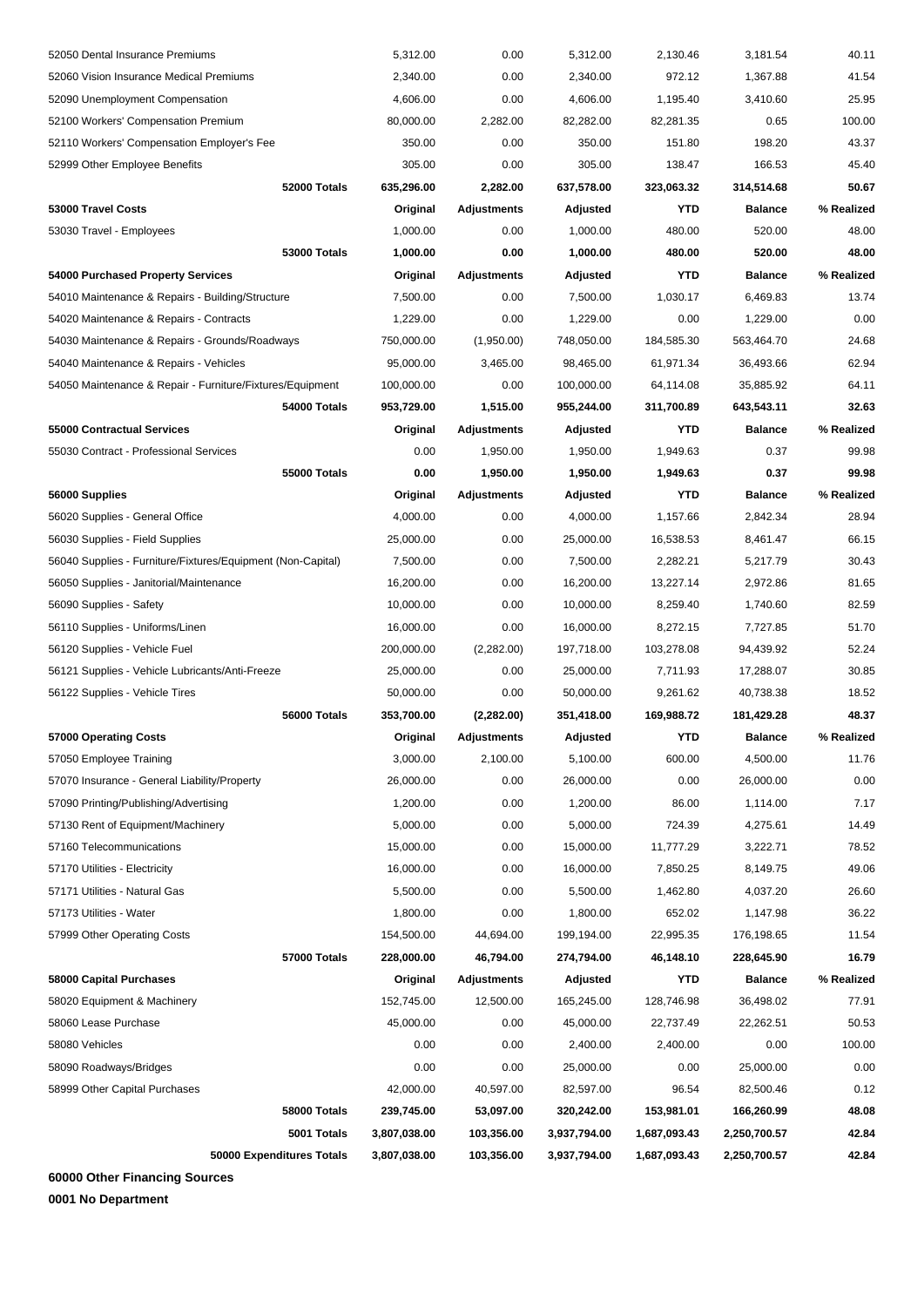| | | | | | | |
|---|---|---|---|---|---|---|
| 52050 Dental Insurance Premiums | 5,312.00 | 0.00 | 5,312.00 | 2,130.46 | 3,181.54 | 40.11 |
| 52060 Vision Insurance Medical Premiums | 2,340.00 | 0.00 | 2,340.00 | 972.12 | 1,367.88 | 41.54 |
| 52090 Unemployment Compensation | 4,606.00 | 0.00 | 4,606.00 | 1,195.40 | 3,410.60 | 25.95 |
| 52100 Workers' Compensation Premium | 80,000.00 | 2,282.00 | 82,282.00 | 82,281.35 | 0.65 | 100.00 |
| 52110 Workers' Compensation Employer's Fee | 350.00 | 0.00 | 350.00 | 151.80 | 198.20 | 43.37 |
| 52999 Other Employee Benefits | 305.00 | 0.00 | 305.00 | 138.47 | 166.53 | 45.40 |
| **52000 Totals** | **635,296.00** | **2,282.00** | **637,578.00** | **323,063.32** | **314,514.68** | **50.67** |
| **53000 Travel Costs** | **Original** | **Adjustments** | **Adjusted** | **YTD** | **Balance** | **% Realized** |
| 53030 Travel - Employees | 1,000.00 | 0.00 | 1,000.00 | 480.00 | 520.00 | 48.00 |
| **53000 Totals** | **1,000.00** | **0.00** | **1,000.00** | **480.00** | **520.00** | **48.00** |
| **54000 Purchased Property Services** | **Original** | **Adjustments** | **Adjusted** | **YTD** | **Balance** | **% Realized** |
| 54010 Maintenance & Repairs - Building/Structure | 7,500.00 | 0.00 | 7,500.00 | 1,030.17 | 6,469.83 | 13.74 |
| 54020 Maintenance & Repairs - Contracts | 1,229.00 | 0.00 | 1,229.00 | 0.00 | 1,229.00 | 0.00 |
| 54030 Maintenance & Repairs - Grounds/Roadways | 750,000.00 | (1,950.00) | 748,050.00 | 184,585.30 | 563,464.70 | 24.68 |
| 54040 Maintenance & Repairs - Vehicles | 95,000.00 | 3,465.00 | 98,465.00 | 61,971.34 | 36,493.66 | 62.94 |
| 54050 Maintenance & Repair - Furniture/Fixtures/Equipment | 100,000.00 | 0.00 | 100,000.00 | 64,114.08 | 35,885.92 | 64.11 |
| **54000 Totals** | **953,729.00** | **1,515.00** | **955,244.00** | **311,700.89** | **643,543.11** | **32.63** |
| **55000 Contractual Services** | **Original** | **Adjustments** | **Adjusted** | **YTD** | **Balance** | **% Realized** |
| 55030 Contract - Professional Services | 0.00 | 1,950.00 | 1,950.00 | 1,949.63 | 0.37 | 99.98 |
| **55000 Totals** | **0.00** | **1,950.00** | **1,950.00** | **1,949.63** | **0.37** | **99.98** |
| **56000 Supplies** | **Original** | **Adjustments** | **Adjusted** | **YTD** | **Balance** | **% Realized** |
| 56020 Supplies - General Office | 4,000.00 | 0.00 | 4,000.00 | 1,157.66 | 2,842.34 | 28.94 |
| 56030 Supplies - Field Supplies | 25,000.00 | 0.00 | 25,000.00 | 16,538.53 | 8,461.47 | 66.15 |
| 56040 Supplies - Furniture/Fixtures/Equipment (Non-Capital) | 7,500.00 | 0.00 | 7,500.00 | 2,282.21 | 5,217.79 | 30.43 |
| 56050 Supplies - Janitorial/Maintenance | 16,200.00 | 0.00 | 16,200.00 | 13,227.14 | 2,972.86 | 81.65 |
| 56090 Supplies - Safety | 10,000.00 | 0.00 | 10,000.00 | 8,259.40 | 1,740.60 | 82.59 |
| 56110 Supplies - Uniforms/Linen | 16,000.00 | 0.00 | 16,000.00 | 8,272.15 | 7,727.85 | 51.70 |
| 56120 Supplies - Vehicle Fuel | 200,000.00 | (2,282.00) | 197,718.00 | 103,278.08 | 94,439.92 | 52.24 |
| 56121 Supplies - Vehicle Lubricants/Anti-Freeze | 25,000.00 | 0.00 | 25,000.00 | 7,711.93 | 17,288.07 | 30.85 |
| 56122 Supplies - Vehicle Tires | 50,000.00 | 0.00 | 50,000.00 | 9,261.62 | 40,738.38 | 18.52 |
| **56000 Totals** | **353,700.00** | **(2,282.00)** | **351,418.00** | **169,988.72** | **181,429.28** | **48.37** |
| **57000 Operating Costs** | **Original** | **Adjustments** | **Adjusted** | **YTD** | **Balance** | **% Realized** |
| 57050 Employee Training | 3,000.00 | 2,100.00 | 5,100.00 | 600.00 | 4,500.00 | 11.76 |
| 57070 Insurance - General Liability/Property | 26,000.00 | 0.00 | 26,000.00 | 0.00 | 26,000.00 | 0.00 |
| 57090 Printing/Publishing/Advertising | 1,200.00 | 0.00 | 1,200.00 | 86.00 | 1,114.00 | 7.17 |
| 57130 Rent of Equipment/Machinery | 5,000.00 | 0.00 | 5,000.00 | 724.39 | 4,275.61 | 14.49 |
| 57160 Telecommunications | 15,000.00 | 0.00 | 15,000.00 | 11,777.29 | 3,222.71 | 78.52 |
| 57170 Utilities - Electricity | 16,000.00 | 0.00 | 16,000.00 | 7,850.25 | 8,149.75 | 49.06 |
| 57171 Utilities - Natural Gas | 5,500.00 | 0.00 | 5,500.00 | 1,462.80 | 4,037.20 | 26.60 |
| 57173 Utilities - Water | 1,800.00 | 0.00 | 1,800.00 | 652.02 | 1,147.98 | 36.22 |
| 57999 Other Operating Costs | 154,500.00 | 44,694.00 | 199,194.00 | 22,995.35 | 176,198.65 | 11.54 |
| **57000 Totals** | **228,000.00** | **46,794.00** | **274,794.00** | **46,148.10** | **228,645.90** | **16.79** |
| **58000 Capital Purchases** | **Original** | **Adjustments** | **Adjusted** | **YTD** | **Balance** | **% Realized** |
| 58020 Equipment & Machinery | 152,745.00 | 12,500.00 | 165,245.00 | 128,746.98 | 36,498.02 | 77.91 |
| 58060 Lease Purchase | 45,000.00 | 0.00 | 45,000.00 | 22,737.49 | 22,262.51 | 50.53 |
| 58080 Vehicles | 0.00 | 0.00 | 2,400.00 | 2,400.00 | 0.00 | 100.00 |
| 58090 Roadways/Bridges | 0.00 | 0.00 | 25,000.00 | 0.00 | 25,000.00 | 0.00 |
| 58999 Other Capital Purchases | 42,000.00 | 40,597.00 | 82,597.00 | 96.54 | 82,500.46 | 0.12 |
| **58000 Totals** | **239,745.00** | **53,097.00** | **320,242.00** | **153,981.01** | **166,260.99** | **48.08** |
| **5001 Totals** | **3,807,038.00** | **103,356.00** | **3,937,794.00** | **1,687,093.43** | **2,250,700.57** | **42.84** |
| **50000 Expenditures Totals** | **3,807,038.00** | **103,356.00** | **3,937,794.00** | **1,687,093.43** | **2,250,700.57** | **42.84** |

**60000 Other Financing Sources**

**0001 No Department**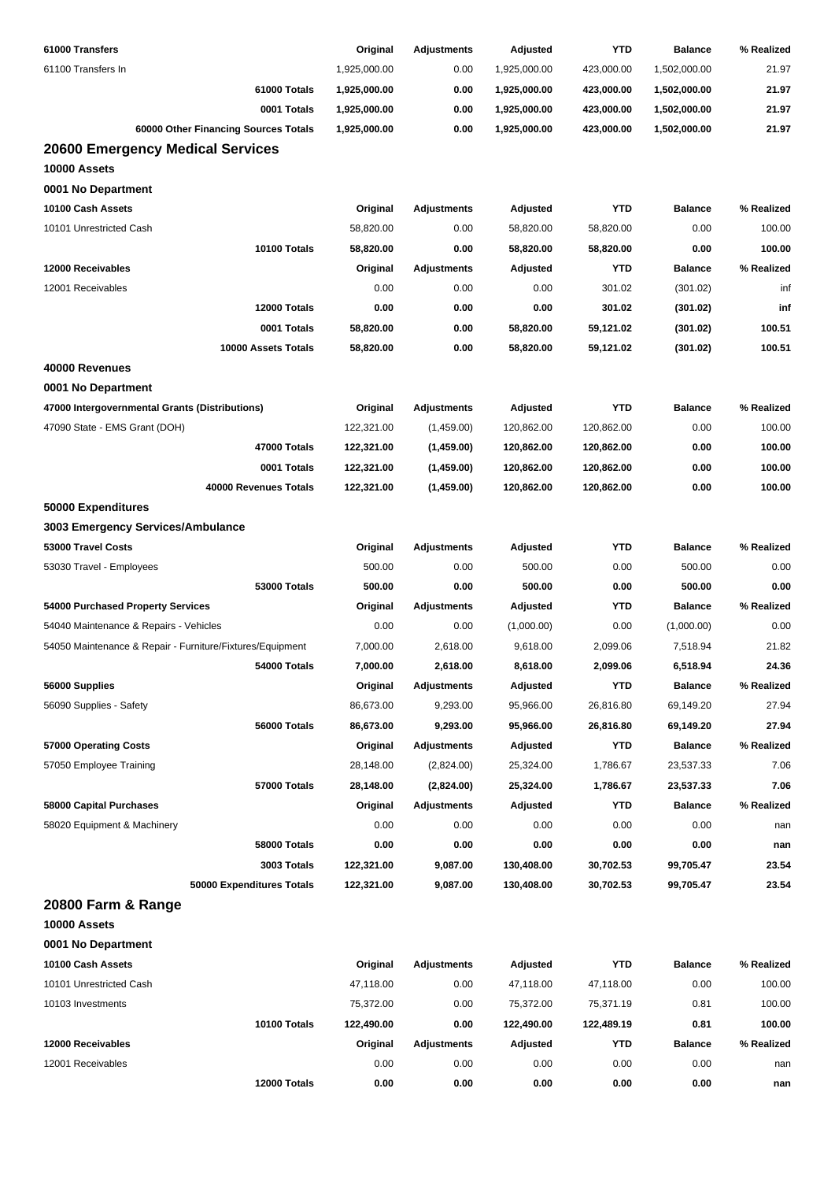| 61000 Transfers | Original | Adjustments | Adjusted | YTD | Balance | % Realized |
|---|---|---|---|---|---|---|
| 61100 Transfers In | 1,925,000.00 | 0.00 | 1,925,000.00 | 423,000.00 | 1,502,000.00 | 21.97 |
| **61000 Totals** | **1,925,000.00** | **0.00** | **1,925,000.00** | **423,000.00** | **1,502,000.00** | **21.97** |
| **0001 Totals** | **1,925,000.00** | **0.00** | **1,925,000.00** | **423,000.00** | **1,502,000.00** | **21.97** |
| **60000 Other Financing Sources Totals** | **1,925,000.00** | **0.00** | **1,925,000.00** | **423,000.00** | **1,502,000.00** | **21.97** |

## 20600 Emergency Medical Services

### 10000 Assets

### 0001 No Department

| 10100 Cash Assets | Original | Adjustments | Adjusted | YTD | Balance | % Realized |
|---|---|---|---|---|---|---|
| 10101 Unrestricted Cash | 58,820.00 | 0.00 | 58,820.00 | 58,820.00 | 0.00 | 100.00 |
| **10100 Totals** | **58,820.00** | **0.00** | **58,820.00** | **58,820.00** | **0.00** | **100.00** |
| **12000 Receivables** | **Original** | **Adjustments** | **Adjusted** | **YTD** | **Balance** | **% Realized** |
| 12001 Receivables | 0.00 | 0.00 | 0.00 | 301.02 | (301.02) | inf |
| **12000 Totals** | **0.00** | **0.00** | **0.00** | **301.02** | **(301.02)** | **inf** |
| **0001 Totals** | **58,820.00** | **0.00** | **58,820.00** | **59,121.02** | **(301.02)** | **100.51** |
| **10000 Assets Totals** | **58,820.00** | **0.00** | **58,820.00** | **59,121.02** | **(301.02)** | **100.51** |

### 40000 Revenues

### 0001 No Department

| 47000 Intergovernmental Grants (Distributions) | Original | Adjustments | Adjusted | YTD | Balance | % Realized |
|---|---|---|---|---|---|---|
| 47090 State - EMS Grant (DOH) | 122,321.00 | (1,459.00) | 120,862.00 | 120,862.00 | 0.00 | 100.00 |
| **47000 Totals** | **122,321.00** | **(1,459.00)** | **120,862.00** | **120,862.00** | **0.00** | **100.00** |
| **0001 Totals** | **122,321.00** | **(1,459.00)** | **120,862.00** | **120,862.00** | **0.00** | **100.00** |
| **40000 Revenues Totals** | **122,321.00** | **(1,459.00)** | **120,862.00** | **120,862.00** | **0.00** | **100.00** |

### 50000 Expenditures

### 3003 Emergency Services/Ambulance

| 53000 Travel Costs | Original | Adjustments | Adjusted | YTD | Balance | % Realized |
|---|---|---|---|---|---|---|
| 53030 Travel - Employees | 500.00 | 0.00 | 500.00 | 0.00 | 500.00 | 0.00 |
| **53000 Totals** | **500.00** | **0.00** | **500.00** | **0.00** | **500.00** | **0.00** |
| **54000 Purchased Property Services** | **Original** | **Adjustments** | **Adjusted** | **YTD** | **Balance** | **% Realized** |
| 54040 Maintenance & Repairs - Vehicles | 0.00 | 0.00 | (1,000.00) | 0.00 | (1,000.00) | 0.00 |
| 54050 Maintenance & Repair - Furniture/Fixtures/Equipment | 7,000.00 | 2,618.00 | 9,618.00 | 2,099.06 | 7,518.94 | 21.82 |
| **54000 Totals** | **7,000.00** | **2,618.00** | **8,618.00** | **2,099.06** | **6,518.94** | **24.36** |
| **56000 Supplies** | **Original** | **Adjustments** | **Adjusted** | **YTD** | **Balance** | **% Realized** |
| 56090 Supplies - Safety | 86,673.00 | 9,293.00 | 95,966.00 | 26,816.80 | 69,149.20 | 27.94 |
| **56000 Totals** | **86,673.00** | **9,293.00** | **95,966.00** | **26,816.80** | **69,149.20** | **27.94** |
| **57000 Operating Costs** | **Original** | **Adjustments** | **Adjusted** | **YTD** | **Balance** | **% Realized** |
| 57050 Employee Training | 28,148.00 | (2,824.00) | 25,324.00 | 1,786.67 | 23,537.33 | 7.06 |
| **57000 Totals** | **28,148.00** | **(2,824.00)** | **25,324.00** | **1,786.67** | **23,537.33** | **7.06** |
| **58000 Capital Purchases** | **Original** | **Adjustments** | **Adjusted** | **YTD** | **Balance** | **% Realized** |
| 58020 Equipment & Machinery | 0.00 | 0.00 | 0.00 | 0.00 | 0.00 | nan |
| **58000 Totals** | **0.00** | **0.00** | **0.00** | **0.00** | **0.00** | **nan** |
| **3003 Totals** | **122,321.00** | **9,087.00** | **130,408.00** | **30,702.53** | **99,705.47** | **23.54** |
| **50000 Expenditures Totals** | **122,321.00** | **9,087.00** | **130,408.00** | **30,702.53** | **99,705.47** | **23.54** |

## 20800 Farm & Range

### 10000 Assets

### 0001 No Department

| 10100 Cash Assets | Original | Adjustments | Adjusted | YTD | Balance | % Realized |
|---|---|---|---|---|---|---|
| 10101 Unrestricted Cash | 47,118.00 | 0.00 | 47,118.00 | 47,118.00 | 0.00 | 100.00 |
| 10103 Investments | 75,372.00 | 0.00 | 75,372.00 | 75,371.19 | 0.81 | 100.00 |
| **10100 Totals** | **122,490.00** | **0.00** | **122,490.00** | **122,489.19** | **0.81** | **100.00** |
| **12000 Receivables** | **Original** | **Adjustments** | **Adjusted** | **YTD** | **Balance** | **% Realized** |
| 12001 Receivables | 0.00 | 0.00 | 0.00 | 0.00 | 0.00 | nan |
| **12000 Totals** | **0.00** | **0.00** | **0.00** | **0.00** | **0.00** | **nan** |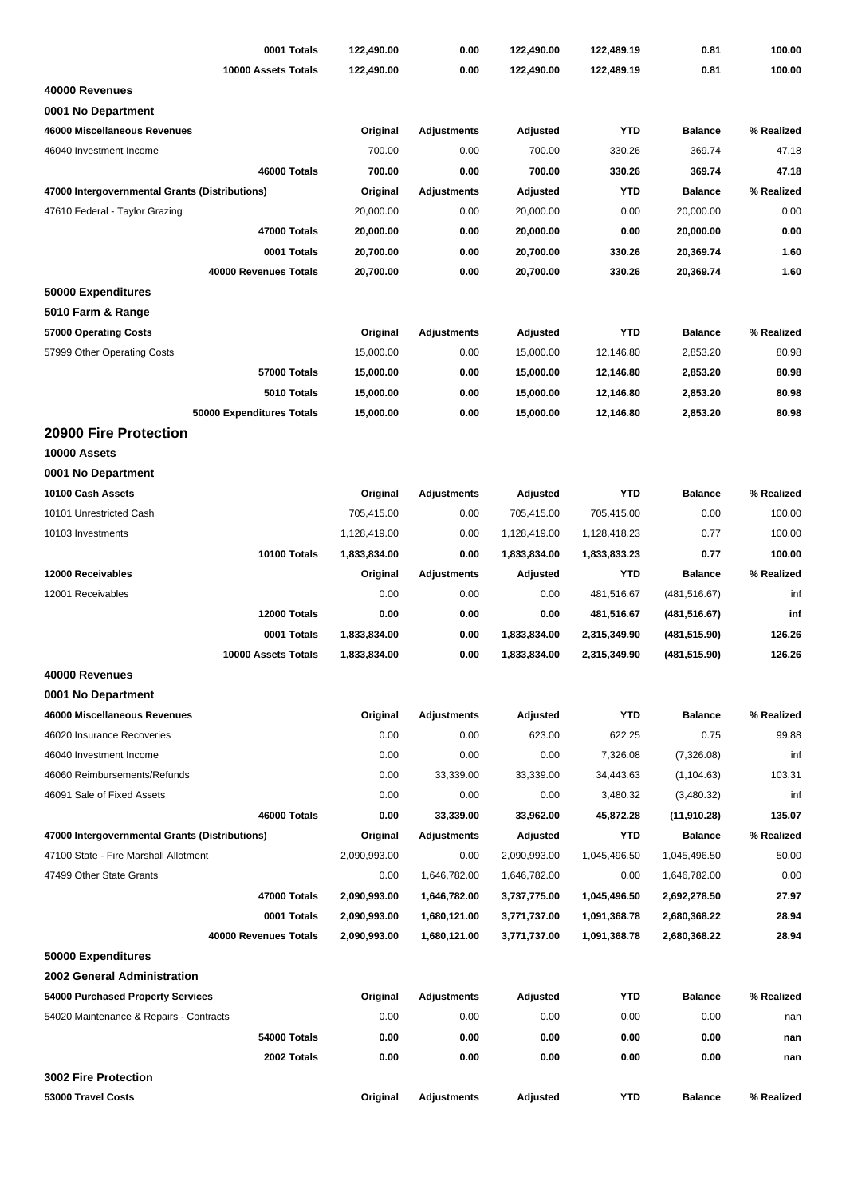| | | | | | | |
|---|---|---|---|---|---|---|
| **0001 Totals** | **122,490.00** | **0.00** | **122,490.00** | **122,489.19** | **0.81** | **100.00** |
| **10000 Assets Totals** | **122,490.00** | **0.00** | **122,490.00** | **122,489.19** | **0.81** | **100.00** |

### 40000 Revenues

#### 0001 No Department

| 46000 Miscellaneous Revenues | Original | Adjustments | Adjusted | YTD | Balance | % Realized |
|---|---|---|---|---|---|---|
| 46040 Investment Income | 700.00 | 0.00 | 700.00 | 330.26 | 369.74 | 47.18 |
| **46000 Totals** | **700.00** | **0.00** | **700.00** | **330.26** | **369.74** | **47.18** |

| 47000 Intergovernmental Grants (Distributions) | Original | Adjustments | Adjusted | YTD | Balance | % Realized |
|---|---|---|---|---|---|---|
| 47610 Federal - Taylor Grazing | 20,000.00 | 0.00 | 20,000.00 | 0.00 | 20,000.00 | 0.00 |
| **47000 Totals** | **20,000.00** | **0.00** | **20,000.00** | **0.00** | **20,000.00** | **0.00** |
| **0001 Totals** | **20,700.00** | **0.00** | **20,700.00** | **330.26** | **20,369.74** | **1.60** |
| **40000 Revenues Totals** | **20,700.00** | **0.00** | **20,700.00** | **330.26** | **20,369.74** | **1.60** |

### 50000 Expenditures

#### 5010 Farm & Range

| 57000 Operating Costs | Original | Adjustments | Adjusted | YTD | Balance | % Realized |
|---|---|---|---|---|---|---|
| 57999 Other Operating Costs | 15,000.00 | 0.00 | 15,000.00 | 12,146.80 | 2,853.20 | 80.98 |
| **57000 Totals** | **15,000.00** | **0.00** | **15,000.00** | **12,146.80** | **2,853.20** | **80.98** |
| **5010 Totals** | **15,000.00** | **0.00** | **15,000.00** | **12,146.80** | **2,853.20** | **80.98** |
| **50000 Expenditures Totals** | **15,000.00** | **0.00** | **15,000.00** | **12,146.80** | **2,853.20** | **80.98** |

## 20900 Fire Protection

### 10000 Assets

#### 0001 No Department

| 10100 Cash Assets | Original | Adjustments | Adjusted | YTD | Balance | % Realized |
|---|---|---|---|---|---|---|
| 10101 Unrestricted Cash | 705,415.00 | 0.00 | 705,415.00 | 705,415.00 | 0.00 | 100.00 |
| 10103 Investments | 1,128,419.00 | 0.00 | 1,128,419.00 | 1,128,418.23 | 0.77 | 100.00 |
| **10100 Totals** | **1,833,834.00** | **0.00** | **1,833,834.00** | **1,833,833.23** | **0.77** | **100.00** |

| 12000 Receivables | Original | Adjustments | Adjusted | YTD | Balance | % Realized |
|---|---|---|---|---|---|---|
| 12001 Receivables | 0.00 | 0.00 | 0.00 | 481,516.67 | (481,516.67) | inf |
| **12000 Totals** | **0.00** | **0.00** | **0.00** | **481,516.67** | **(481,516.67)** | **inf** |
| **0001 Totals** | **1,833,834.00** | **0.00** | **1,833,834.00** | **2,315,349.90** | **(481,515.90)** | **126.26** |
| **10000 Assets Totals** | **1,833,834.00** | **0.00** | **1,833,834.00** | **2,315,349.90** | **(481,515.90)** | **126.26** |

### 40000 Revenues

#### 0001 No Department

| 46000 Miscellaneous Revenues | Original | Adjustments | Adjusted | YTD | Balance | % Realized |
|---|---|---|---|---|---|---|
| 46020 Insurance Recoveries | 0.00 | 0.00 | 623.00 | 622.25 | 0.75 | 99.88 |
| 46040 Investment Income | 0.00 | 0.00 | 0.00 | 7,326.08 | (7,326.08) | inf |
| 46060 Reimbursements/Refunds | 0.00 | 33,339.00 | 33,339.00 | 34,443.63 | (1,104.63) | 103.31 |
| 46091 Sale of Fixed Assets | 0.00 | 0.00 | 0.00 | 3,480.32 | (3,480.32) | inf |
| **46000 Totals** | **0.00** | **33,339.00** | **33,962.00** | **45,872.28** | **(11,910.28)** | **135.07** |

| 47000 Intergovernmental Grants (Distributions) | Original | Adjustments | Adjusted | YTD | Balance | % Realized |
|---|---|---|---|---|---|---|
| 47100 State - Fire Marshall Allotment | 2,090,993.00 | 0.00 | 2,090,993.00 | 1,045,496.50 | 1,045,496.50 | 50.00 |
| 47499 Other State Grants | 0.00 | 1,646,782.00 | 1,646,782.00 | 0.00 | 1,646,782.00 | 0.00 |
| **47000 Totals** | **2,090,993.00** | **1,646,782.00** | **3,737,775.00** | **1,045,496.50** | **2,692,278.50** | **27.97** |
| **0001 Totals** | **2,090,993.00** | **1,680,121.00** | **3,771,737.00** | **1,091,368.78** | **2,680,368.22** | **28.94** |
| **40000 Revenues Totals** | **2,090,993.00** | **1,680,121.00** | **3,771,737.00** | **1,091,368.78** | **2,680,368.22** | **28.94** |

### 50000 Expenditures

#### 2002 General Administration

| 54000 Purchased Property Services | Original | Adjustments | Adjusted | YTD | Balance | % Realized |
|---|---|---|---|---|---|---|
| 54020 Maintenance & Repairs - Contracts | 0.00 | 0.00 | 0.00 | 0.00 | 0.00 | nan |
| **54000 Totals** | **0.00** | **0.00** | **0.00** | **0.00** | **0.00** | **nan** |
| **2002 Totals** | **0.00** | **0.00** | **0.00** | **0.00** | **0.00** | **nan** |

#### 3002 Fire Protection

| 53000 Travel Costs | Original | Adjustments | Adjusted | YTD | Balance | % Realized |
|---|---|---|---|---|---|---|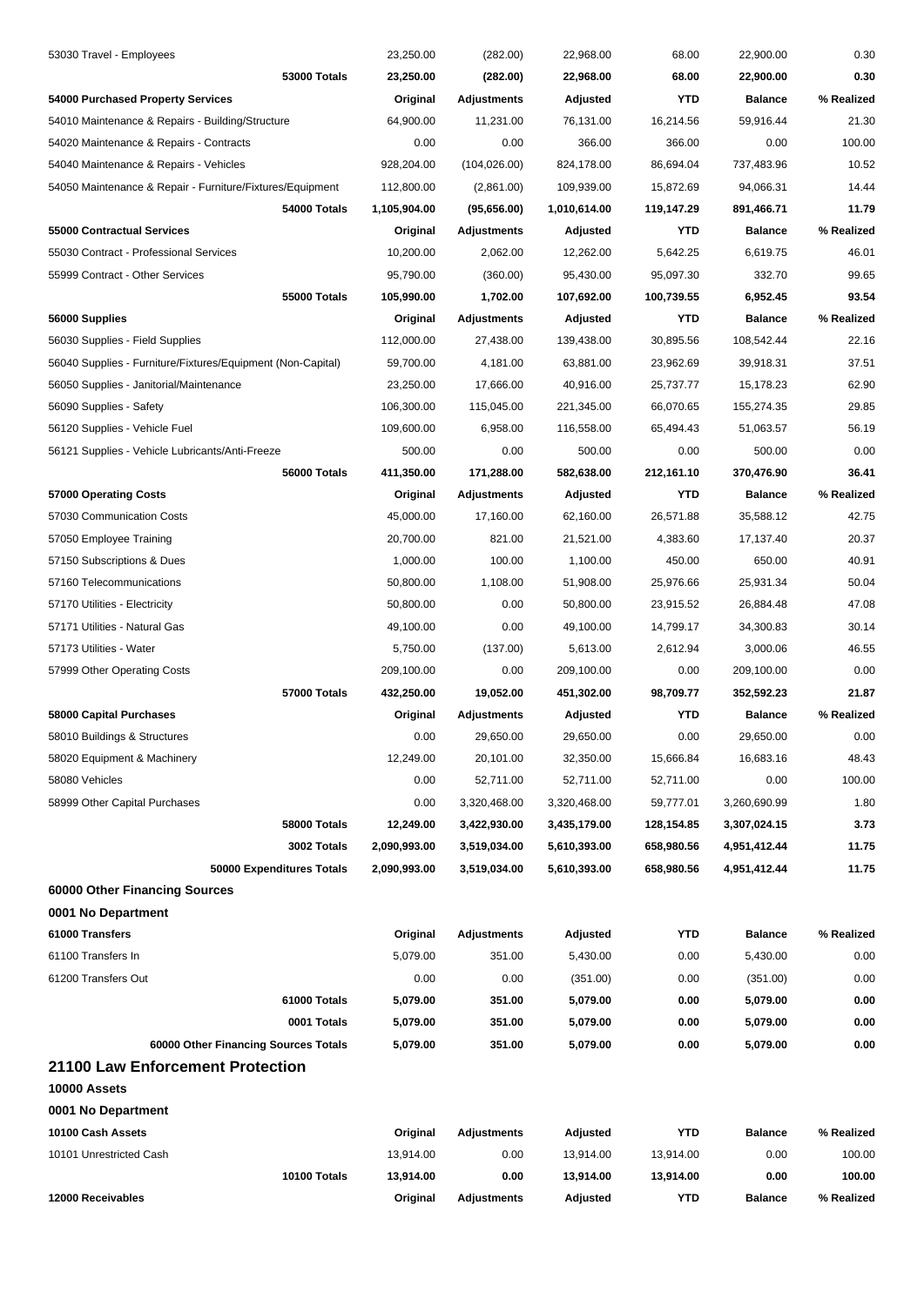| | | | | | | |
|---|---|---|---|---|---|---|
| 53030 Travel - Employees | 23,250.00 | (282.00) | 22,968.00 | 68.00 | 22,900.00 | 0.30 |
| **53000 Totals** | **23,250.00** | **(282.00)** | **22,968.00** | **68.00** | **22,900.00** | **0.30** |
| **54000 Purchased Property Services** | **Original** | **Adjustments** | **Adjusted** | **YTD** | **Balance** | **% Realized** |
| 54010 Maintenance & Repairs - Building/Structure | 64,900.00 | 11,231.00 | 76,131.00 | 16,214.56 | 59,916.44 | 21.30 |
| 54020 Maintenance & Repairs - Contracts | 0.00 | 0.00 | 366.00 | 366.00 | 0.00 | 100.00 |
| 54040 Maintenance & Repairs - Vehicles | 928,204.00 | (104,026.00) | 824,178.00 | 86,694.04 | 737,483.96 | 10.52 |
| 54050 Maintenance & Repair - Furniture/Fixtures/Equipment | 112,800.00 | (2,861.00) | 109,939.00 | 15,872.69 | 94,066.31 | 14.44 |
| **54000 Totals** | **1,105,904.00** | **(95,656.00)** | **1,010,614.00** | **119,147.29** | **891,466.71** | **11.79** |
| **55000 Contractual Services** | **Original** | **Adjustments** | **Adjusted** | **YTD** | **Balance** | **% Realized** |
| 55030 Contract - Professional Services | 10,200.00 | 2,062.00 | 12,262.00 | 5,642.25 | 6,619.75 | 46.01 |
| 55999 Contract - Other Services | 95,790.00 | (360.00) | 95,430.00 | 95,097.30 | 332.70 | 99.65 |
| **55000 Totals** | **105,990.00** | **1,702.00** | **107,692.00** | **100,739.55** | **6,952.45** | **93.54** |
| **56000 Supplies** | **Original** | **Adjustments** | **Adjusted** | **YTD** | **Balance** | **% Realized** |
| 56030 Supplies - Field Supplies | 112,000.00 | 27,438.00 | 139,438.00 | 30,895.56 | 108,542.44 | 22.16 |
| 56040 Supplies - Furniture/Fixtures/Equipment (Non-Capital) | 59,700.00 | 4,181.00 | 63,881.00 | 23,962.69 | 39,918.31 | 37.51 |
| 56050 Supplies - Janitorial/Maintenance | 23,250.00 | 17,666.00 | 40,916.00 | 25,737.77 | 15,178.23 | 62.90 |
| 56090 Supplies - Safety | 106,300.00 | 115,045.00 | 221,345.00 | 66,070.65 | 155,274.35 | 29.85 |
| 56120 Supplies - Vehicle Fuel | 109,600.00 | 6,958.00 | 116,558.00 | 65,494.43 | 51,063.57 | 56.19 |
| 56121 Supplies - Vehicle Lubricants/Anti-Freeze | 500.00 | 0.00 | 500.00 | 0.00 | 500.00 | 0.00 |
| **56000 Totals** | **411,350.00** | **171,288.00** | **582,638.00** | **212,161.10** | **370,476.90** | **36.41** |
| **57000 Operating Costs** | **Original** | **Adjustments** | **Adjusted** | **YTD** | **Balance** | **% Realized** |
| 57030 Communication Costs | 45,000.00 | 17,160.00 | 62,160.00 | 26,571.88 | 35,588.12 | 42.75 |
| 57050 Employee Training | 20,700.00 | 821.00 | 21,521.00 | 4,383.60 | 17,137.40 | 20.37 |
| 57150 Subscriptions & Dues | 1,000.00 | 100.00 | 1,100.00 | 450.00 | 650.00 | 40.91 |
| 57160 Telecommunications | 50,800.00 | 1,108.00 | 51,908.00 | 25,976.66 | 25,931.34 | 50.04 |
| 57170 Utilities - Electricity | 50,800.00 | 0.00 | 50,800.00 | 23,915.52 | 26,884.48 | 47.08 |
| 57171 Utilities - Natural Gas | 49,100.00 | 0.00 | 49,100.00 | 14,799.17 | 34,300.83 | 30.14 |
| 57173 Utilities - Water | 5,750.00 | (137.00) | 5,613.00 | 2,612.94 | 3,000.06 | 46.55 |
| 57999 Other Operating Costs | 209,100.00 | 0.00 | 209,100.00 | 0.00 | 209,100.00 | 0.00 |
| **57000 Totals** | **432,250.00** | **19,052.00** | **451,302.00** | **98,709.77** | **352,592.23** | **21.87** |
| **58000 Capital Purchases** | **Original** | **Adjustments** | **Adjusted** | **YTD** | **Balance** | **% Realized** |
| 58010 Buildings & Structures | 0.00 | 29,650.00 | 29,650.00 | 0.00 | 29,650.00 | 0.00 |
| 58020 Equipment & Machinery | 12,249.00 | 20,101.00 | 32,350.00 | 15,666.84 | 16,683.16 | 48.43 |
| 58080 Vehicles | 0.00 | 52,711.00 | 52,711.00 | 52,711.00 | 0.00 | 100.00 |
| 58999 Other Capital Purchases | 0.00 | 3,320,468.00 | 3,320,468.00 | 59,777.01 | 3,260,690.99 | 1.80 |
| **58000 Totals** | **12,249.00** | **3,422,930.00** | **3,435,179.00** | **128,154.85** | **3,307,024.15** | **3.73** |
| **3002 Totals** | **2,090,993.00** | **3,519,034.00** | **5,610,393.00** | **658,980.56** | **4,951,412.44** | **11.75** |
| **50000 Expenditures Totals** | **2,090,993.00** | **3,519,034.00** | **5,610,393.00** | **658,980.56** | **4,951,412.44** | **11.75** |

### 60000 Other Financing Sources

**0001 No Department**

| | | | | | | |
|---|---|---|---|---|---|---|
| **61000 Transfers** | **Original** | **Adjustments** | **Adjusted** | **YTD** | **Balance** | **% Realized** |
| 61100 Transfers In | 5,079.00 | 351.00 | 5,430.00 | 0.00 | 5,430.00 | 0.00 |
| 61200 Transfers Out | 0.00 | 0.00 | (351.00) | 0.00 | (351.00) | 0.00 |
| **61000 Totals** | **5,079.00** | **351.00** | **5,079.00** | **0.00** | **5,079.00** | **0.00** |
| **0001 Totals** | **5,079.00** | **351.00** | **5,079.00** | **0.00** | **5,079.00** | **0.00** |
| **60000 Other Financing Sources Totals** | **5,079.00** | **351.00** | **5,079.00** | **0.00** | **5,079.00** | **0.00** |

## 21100 Law Enforcement Protection

**10000 Assets**

**0001 No Department**

| | | | | | | |
|---|---|---|---|---|---|---|
| **10100 Cash Assets** | **Original** | **Adjustments** | **Adjusted** | **YTD** | **Balance** | **% Realized** |
| 10101 Unrestricted Cash | 13,914.00 | 0.00 | 13,914.00 | 13,914.00 | 0.00 | 100.00 |
| **10100 Totals** | **13,914.00** | **0.00** | **13,914.00** | **13,914.00** | **0.00** | **100.00** |
| **12000 Receivables** | **Original** | **Adjustments** | **Adjusted** | **YTD** | **Balance** | **% Realized** |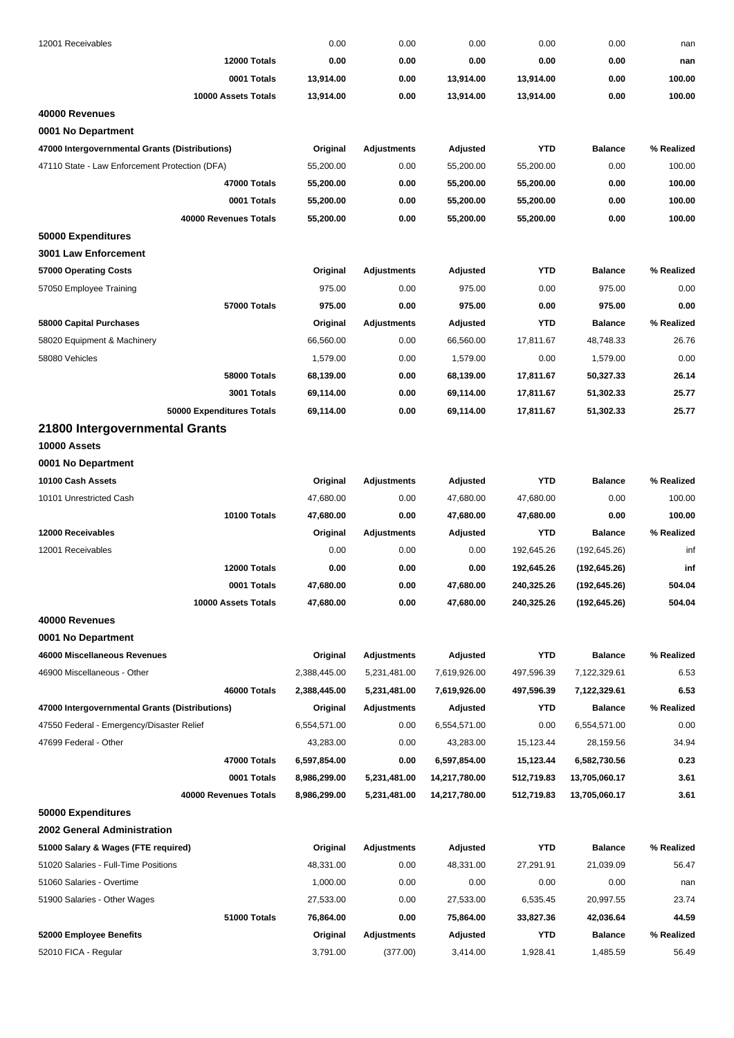| | | | | | | |
|---|---|---|---|---|---|---|
| 12001 Receivables | 0.00 | 0.00 | 0.00 | 0.00 | 0.00 | nan |
| **12000 Totals** | **0.00** | **0.00** | **0.00** | **0.00** | **0.00** | **nan** |
| **0001 Totals** | **13,914.00** | **0.00** | **13,914.00** | **13,914.00** | **0.00** | **100.00** |
| **10000 Assets Totals** | **13,914.00** | **0.00** | **13,914.00** | **13,914.00** | **0.00** | **100.00** |

**40000 Revenues**

**0001 No Department**

| 47000 Intergovernmental Grants (Distributions) | Original | Adjustments | Adjusted | YTD | Balance | % Realized |
|---|---|---|---|---|---|---|
| 47110 State - Law Enforcement Protection (DFA) | 55,200.00 | 0.00 | 55,200.00 | 55,200.00 | 0.00 | 100.00 |
| **47000 Totals** | **55,200.00** | **0.00** | **55,200.00** | **55,200.00** | **0.00** | **100.00** |
| **0001 Totals** | **55,200.00** | **0.00** | **55,200.00** | **55,200.00** | **0.00** | **100.00** |
| **40000 Revenues Totals** | **55,200.00** | **0.00** | **55,200.00** | **55,200.00** | **0.00** | **100.00** |

**50000 Expenditures**

**3001 Law Enforcement**

| 57000 Operating Costs | Original | Adjustments | Adjusted | YTD | Balance | % Realized |
|---|---|---|---|---|---|---|
| 57050 Employee Training | 975.00 | 0.00 | 975.00 | 0.00 | 975.00 | 0.00 |
| **57000 Totals** | **975.00** | **0.00** | **975.00** | **0.00** | **975.00** | **0.00** |
| **58000 Capital Purchases** | **Original** | **Adjustments** | **Adjusted** | **YTD** | **Balance** | **% Realized** |
| 58020 Equipment & Machinery | 66,560.00 | 0.00 | 66,560.00 | 17,811.67 | 48,748.33 | 26.76 |
| 58080 Vehicles | 1,579.00 | 0.00 | 1,579.00 | 0.00 | 1,579.00 | 0.00 |
| **58000 Totals** | **68,139.00** | **0.00** | **68,139.00** | **17,811.67** | **50,327.33** | **26.14** |
| **3001 Totals** | **69,114.00** | **0.00** | **69,114.00** | **17,811.67** | **51,302.33** | **25.77** |
| **50000 Expenditures Totals** | **69,114.00** | **0.00** | **69,114.00** | **17,811.67** | **51,302.33** | **25.77** |

## 21800 Intergovernmental Grants

**10000 Assets**

**0001 No Department**

| 10100 Cash Assets | Original | Adjustments | Adjusted | YTD | Balance | % Realized |
|---|---|---|---|---|---|---|
| 10101 Unrestricted Cash | 47,680.00 | 0.00 | 47,680.00 | 47,680.00 | 0.00 | 100.00 |
| **10100 Totals** | **47,680.00** | **0.00** | **47,680.00** | **47,680.00** | **0.00** | **100.00** |
| **12000 Receivables** | **Original** | **Adjustments** | **Adjusted** | **YTD** | **Balance** | **% Realized** |
| 12001 Receivables | 0.00 | 0.00 | 0.00 | 192,645.26 | (192,645.26) | inf |
| **12000 Totals** | **0.00** | **0.00** | **0.00** | **192,645.26** | **(192,645.26)** | **inf** |
| **0001 Totals** | **47,680.00** | **0.00** | **47,680.00** | **240,325.26** | **(192,645.26)** | **504.04** |
| **10000 Assets Totals** | **47,680.00** | **0.00** | **47,680.00** | **240,325.26** | **(192,645.26)** | **504.04** |

**40000 Revenues**

**0001 No Department**

| 46000 Miscellaneous Revenues | Original | Adjustments | Adjusted | YTD | Balance | % Realized |
|---|---|---|---|---|---|---|
| 46900 Miscellaneous - Other | 2,388,445.00 | 5,231,481.00 | 7,619,926.00 | 497,596.39 | 7,122,329.61 | 6.53 |
| **46000 Totals** | **2,388,445.00** | **5,231,481.00** | **7,619,926.00** | **497,596.39** | **7,122,329.61** | **6.53** |
| **47000 Intergovernmental Grants (Distributions)** | **Original** | **Adjustments** | **Adjusted** | **YTD** | **Balance** | **% Realized** |
| 47550 Federal - Emergency/Disaster Relief | 6,554,571.00 | 0.00 | 6,554,571.00 | 0.00 | 6,554,571.00 | 0.00 |
| 47699 Federal - Other | 43,283.00 | 0.00 | 43,283.00 | 15,123.44 | 28,159.56 | 34.94 |
| **47000 Totals** | **6,597,854.00** | **0.00** | **6,597,854.00** | **15,123.44** | **6,582,730.56** | **0.23** |
| **0001 Totals** | **8,986,299.00** | **5,231,481.00** | **14,217,780.00** | **512,719.83** | **13,705,060.17** | **3.61** |
| **40000 Revenues Totals** | **8,986,299.00** | **5,231,481.00** | **14,217,780.00** | **512,719.83** | **13,705,060.17** | **3.61** |

**50000 Expenditures**

**2002 General Administration**

| 51000 Salary & Wages (FTE required) | Original | Adjustments | Adjusted | YTD | Balance | % Realized |
|---|---|---|---|---|---|---|
| 51020 Salaries - Full-Time Positions | 48,331.00 | 0.00 | 48,331.00 | 27,291.91 | 21,039.09 | 56.47 |
| 51060 Salaries - Overtime | 1,000.00 | 0.00 | 0.00 | 0.00 | 0.00 | nan |
| 51900 Salaries - Other Wages | 27,533.00 | 0.00 | 27,533.00 | 6,535.45 | 20,997.55 | 23.74 |
| **51000 Totals** | **76,864.00** | **0.00** | **75,864.00** | **33,827.36** | **42,036.64** | **44.59** |
| **52000 Employee Benefits** | **Original** | **Adjustments** | **Adjusted** | **YTD** | **Balance** | **% Realized** |
| 52010 FICA - Regular | 3,791.00 | (377.00) | 3,414.00 | 1,928.41 | 1,485.59 | 56.49 |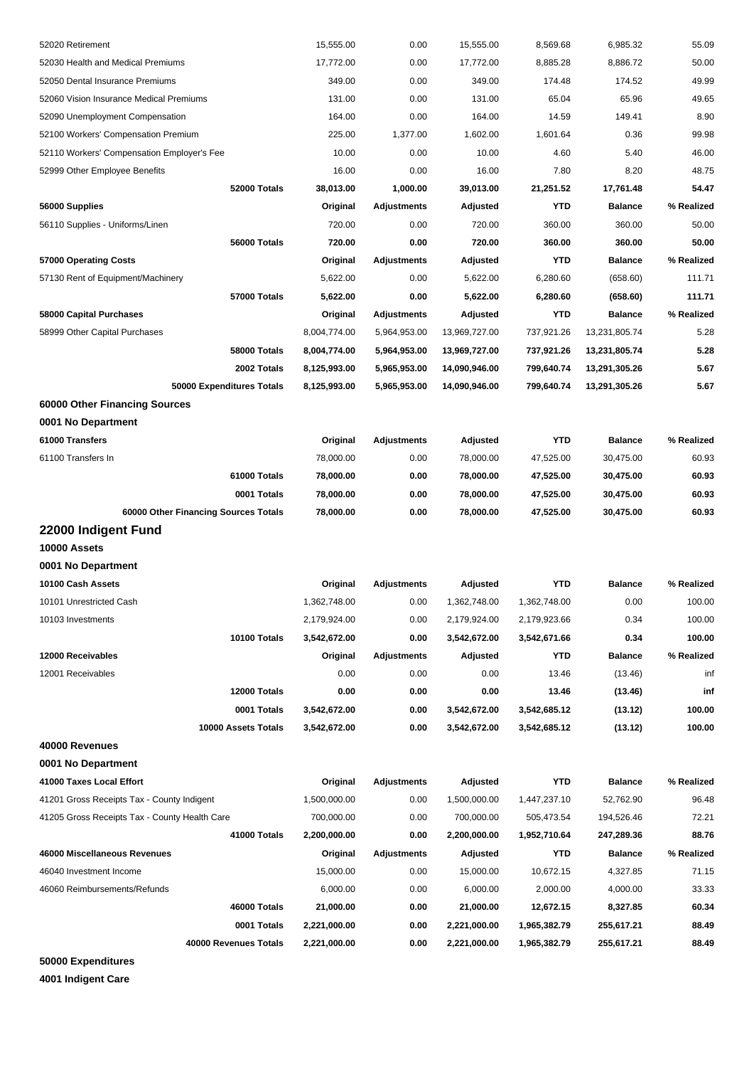| | Original | Adjustments | Adjusted | YTD | Balance | % Realized |
|---|---|---|---|---|---|---|
| 52020 Retirement | 15,555.00 | 0.00 | 15,555.00 | 8,569.68 | 6,985.32 | 55.09 |
| 52030 Health and Medical Premiums | 17,772.00 | 0.00 | 17,772.00 | 8,885.28 | 8,886.72 | 50.00 |
| 52050 Dental Insurance Premiums | 349.00 | 0.00 | 349.00 | 174.48 | 174.52 | 49.99 |
| 52060 Vision Insurance Medical Premiums | 131.00 | 0.00 | 131.00 | 65.04 | 65.96 | 49.65 |
| 52090 Unemployment Compensation | 164.00 | 0.00 | 164.00 | 14.59 | 149.41 | 8.90 |
| 52100 Workers' Compensation Premium | 225.00 | 1,377.00 | 1,602.00 | 1,601.64 | 0.36 | 99.98 |
| 52110 Workers' Compensation Employer's Fee | 10.00 | 0.00 | 10.00 | 4.60 | 5.40 | 46.00 |
| 52999 Other Employee Benefits | 16.00 | 0.00 | 16.00 | 7.80 | 8.20 | 48.75 |
| **52000 Totals** | **38,013.00** | **1,000.00** | **39,013.00** | **21,251.52** | **17,761.48** | **54.47** |
| **56000 Supplies** | **Original** | **Adjustments** | **Adjusted** | **YTD** | **Balance** | **% Realized** |
| 56110 Supplies - Uniforms/Linen | 720.00 | 0.00 | 720.00 | 360.00 | 360.00 | 50.00 |
| **56000 Totals** | **720.00** | **0.00** | **720.00** | **360.00** | **360.00** | **50.00** |
| **57000 Operating Costs** | **Original** | **Adjustments** | **Adjusted** | **YTD** | **Balance** | **% Realized** |
| 57130 Rent of Equipment/Machinery | 5,622.00 | 0.00 | 5,622.00 | 6,280.60 | (658.60) | 111.71 |
| **57000 Totals** | **5,622.00** | **0.00** | **5,622.00** | **6,280.60** | **(658.60)** | **111.71** |
| **58000 Capital Purchases** | **Original** | **Adjustments** | **Adjusted** | **YTD** | **Balance** | **% Realized** |
| 58999 Other Capital Purchases | 8,004,774.00 | 5,964,953.00 | 13,969,727.00 | 737,921.26 | 13,231,805.74 | 5.28 |
| **58000 Totals** | **8,004,774.00** | **5,964,953.00** | **13,969,727.00** | **737,921.26** | **13,231,805.74** | **5.28** |
| **2002 Totals** | **8,125,993.00** | **5,965,953.00** | **14,090,946.00** | **799,640.74** | **13,291,305.26** | **5.67** |
| **50000 Expenditures Totals** | **8,125,993.00** | **5,965,953.00** | **14,090,946.00** | **799,640.74** | **13,291,305.26** | **5.67** |

**60000 Other Financing Sources**

**0001 No Department**

| 61000 Transfers | Original | Adjustments | Adjusted | YTD | Balance | % Realized |
|---|---|---|---|---|---|---|
| 61100 Transfers In | 78,000.00 | 0.00 | 78,000.00 | 47,525.00 | 30,475.00 | 60.93 |
| **61000 Totals** | **78,000.00** | **0.00** | **78,000.00** | **47,525.00** | **30,475.00** | **60.93** |
| **0001 Totals** | **78,000.00** | **0.00** | **78,000.00** | **47,525.00** | **30,475.00** | **60.93** |
| **60000 Other Financing Sources Totals** | **78,000.00** | **0.00** | **78,000.00** | **47,525.00** | **30,475.00** | **60.93** |

## 22000 Indigent Fund

**10000 Assets**

**0001 No Department**

| 10100 Cash Assets | Original | Adjustments | Adjusted | YTD | Balance | % Realized |
|---|---|---|---|---|---|---|
| 10101 Unrestricted Cash | 1,362,748.00 | 0.00 | 1,362,748.00 | 1,362,748.00 | 0.00 | 100.00 |
| 10103 Investments | 2,179,924.00 | 0.00 | 2,179,924.00 | 2,179,923.66 | 0.34 | 100.00 |
| **10100 Totals** | **3,542,672.00** | **0.00** | **3,542,672.00** | **3,542,671.66** | **0.34** | **100.00** |
| **12000 Receivables** | **Original** | **Adjustments** | **Adjusted** | **YTD** | **Balance** | **% Realized** |
| 12001 Receivables | 0.00 | 0.00 | 0.00 | 13.46 | (13.46) | inf |
| **12000 Totals** | **0.00** | **0.00** | **0.00** | **13.46** | **(13.46)** | **inf** |
| **0001 Totals** | **3,542,672.00** | **0.00** | **3,542,672.00** | **3,542,685.12** | **(13.12)** | **100.00** |
| **10000 Assets Totals** | **3,542,672.00** | **0.00** | **3,542,672.00** | **3,542,685.12** | **(13.12)** | **100.00** |

**40000 Revenues**

**0001 No Department**

| 41000 Taxes Local Effort | Original | Adjustments | Adjusted | YTD | Balance | % Realized |
|---|---|---|---|---|---|---|
| 41201 Gross Receipts Tax - County Indigent | 1,500,000.00 | 0.00 | 1,500,000.00 | 1,447,237.10 | 52,762.90 | 96.48 |
| 41205 Gross Receipts Tax - County Health Care | 700,000.00 | 0.00 | 700,000.00 | 505,473.54 | 194,526.46 | 72.21 |
| **41000 Totals** | **2,200,000.00** | **0.00** | **2,200,000.00** | **1,952,710.64** | **247,289.36** | **88.76** |
| **46000 Miscellaneous Revenues** | **Original** | **Adjustments** | **Adjusted** | **YTD** | **Balance** | **% Realized** |
| 46040 Investment Income | 15,000.00 | 0.00 | 15,000.00 | 10,672.15 | 4,327.85 | 71.15 |
| 46060 Reimbursements/Refunds | 6,000.00 | 0.00 | 6,000.00 | 2,000.00 | 4,000.00 | 33.33 |
| **46000 Totals** | **21,000.00** | **0.00** | **21,000.00** | **12,672.15** | **8,327.85** | **60.34** |
| **0001 Totals** | **2,221,000.00** | **0.00** | **2,221,000.00** | **1,965,382.79** | **255,617.21** | **88.49** |
| **40000 Revenues Totals** | **2,221,000.00** | **0.00** | **2,221,000.00** | **1,965,382.79** | **255,617.21** | **88.49** |

**50000 Expenditures**

**4001 Indigent Care**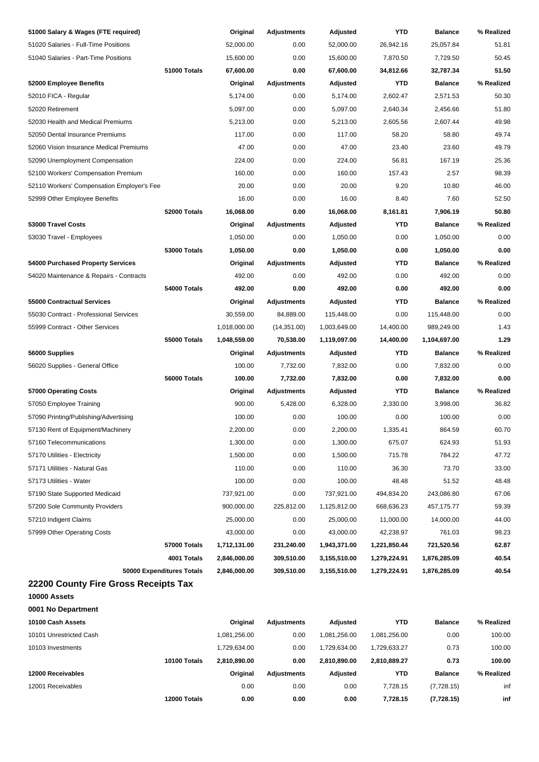| 51000 Salary & Wages (FTE required) | | Original | Adjustments | Adjusted | YTD | Balance | % Realized |
|---|---|---|---|---|---|---|---|
| 51020 Salaries - Full-Time Positions | | 52,000.00 | 0.00 | 52,000.00 | 26,942.16 | 25,057.84 | 51.81 |
| 51040 Salaries - Part-Time Positions | | 15,600.00 | 0.00 | 15,600.00 | 7,870.50 | 7,729.50 | 50.45 |
| | **51000 Totals** | **67,600.00** | **0.00** | **67,600.00** | **34,812.66** | **32,787.34** | **51.50** |
| **52000 Employee Benefits** | | **Original** | **Adjustments** | **Adjusted** | **YTD** | **Balance** | **% Realized** |
| 52010 FICA - Regular | | 5,174.00 | 0.00 | 5,174.00 | 2,602.47 | 2,571.53 | 50.30 |
| 52020 Retirement | | 5,097.00 | 0.00 | 5,097.00 | 2,640.34 | 2,456.66 | 51.80 |
| 52030 Health and Medical Premiums | | 5,213.00 | 0.00 | 5,213.00 | 2,605.56 | 2,607.44 | 49.98 |
| 52050 Dental Insurance Premiums | | 117.00 | 0.00 | 117.00 | 58.20 | 58.80 | 49.74 |
| 52060 Vision Insurance Medical Premiums | | 47.00 | 0.00 | 47.00 | 23.40 | 23.60 | 49.79 |
| 52090 Unemployment Compensation | | 224.00 | 0.00 | 224.00 | 56.81 | 167.19 | 25.36 |
| 52100 Workers' Compensation Premium | | 160.00 | 0.00 | 160.00 | 157.43 | 2.57 | 98.39 |
| 52110 Workers' Compensation Employer's Fee | | 20.00 | 0.00 | 20.00 | 9.20 | 10.80 | 46.00 |
| 52999 Other Employee Benefits | | 16.00 | 0.00 | 16.00 | 8.40 | 7.60 | 52.50 |
| | **52000 Totals** | **16,068.00** | **0.00** | **16,068.00** | **8,161.81** | **7,906.19** | **50.80** |
| **53000 Travel Costs** | | **Original** | **Adjustments** | **Adjusted** | **YTD** | **Balance** | **% Realized** |
| 53030 Travel - Employees | | 1,050.00 | 0.00 | 1,050.00 | 0.00 | 1,050.00 | 0.00 |
| | **53000 Totals** | **1,050.00** | **0.00** | **1,050.00** | **0.00** | **1,050.00** | **0.00** |
| **54000 Purchased Property Services** | | **Original** | **Adjustments** | **Adjusted** | **YTD** | **Balance** | **% Realized** |
| 54020 Maintenance & Repairs - Contracts | | 492.00 | 0.00 | 492.00 | 0.00 | 492.00 | 0.00 |
| | **54000 Totals** | **492.00** | **0.00** | **492.00** | **0.00** | **492.00** | **0.00** |
| **55000 Contractual Services** | | **Original** | **Adjustments** | **Adjusted** | **YTD** | **Balance** | **% Realized** |
| 55030 Contract - Professional Services | | 30,559.00 | 84,889.00 | 115,448.00 | 0.00 | 115,448.00 | 0.00 |
| 55999 Contract - Other Services | | 1,018,000.00 | (14,351.00) | 1,003,649.00 | 14,400.00 | 989,249.00 | 1.43 |
| | **55000 Totals** | **1,048,559.00** | **70,538.00** | **1,119,097.00** | **14,400.00** | **1,104,697.00** | **1.29** |
| **56000 Supplies** | | **Original** | **Adjustments** | **Adjusted** | **YTD** | **Balance** | **% Realized** |
| 56020 Supplies - General Office | | 100.00 | 7,732.00 | 7,832.00 | 0.00 | 7,832.00 | 0.00 |
| | **56000 Totals** | **100.00** | **7,732.00** | **7,832.00** | **0.00** | **7,832.00** | **0.00** |
| **57000 Operating Costs** | | **Original** | **Adjustments** | **Adjusted** | **YTD** | **Balance** | **% Realized** |
| 57050 Employee Training | | 900.00 | 5,428.00 | 6,328.00 | 2,330.00 | 3,998.00 | 36.82 |
| 57090 Printing/Publishing/Advertising | | 100.00 | 0.00 | 100.00 | 0.00 | 100.00 | 0.00 |
| 57130 Rent of Equipment/Machinery | | 2,200.00 | 0.00 | 2,200.00 | 1,335.41 | 864.59 | 60.70 |
| 57160 Telecommunications | | 1,300.00 | 0.00 | 1,300.00 | 675.07 | 624.93 | 51.93 |
| 57170 Utilities - Electricity | | 1,500.00 | 0.00 | 1,500.00 | 715.78 | 784.22 | 47.72 |
| 57171 Utilities - Natural Gas | | 110.00 | 0.00 | 110.00 | 36.30 | 73.70 | 33.00 |
| 57173 Utilities - Water | | 100.00 | 0.00 | 100.00 | 48.48 | 51.52 | 48.48 |
| 57190 State Supported Medicaid | | 737,921.00 | 0.00 | 737,921.00 | 494,834.20 | 243,086.80 | 67.06 |
| 57200 Sole Community Providers | | 900,000.00 | 225,812.00 | 1,125,812.00 | 668,636.23 | 457,175.77 | 59.39 |
| 57210 Indigent Claims | | 25,000.00 | 0.00 | 25,000.00 | 11,000.00 | 14,000.00 | 44.00 |
| 57999 Other Operating Costs | | 43,000.00 | 0.00 | 43,000.00 | 42,238.97 | 761.03 | 98.23 |
| | **57000 Totals** | **1,712,131.00** | **231,240.00** | **1,943,371.00** | **1,221,850.44** | **721,520.56** | **62.87** |
| | **4001 Totals** | **2,846,000.00** | **309,510.00** | **3,155,510.00** | **1,279,224.91** | **1,876,285.09** | **40.54** |
| | **50000 Expenditures Totals** | **2,846,000.00** | **309,510.00** | **3,155,510.00** | **1,279,224.91** | **1,876,285.09** | **40.54** |

## 22200 County Fire Gross Receipts Tax

### 10000 Assets

### 0001 No Department

| 10100 Cash Assets | | Original | Adjustments | Adjusted | YTD | Balance | % Realized |
|---|---|---|---|---|---|---|---|
| 10101 Unrestricted Cash | | 1,081,256.00 | 0.00 | 1,081,256.00 | 1,081,256.00 | 0.00 | 100.00 |
| 10103 Investments | | 1,729,634.00 | 0.00 | 1,729,634.00 | 1,729,633.27 | 0.73 | 100.00 |
| | **10100 Totals** | **2,810,890.00** | **0.00** | **2,810,890.00** | **2,810,889.27** | **0.73** | **100.00** |
| **12000 Receivables** | | **Original** | **Adjustments** | **Adjusted** | **YTD** | **Balance** | **% Realized** |
| 12001 Receivables | | 0.00 | 0.00 | 0.00 | 7,728.15 | (7,728.15) | inf |
| | **12000 Totals** | **0.00** | **0.00** | **0.00** | **7,728.15** | **(7,728.15)** | **inf** |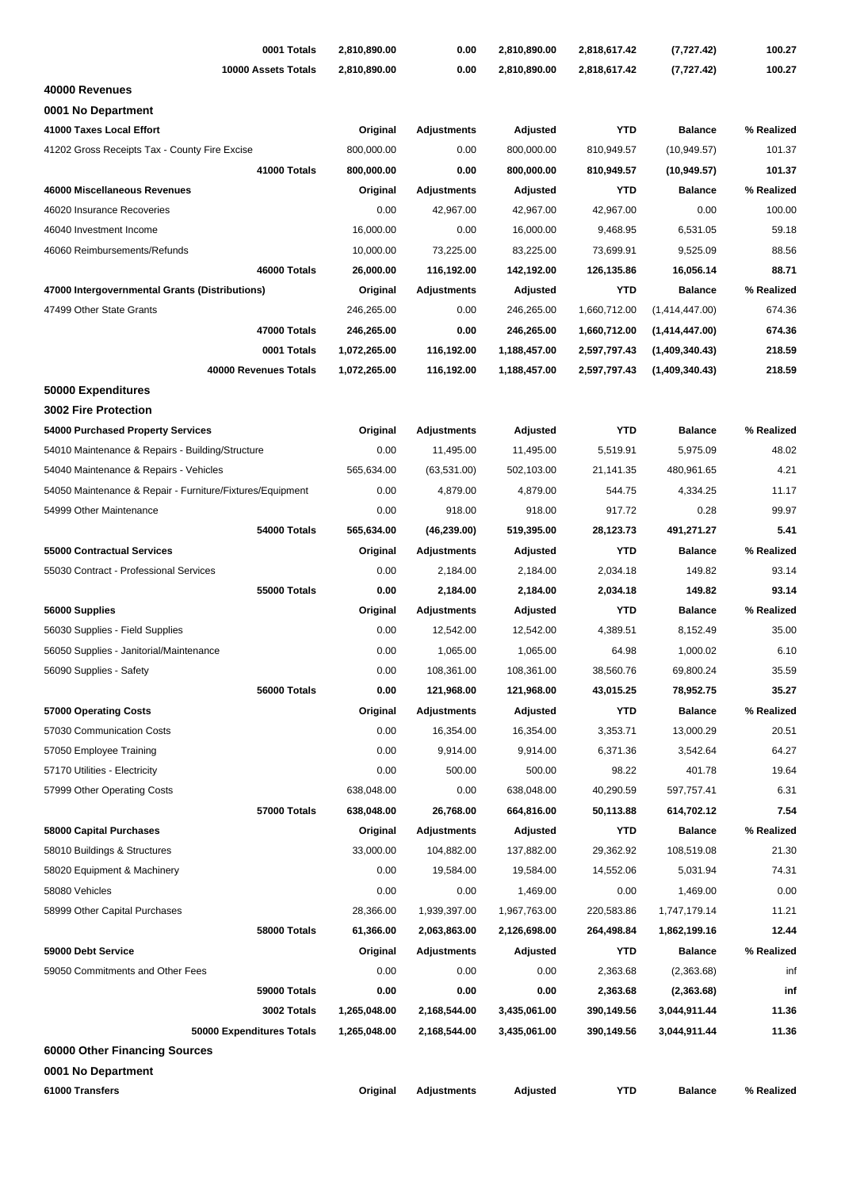| | | | | | |
|---|---|---|---|---|---|
| **0001 Totals** | **2,810,890.00** | **0.00** | **2,810,890.00** | **2,818,617.42** | **(7,727.42)** | **100.27** |
| **10000 Assets Totals** | **2,810,890.00** | **0.00** | **2,810,890.00** | **2,818,617.42** | **(7,727.42)** | **100.27** |

**40000 Revenues**

**0001 No Department**

| **41000 Taxes Local Effort** | **Original** | **Adjustments** | **Adjusted** | **YTD** | **Balance** | **% Realized** |
|---|---|---|---|---|---|---|
| 41202 Gross Receipts Tax - County Fire Excise | 800,000.00 | 0.00 | 800,000.00 | 810,949.57 | (10,949.57) | 101.37 |
| **41000 Totals** | **800,000.00** | **0.00** | **800,000.00** | **810,949.57** | **(10,949.57)** | **101.37** |
| **46000 Miscellaneous Revenues** | **Original** | **Adjustments** | **Adjusted** | **YTD** | **Balance** | **% Realized** |
| 46020 Insurance Recoveries | 0.00 | 42,967.00 | 42,967.00 | 42,967.00 | 0.00 | 100.00 |
| 46040 Investment Income | 16,000.00 | 0.00 | 16,000.00 | 9,468.95 | 6,531.05 | 59.18 |
| 46060 Reimbursements/Refunds | 10,000.00 | 73,225.00 | 83,225.00 | 73,699.91 | 9,525.09 | 88.56 |
| **46000 Totals** | **26,000.00** | **116,192.00** | **142,192.00** | **126,135.86** | **16,056.14** | **88.71** |
| **47000 Intergovernmental Grants (Distributions)** | **Original** | **Adjustments** | **Adjusted** | **YTD** | **Balance** | **% Realized** |
| 47499 Other State Grants | 246,265.00 | 0.00 | 246,265.00 | 1,660,712.00 | (1,414,447.00) | 674.36 |
| **47000 Totals** | **246,265.00** | **0.00** | **246,265.00** | **1,660,712.00** | **(1,414,447.00)** | **674.36** |
| **0001 Totals** | **1,072,265.00** | **116,192.00** | **1,188,457.00** | **2,597,797.43** | **(1,409,340.43)** | **218.59** |
| **40000 Revenues Totals** | **1,072,265.00** | **116,192.00** | **1,188,457.00** | **2,597,797.43** | **(1,409,340.43)** | **218.59** |

**50000 Expenditures**

**3002 Fire Protection**

| **54000 Purchased Property Services** | **Original** | **Adjustments** | **Adjusted** | **YTD** | **Balance** | **% Realized** |
|---|---|---|---|---|---|---|
| 54010 Maintenance & Repairs - Building/Structure | 0.00 | 11,495.00 | 11,495.00 | 5,519.91 | 5,975.09 | 48.02 |
| 54040 Maintenance & Repairs - Vehicles | 565,634.00 | (63,531.00) | 502,103.00 | 21,141.35 | 480,961.65 | 4.21 |
| 54050 Maintenance & Repair - Furniture/Fixtures/Equipment | 0.00 | 4,879.00 | 4,879.00 | 544.75 | 4,334.25 | 11.17 |
| 54999 Other Maintenance | 0.00 | 918.00 | 918.00 | 917.72 | 0.28 | 99.97 |
| **54000 Totals** | **565,634.00** | **(46,239.00)** | **519,395.00** | **28,123.73** | **491,271.27** | **5.41** |
| **55000 Contractual Services** | **Original** | **Adjustments** | **Adjusted** | **YTD** | **Balance** | **% Realized** |
| 55030 Contract - Professional Services | 0.00 | 2,184.00 | 2,184.00 | 2,034.18 | 149.82 | 93.14 |
| **55000 Totals** | **0.00** | **2,184.00** | **2,184.00** | **2,034.18** | **149.82** | **93.14** |
| **56000 Supplies** | **Original** | **Adjustments** | **Adjusted** | **YTD** | **Balance** | **% Realized** |
| 56030 Supplies - Field Supplies | 0.00 | 12,542.00 | 12,542.00 | 4,389.51 | 8,152.49 | 35.00 |
| 56050 Supplies - Janitorial/Maintenance | 0.00 | 1,065.00 | 1,065.00 | 64.98 | 1,000.02 | 6.10 |
| 56090 Supplies - Safety | 0.00 | 108,361.00 | 108,361.00 | 38,560.76 | 69,800.24 | 35.59 |
| **56000 Totals** | **0.00** | **121,968.00** | **121,968.00** | **43,015.25** | **78,952.75** | **35.27** |
| **57000 Operating Costs** | **Original** | **Adjustments** | **Adjusted** | **YTD** | **Balance** | **% Realized** |
| 57030 Communication Costs | 0.00 | 16,354.00 | 16,354.00 | 3,353.71 | 13,000.29 | 20.51 |
| 57050 Employee Training | 0.00 | 9,914.00 | 9,914.00 | 6,371.36 | 3,542.64 | 64.27 |
| 57170 Utilities - Electricity | 0.00 | 500.00 | 500.00 | 98.22 | 401.78 | 19.64 |
| 57999 Other Operating Costs | 638,048.00 | 0.00 | 638,048.00 | 40,290.59 | 597,757.41 | 6.31 |
| **57000 Totals** | **638,048.00** | **26,768.00** | **664,816.00** | **50,113.88** | **614,702.12** | **7.54** |
| **58000 Capital Purchases** | **Original** | **Adjustments** | **Adjusted** | **YTD** | **Balance** | **% Realized** |
| 58010 Buildings & Structures | 33,000.00 | 104,882.00 | 137,882.00 | 29,362.92 | 108,519.08 | 21.30 |
| 58020 Equipment & Machinery | 0.00 | 19,584.00 | 19,584.00 | 14,552.06 | 5,031.94 | 74.31 |
| 58080 Vehicles | 0.00 | 0.00 | 1,469.00 | 0.00 | 1,469.00 | 0.00 |
| 58999 Other Capital Purchases | 28,366.00 | 1,939,397.00 | 1,967,763.00 | 220,583.86 | 1,747,179.14 | 11.21 |
| **58000 Totals** | **61,366.00** | **2,063,863.00** | **2,126,698.00** | **264,498.84** | **1,862,199.16** | **12.44** |
| **59000 Debt Service** | **Original** | **Adjustments** | **Adjusted** | **YTD** | **Balance** | **% Realized** |
| 59050 Commitments and Other Fees | 0.00 | 0.00 | 0.00 | 2,363.68 | (2,363.68) | inf |
| **59000 Totals** | **0.00** | **0.00** | **0.00** | **2,363.68** | **(2,363.68)** | **inf** |
| **3002 Totals** | **1,265,048.00** | **2,168,544.00** | **3,435,061.00** | **390,149.56** | **3,044,911.44** | **11.36** |
| **50000 Expenditures Totals** | **1,265,048.00** | **2,168,544.00** | **3,435,061.00** | **390,149.56** | **3,044,911.44** | **11.36** |

**60000 Other Financing Sources**

**0001 No Department**

| **61000 Transfers** | **Original** | **Adjustments** | **Adjusted** | **YTD** | **Balance** | **% Realized** |
|---|---|---|---|---|---|---|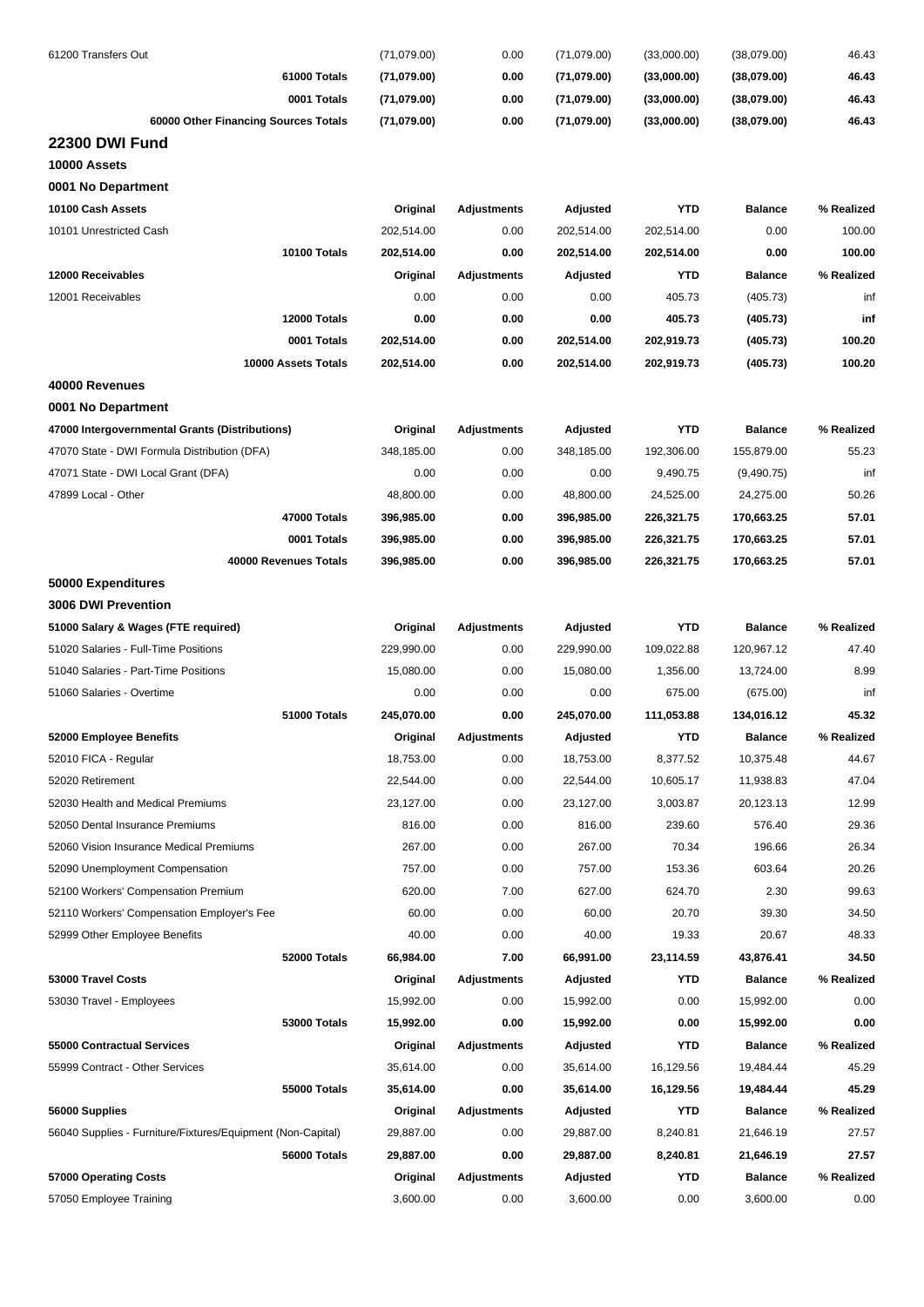| 61200 Transfers Out | (71,079.00) | 0.00 | (71,079.00) | (33,000.00) | (38,079.00) | 46.43 |
|---|---|---|---|---|---|---|
| **61000 Totals** | **(71,079.00)** | **0.00** | **(71,079.00)** | **(33,000.00)** | **(38,079.00)** | **46.43** |
| **0001 Totals** | **(71,079.00)** | **0.00** | **(71,079.00)** | **(33,000.00)** | **(38,079.00)** | **46.43** |
| **60000 Other Financing Sources Totals** | **(71,079.00)** | **0.00** | **(71,079.00)** | **(33,000.00)** | **(38,079.00)** | **46.43** |

## 22300 DWI Fund

**10000 Assets**

**0001 No Department**

| 10100 Cash Assets | Original | Adjustments | Adjusted | YTD | Balance | % Realized |
|---|---|---|---|---|---|---|
| 10101 Unrestricted Cash | 202,514.00 | 0.00 | 202,514.00 | 202,514.00 | 0.00 | 100.00 |
| **10100 Totals** | **202,514.00** | **0.00** | **202,514.00** | **202,514.00** | **0.00** | **100.00** |
| **12000 Receivables** | **Original** | **Adjustments** | **Adjusted** | **YTD** | **Balance** | **% Realized** |
| 12001 Receivables | 0.00 | 0.00 | 0.00 | 405.73 | (405.73) | inf |
| **12000 Totals** | **0.00** | **0.00** | **0.00** | **405.73** | **(405.73)** | **inf** |
| **0001 Totals** | **202,514.00** | **0.00** | **202,514.00** | **202,919.73** | **(405.73)** | **100.20** |
| **10000 Assets Totals** | **202,514.00** | **0.00** | **202,514.00** | **202,919.73** | **(405.73)** | **100.20** |

**40000 Revenues**

**0001 No Department**

| 47000 Intergovernmental Grants (Distributions) | Original | Adjustments | Adjusted | YTD | Balance | % Realized |
|---|---|---|---|---|---|---|
| 47070 State - DWI Formula Distribution (DFA) | 348,185.00 | 0.00 | 348,185.00 | 192,306.00 | 155,879.00 | 55.23 |
| 47071 State - DWI Local Grant (DFA) | 0.00 | 0.00 | 0.00 | 9,490.75 | (9,490.75) | inf |
| 47899 Local - Other | 48,800.00 | 0.00 | 48,800.00 | 24,525.00 | 24,275.00 | 50.26 |
| **47000 Totals** | **396,985.00** | **0.00** | **396,985.00** | **226,321.75** | **170,663.25** | **57.01** |
| **0001 Totals** | **396,985.00** | **0.00** | **396,985.00** | **226,321.75** | **170,663.25** | **57.01** |
| **40000 Revenues Totals** | **396,985.00** | **0.00** | **396,985.00** | **226,321.75** | **170,663.25** | **57.01** |

**50000 Expenditures**

**3006 DWI Prevention**

| 51000 Salary & Wages (FTE required) | Original | Adjustments | Adjusted | YTD | Balance | % Realized |
|---|---|---|---|---|---|---|
| 51020 Salaries - Full-Time Positions | 229,990.00 | 0.00 | 229,990.00 | 109,022.88 | 120,967.12 | 47.40 |
| 51040 Salaries - Part-Time Positions | 15,080.00 | 0.00 | 15,080.00 | 1,356.00 | 13,724.00 | 8.99 |
| 51060 Salaries - Overtime | 0.00 | 0.00 | 0.00 | 675.00 | (675.00) | inf |
| **51000 Totals** | **245,070.00** | **0.00** | **245,070.00** | **111,053.88** | **134,016.12** | **45.32** |
| **52000 Employee Benefits** | **Original** | **Adjustments** | **Adjusted** | **YTD** | **Balance** | **% Realized** |
| 52010 FICA - Regular | 18,753.00 | 0.00 | 18,753.00 | 8,377.52 | 10,375.48 | 44.67 |
| 52020 Retirement | 22,544.00 | 0.00 | 22,544.00 | 10,605.17 | 11,938.83 | 47.04 |
| 52030 Health and Medical Premiums | 23,127.00 | 0.00 | 23,127.00 | 3,003.87 | 20,123.13 | 12.99 |
| 52050 Dental Insurance Premiums | 816.00 | 0.00 | 816.00 | 239.60 | 576.40 | 29.36 |
| 52060 Vision Insurance Medical Premiums | 267.00 | 0.00 | 267.00 | 70.34 | 196.66 | 26.34 |
| 52090 Unemployment Compensation | 757.00 | 0.00 | 757.00 | 153.36 | 603.64 | 20.26 |
| 52100 Workers' Compensation Premium | 620.00 | 7.00 | 627.00 | 624.70 | 2.30 | 99.63 |
| 52110 Workers' Compensation Employer's Fee | 60.00 | 0.00 | 60.00 | 20.70 | 39.30 | 34.50 |
| 52999 Other Employee Benefits | 40.00 | 0.00 | 40.00 | 19.33 | 20.67 | 48.33 |
| **52000 Totals** | **66,984.00** | **7.00** | **66,991.00** | **23,114.59** | **43,876.41** | **34.50** |
| **53000 Travel Costs** | **Original** | **Adjustments** | **Adjusted** | **YTD** | **Balance** | **% Realized** |
| 53030 Travel - Employees | 15,992.00 | 0.00 | 15,992.00 | 0.00 | 15,992.00 | 0.00 |
| **53000 Totals** | **15,992.00** | **0.00** | **15,992.00** | **0.00** | **15,992.00** | **0.00** |
| **55000 Contractual Services** | **Original** | **Adjustments** | **Adjusted** | **YTD** | **Balance** | **% Realized** |
| 55999 Contract - Other Services | 35,614.00 | 0.00 | 35,614.00 | 16,129.56 | 19,484.44 | 45.29 |
| **55000 Totals** | **35,614.00** | **0.00** | **35,614.00** | **16,129.56** | **19,484.44** | **45.29** |
| **56000 Supplies** | **Original** | **Adjustments** | **Adjusted** | **YTD** | **Balance** | **% Realized** |
| 56040 Supplies - Furniture/Fixtures/Equipment (Non-Capital) | 29,887.00 | 0.00 | 29,887.00 | 8,240.81 | 21,646.19 | 27.57 |
| **56000 Totals** | **29,887.00** | **0.00** | **29,887.00** | **8,240.81** | **21,646.19** | **27.57** |
| **57000 Operating Costs** | **Original** | **Adjustments** | **Adjusted** | **YTD** | **Balance** | **% Realized** |
| 57050 Employee Training | 3,600.00 | 0.00 | 3,600.00 | 0.00 | 3,600.00 | 0.00 |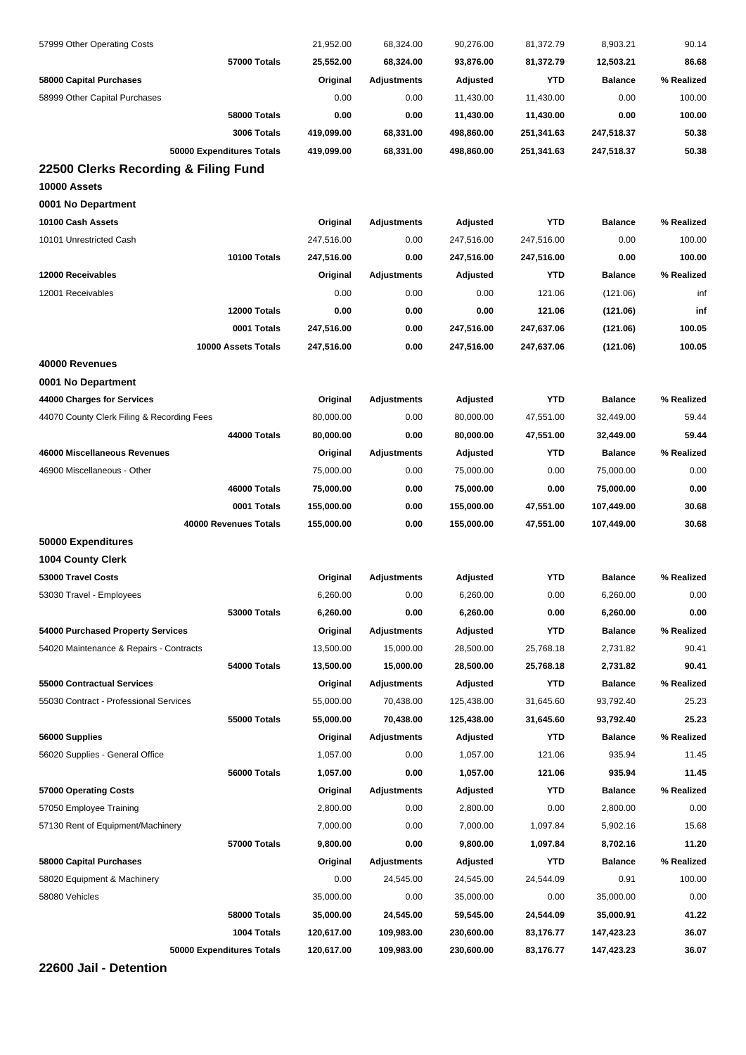| | Original | Adjustments | Adjusted | YTD | Balance | % Realized |
|---|---|---|---|---|---|---|
| 57999 Other Operating Costs | 21,952.00 | 68,324.00 | 90,276.00 | 81,372.79 | 8,903.21 | 90.14 |
| **57000 Totals** | **25,552.00** | **68,324.00** | **93,876.00** | **81,372.79** | **12,503.21** | **86.68** |
| **58000 Capital Purchases** | **Original** | **Adjustments** | **Adjusted** | **YTD** | **Balance** | **% Realized** |
| 58999 Other Capital Purchases | 0.00 | 0.00 | 11,430.00 | 11,430.00 | 0.00 | 100.00 |
| **58000 Totals** | **0.00** | **0.00** | **11,430.00** | **11,430.00** | **0.00** | **100.00** |
| **3006 Totals** | **419,099.00** | **68,331.00** | **498,860.00** | **251,341.63** | **247,518.37** | **50.38** |
| **50000 Expenditures Totals** | **419,099.00** | **68,331.00** | **498,860.00** | **251,341.63** | **247,518.37** | **50.38** |

## 22500 Clerks Recording & Filing Fund

**10000 Assets**

**0001 No Department**

| 10100 Cash Assets | Original | Adjustments | Adjusted | YTD | Balance | % Realized |
|---|---|---|---|---|---|---|
| 10101 Unrestricted Cash | 247,516.00 | 0.00 | 247,516.00 | 247,516.00 | 0.00 | 100.00 |
| **10100 Totals** | **247,516.00** | **0.00** | **247,516.00** | **247,516.00** | **0.00** | **100.00** |
| **12000 Receivables** | **Original** | **Adjustments** | **Adjusted** | **YTD** | **Balance** | **% Realized** |
| 12001 Receivables | 0.00 | 0.00 | 0.00 | 121.06 | (121.06) | inf |
| **12000 Totals** | **0.00** | **0.00** | **0.00** | **121.06** | **(121.06)** | **inf** |
| **0001 Totals** | **247,516.00** | **0.00** | **247,516.00** | **247,637.06** | **(121.06)** | **100.05** |
| **10000 Assets Totals** | **247,516.00** | **0.00** | **247,516.00** | **247,637.06** | **(121.06)** | **100.05** |

**40000 Revenues**

**0001 No Department**

| 44000 Charges for Services | Original | Adjustments | Adjusted | YTD | Balance | % Realized |
|---|---|---|---|---|---|---|
| 44070 County Clerk Filing & Recording Fees | 80,000.00 | 0.00 | 80,000.00 | 47,551.00 | 32,449.00 | 59.44 |
| **44000 Totals** | **80,000.00** | **0.00** | **80,000.00** | **47,551.00** | **32,449.00** | **59.44** |
| **46000 Miscellaneous Revenues** | **Original** | **Adjustments** | **Adjusted** | **YTD** | **Balance** | **% Realized** |
| 46900 Miscellaneous - Other | 75,000.00 | 0.00 | 75,000.00 | 0.00 | 75,000.00 | 0.00 |
| **46000 Totals** | **75,000.00** | **0.00** | **75,000.00** | **0.00** | **75,000.00** | **0.00** |
| **0001 Totals** | **155,000.00** | **0.00** | **155,000.00** | **47,551.00** | **107,449.00** | **30.68** |
| **40000 Revenues Totals** | **155,000.00** | **0.00** | **155,000.00** | **47,551.00** | **107,449.00** | **30.68** |

**50000 Expenditures**

**1004 County Clerk**

| 53000 Travel Costs | Original | Adjustments | Adjusted | YTD | Balance | % Realized |
|---|---|---|---|---|---|---|
| 53030 Travel - Employees | 6,260.00 | 0.00 | 6,260.00 | 0.00 | 6,260.00 | 0.00 |
| **53000 Totals** | **6,260.00** | **0.00** | **6,260.00** | **0.00** | **6,260.00** | **0.00** |
| **54000 Purchased Property Services** | **Original** | **Adjustments** | **Adjusted** | **YTD** | **Balance** | **% Realized** |
| 54020 Maintenance & Repairs - Contracts | 13,500.00 | 15,000.00 | 28,500.00 | 25,768.18 | 2,731.82 | 90.41 |
| **54000 Totals** | **13,500.00** | **15,000.00** | **28,500.00** | **25,768.18** | **2,731.82** | **90.41** |
| **55000 Contractual Services** | **Original** | **Adjustments** | **Adjusted** | **YTD** | **Balance** | **% Realized** |
| 55030 Contract - Professional Services | 55,000.00 | 70,438.00 | 125,438.00 | 31,645.60 | 93,792.40 | 25.23 |
| **55000 Totals** | **55,000.00** | **70,438.00** | **125,438.00** | **31,645.60** | **93,792.40** | **25.23** |
| **56000 Supplies** | **Original** | **Adjustments** | **Adjusted** | **YTD** | **Balance** | **% Realized** |
| 56020 Supplies - General Office | 1,057.00 | 0.00 | 1,057.00 | 121.06 | 935.94 | 11.45 |
| **56000 Totals** | **1,057.00** | **0.00** | **1,057.00** | **121.06** | **935.94** | **11.45** |
| **57000 Operating Costs** | **Original** | **Adjustments** | **Adjusted** | **YTD** | **Balance** | **% Realized** |
| 57050 Employee Training | 2,800.00 | 0.00 | 2,800.00 | 0.00 | 2,800.00 | 0.00 |
| 57130 Rent of Equipment/Machinery | 7,000.00 | 0.00 | 7,000.00 | 1,097.84 | 5,902.16 | 15.68 |
| **57000 Totals** | **9,800.00** | **0.00** | **9,800.00** | **1,097.84** | **8,702.16** | **11.20** |
| **58000 Capital Purchases** | **Original** | **Adjustments** | **Adjusted** | **YTD** | **Balance** | **% Realized** |
| 58020 Equipment & Machinery | 0.00 | 24,545.00 | 24,545.00 | 24,544.09 | 0.91 | 100.00 |
| 58080 Vehicles | 35,000.00 | 0.00 | 35,000.00 | 0.00 | 35,000.00 | 0.00 |
| **58000 Totals** | **35,000.00** | **24,545.00** | **59,545.00** | **24,544.09** | **35,000.91** | **41.22** |
| **1004 Totals** | **120,617.00** | **109,983.00** | **230,600.00** | **83,176.77** | **147,423.23** | **36.07** |
| **50000 Expenditures Totals** | **120,617.00** | **109,983.00** | **230,600.00** | **83,176.77** | **147,423.23** | **36.07** |

## 22600 Jail - Detention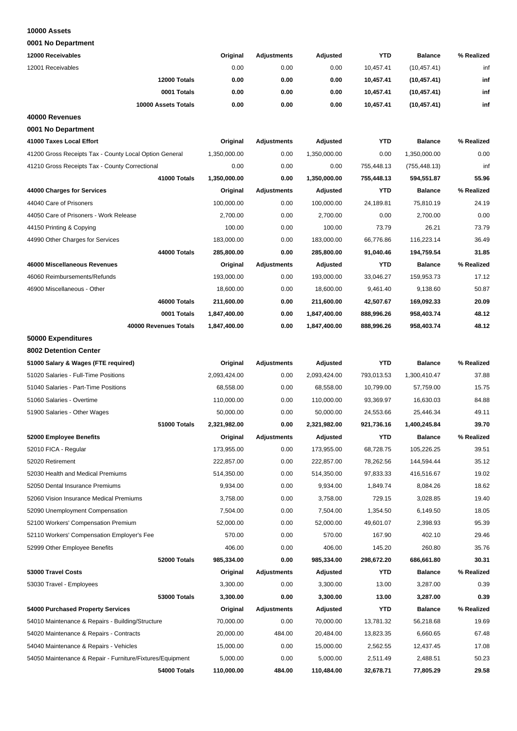**10000 Assets**

**0001 No Department**

| 12000 Receivables | Original | Adjustments | Adjusted | YTD | Balance | % Realized |
|---|---|---|---|---|---|---|
| 12001 Receivables | 0.00 | 0.00 | 0.00 | 10,457.41 | (10,457.41) | inf |
| **12000 Totals** | **0.00** | **0.00** | **0.00** | **10,457.41** | **(10,457.41)** | **inf** |
| **0001 Totals** | **0.00** | **0.00** | **0.00** | **10,457.41** | **(10,457.41)** | **inf** |
| **10000 Assets Totals** | **0.00** | **0.00** | **0.00** | **10,457.41** | **(10,457.41)** | **inf** |

**40000 Revenues**

**0001 No Department**

| 41000 Taxes Local Effort | Original | Adjustments | Adjusted | YTD | Balance | % Realized |
|---|---|---|---|---|---|---|
| 41200 Gross Receipts Tax - County Local Option General | 1,350,000.00 | 0.00 | 1,350,000.00 | 0.00 | 1,350,000.00 | 0.00 |
| 41210 Gross Receipts Tax - County Correctional | 0.00 | 0.00 | 0.00 | 755,448.13 | (755,448.13) | inf |
| **41000 Totals** | **1,350,000.00** | **0.00** | **1,350,000.00** | **755,448.13** | **594,551.87** | **55.96** |
| **44000 Charges for Services** | **Original** | **Adjustments** | **Adjusted** | **YTD** | **Balance** | **% Realized** |
| 44040 Care of Prisoners | 100,000.00 | 0.00 | 100,000.00 | 24,189.81 | 75,810.19 | 24.19 |
| 44050 Care of Prisoners - Work Release | 2,700.00 | 0.00 | 2,700.00 | 0.00 | 2,700.00 | 0.00 |
| 44150 Printing & Copying | 100.00 | 0.00 | 100.00 | 73.79 | 26.21 | 73.79 |
| 44990 Other Charges for Services | 183,000.00 | 0.00 | 183,000.00 | 66,776.86 | 116,223.14 | 36.49 |
| **44000 Totals** | **285,800.00** | **0.00** | **285,800.00** | **91,040.46** | **194,759.54** | **31.85** |
| **46000 Miscellaneous Revenues** | **Original** | **Adjustments** | **Adjusted** | **YTD** | **Balance** | **% Realized** |
| 46060 Reimbursements/Refunds | 193,000.00 | 0.00 | 193,000.00 | 33,046.27 | 159,953.73 | 17.12 |
| 46900 Miscellaneous - Other | 18,600.00 | 0.00 | 18,600.00 | 9,461.40 | 9,138.60 | 50.87 |
| **46000 Totals** | **211,600.00** | **0.00** | **211,600.00** | **42,507.67** | **169,092.33** | **20.09** |
| **0001 Totals** | **1,847,400.00** | **0.00** | **1,847,400.00** | **888,996.26** | **958,403.74** | **48.12** |
| **40000 Revenues Totals** | **1,847,400.00** | **0.00** | **1,847,400.00** | **888,996.26** | **958,403.74** | **48.12** |

**50000 Expenditures**

**8002 Detention Center**

| 51000 Salary & Wages (FTE required) | Original | Adjustments | Adjusted | YTD | Balance | % Realized |
|---|---|---|---|---|---|---|
| 51020 Salaries - Full-Time Positions | 2,093,424.00 | 0.00 | 2,093,424.00 | 793,013.53 | 1,300,410.47 | 37.88 |
| 51040 Salaries - Part-Time Positions | 68,558.00 | 0.00 | 68,558.00 | 10,799.00 | 57,759.00 | 15.75 |
| 51060 Salaries - Overtime | 110,000.00 | 0.00 | 110,000.00 | 93,369.97 | 16,630.03 | 84.88 |
| 51900 Salaries - Other Wages | 50,000.00 | 0.00 | 50,000.00 | 24,553.66 | 25,446.34 | 49.11 |
| **51000 Totals** | **2,321,982.00** | **0.00** | **2,321,982.00** | **921,736.16** | **1,400,245.84** | **39.70** |
| **52000 Employee Benefits** | **Original** | **Adjustments** | **Adjusted** | **YTD** | **Balance** | **% Realized** |
| 52010 FICA - Regular | 173,955.00 | 0.00 | 173,955.00 | 68,728.75 | 105,226.25 | 39.51 |
| 52020 Retirement | 222,857.00 | 0.00 | 222,857.00 | 78,262.56 | 144,594.44 | 35.12 |
| 52030 Health and Medical Premiums | 514,350.00 | 0.00 | 514,350.00 | 97,833.33 | 416,516.67 | 19.02 |
| 52050 Dental Insurance Premiums | 9,934.00 | 0.00 | 9,934.00 | 1,849.74 | 8,084.26 | 18.62 |
| 52060 Vision Insurance Medical Premiums | 3,758.00 | 0.00 | 3,758.00 | 729.15 | 3,028.85 | 19.40 |
| 52090 Unemployment Compensation | 7,504.00 | 0.00 | 7,504.00 | 1,354.50 | 6,149.50 | 18.05 |
| 52100 Workers' Compensation Premium | 52,000.00 | 0.00 | 52,000.00 | 49,601.07 | 2,398.93 | 95.39 |
| 52110 Workers' Compensation Employer's Fee | 570.00 | 0.00 | 570.00 | 167.90 | 402.10 | 29.46 |
| 52999 Other Employee Benefits | 406.00 | 0.00 | 406.00 | 145.20 | 260.80 | 35.76 |
| **52000 Totals** | **985,334.00** | **0.00** | **985,334.00** | **298,672.20** | **686,661.80** | **30.31** |
| **53000 Travel Costs** | **Original** | **Adjustments** | **Adjusted** | **YTD** | **Balance** | **% Realized** |
| 53030 Travel - Employees | 3,300.00 | 0.00 | 3,300.00 | 13.00 | 3,287.00 | 0.39 |
| **53000 Totals** | **3,300.00** | **0.00** | **3,300.00** | **13.00** | **3,287.00** | **0.39** |
| **54000 Purchased Property Services** | **Original** | **Adjustments** | **Adjusted** | **YTD** | **Balance** | **% Realized** |
| 54010 Maintenance & Repairs - Building/Structure | 70,000.00 | 0.00 | 70,000.00 | 13,781.32 | 56,218.68 | 19.69 |
| 54020 Maintenance & Repairs - Contracts | 20,000.00 | 484.00 | 20,484.00 | 13,823.35 | 6,660.65 | 67.48 |
| 54040 Maintenance & Repairs - Vehicles | 15,000.00 | 0.00 | 15,000.00 | 2,562.55 | 12,437.45 | 17.08 |
| 54050 Maintenance & Repair - Furniture/Fixtures/Equipment | 5,000.00 | 0.00 | 5,000.00 | 2,511.49 | 2,488.51 | 50.23 |
| **54000 Totals** | **110,000.00** | **484.00** | **110,484.00** | **32,678.71** | **77,805.29** | **29.58** |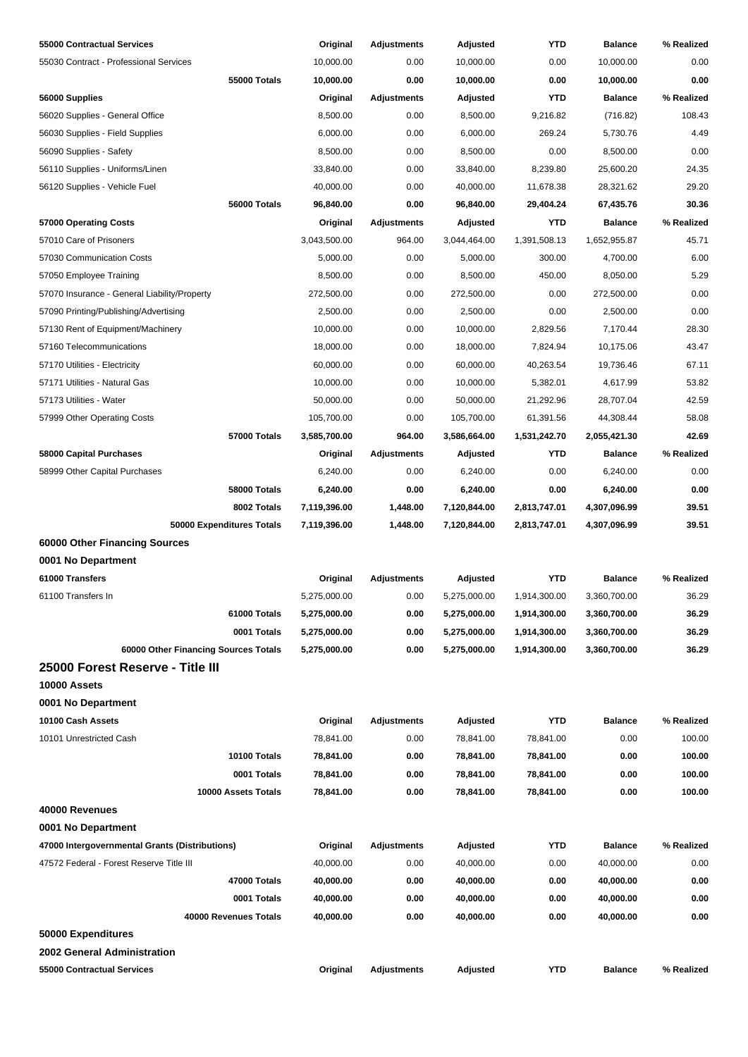| 55000 Contractual Services | Original | Adjustments | Adjusted | YTD | Balance | % Realized |
|---|---|---|---|---|---|---|
| 55030 Contract - Professional Services | 10,000.00 | 0.00 | 10,000.00 | 0.00 | 10,000.00 | 0.00 |
| **55000 Totals** | **10,000.00** | **0.00** | **10,000.00** | **0.00** | **10,000.00** | **0.00** |
| **56000 Supplies** | **Original** | **Adjustments** | **Adjusted** | **YTD** | **Balance** | **% Realized** |
| 56020 Supplies - General Office | 8,500.00 | 0.00 | 8,500.00 | 9,216.82 | (716.82) | 108.43 |
| 56030 Supplies - Field Supplies | 6,000.00 | 0.00 | 6,000.00 | 269.24 | 5,730.76 | 4.49 |
| 56090 Supplies - Safety | 8,500.00 | 0.00 | 8,500.00 | 0.00 | 8,500.00 | 0.00 |
| 56110 Supplies - Uniforms/Linen | 33,840.00 | 0.00 | 33,840.00 | 8,239.80 | 25,600.20 | 24.35 |
| 56120 Supplies - Vehicle Fuel | 40,000.00 | 0.00 | 40,000.00 | 11,678.38 | 28,321.62 | 29.20 |
| **56000 Totals** | **96,840.00** | **0.00** | **96,840.00** | **29,404.24** | **67,435.76** | **30.36** |
| **57000 Operating Costs** | **Original** | **Adjustments** | **Adjusted** | **YTD** | **Balance** | **% Realized** |
| 57010 Care of Prisoners | 3,043,500.00 | 964.00 | 3,044,464.00 | 1,391,508.13 | 1,652,955.87 | 45.71 |
| 57030 Communication Costs | 5,000.00 | 0.00 | 5,000.00 | 300.00 | 4,700.00 | 6.00 |
| 57050 Employee Training | 8,500.00 | 0.00 | 8,500.00 | 450.00 | 8,050.00 | 5.29 |
| 57070 Insurance - General Liability/Property | 272,500.00 | 0.00 | 272,500.00 | 0.00 | 272,500.00 | 0.00 |
| 57090 Printing/Publishing/Advertising | 2,500.00 | 0.00 | 2,500.00 | 0.00 | 2,500.00 | 0.00 |
| 57130 Rent of Equipment/Machinery | 10,000.00 | 0.00 | 10,000.00 | 2,829.56 | 7,170.44 | 28.30 |
| 57160 Telecommunications | 18,000.00 | 0.00 | 18,000.00 | 7,824.94 | 10,175.06 | 43.47 |
| 57170 Utilities - Electricity | 60,000.00 | 0.00 | 60,000.00 | 40,263.54 | 19,736.46 | 67.11 |
| 57171 Utilities - Natural Gas | 10,000.00 | 0.00 | 10,000.00 | 5,382.01 | 4,617.99 | 53.82 |
| 57173 Utilities - Water | 50,000.00 | 0.00 | 50,000.00 | 21,292.96 | 28,707.04 | 42.59 |
| 57999 Other Operating Costs | 105,700.00 | 0.00 | 105,700.00 | 61,391.56 | 44,308.44 | 58.08 |
| **57000 Totals** | **3,585,700.00** | **964.00** | **3,586,664.00** | **1,531,242.70** | **2,055,421.30** | **42.69** |
| **58000 Capital Purchases** | **Original** | **Adjustments** | **Adjusted** | **YTD** | **Balance** | **% Realized** |
| 58999 Other Capital Purchases | 6,240.00 | 0.00 | 6,240.00 | 0.00 | 6,240.00 | 0.00 |
| **58000 Totals** | **6,240.00** | **0.00** | **6,240.00** | **0.00** | **6,240.00** | **0.00** |
| **8002 Totals** | **7,119,396.00** | **1,448.00** | **7,120,844.00** | **2,813,747.01** | **4,307,096.99** | **39.51** |
| **50000 Expenditures Totals** | **7,119,396.00** | **1,448.00** | **7,120,844.00** | **2,813,747.01** | **4,307,096.99** | **39.51** |

**60000 Other Financing Sources**

**0001 No Department**

| 61000 Transfers | Original | Adjustments | Adjusted | YTD | Balance | % Realized |
|---|---|---|---|---|---|---|
| 61100 Transfers In | 5,275,000.00 | 0.00 | 5,275,000.00 | 1,914,300.00 | 3,360,700.00 | 36.29 |
| **61000 Totals** | **5,275,000.00** | **0.00** | **5,275,000.00** | **1,914,300.00** | **3,360,700.00** | **36.29** |
| **0001 Totals** | **5,275,000.00** | **0.00** | **5,275,000.00** | **1,914,300.00** | **3,360,700.00** | **36.29** |
| **60000 Other Financing Sources Totals** | **5,275,000.00** | **0.00** | **5,275,000.00** | **1,914,300.00** | **3,360,700.00** | **36.29** |

## 25000 Forest Reserve - Title III

**10000 Assets**

**0001 No Department**

| 10100 Cash Assets | Original | Adjustments | Adjusted | YTD | Balance | % Realized |
|---|---|---|---|---|---|---|
| 10101 Unrestricted Cash | 78,841.00 | 0.00 | 78,841.00 | 78,841.00 | 0.00 | 100.00 |
| **10100 Totals** | **78,841.00** | **0.00** | **78,841.00** | **78,841.00** | **0.00** | **100.00** |
| **0001 Totals** | **78,841.00** | **0.00** | **78,841.00** | **78,841.00** | **0.00** | **100.00** |
| **10000 Assets Totals** | **78,841.00** | **0.00** | **78,841.00** | **78,841.00** | **0.00** | **100.00** |

**40000 Revenues**

**0001 No Department**

| 47000 Intergovernmental Grants (Distributions) | Original | Adjustments | Adjusted | YTD | Balance | % Realized |
|---|---|---|---|---|---|---|
| 47572 Federal - Forest Reserve Title III | 40,000.00 | 0.00 | 40,000.00 | 0.00 | 40,000.00 | 0.00 |
| **47000 Totals** | **40,000.00** | **0.00** | **40,000.00** | **0.00** | **40,000.00** | **0.00** |
| **0001 Totals** | **40,000.00** | **0.00** | **40,000.00** | **0.00** | **40,000.00** | **0.00** |
| **40000 Revenues Totals** | **40,000.00** | **0.00** | **40,000.00** | **0.00** | **40,000.00** | **0.00** |

**50000 Expenditures**

**2002 General Administration**

| 55000 Contractual Services | Original | Adjustments | Adjusted | YTD | Balance | % Realized |
|---|---|---|---|---|---|---|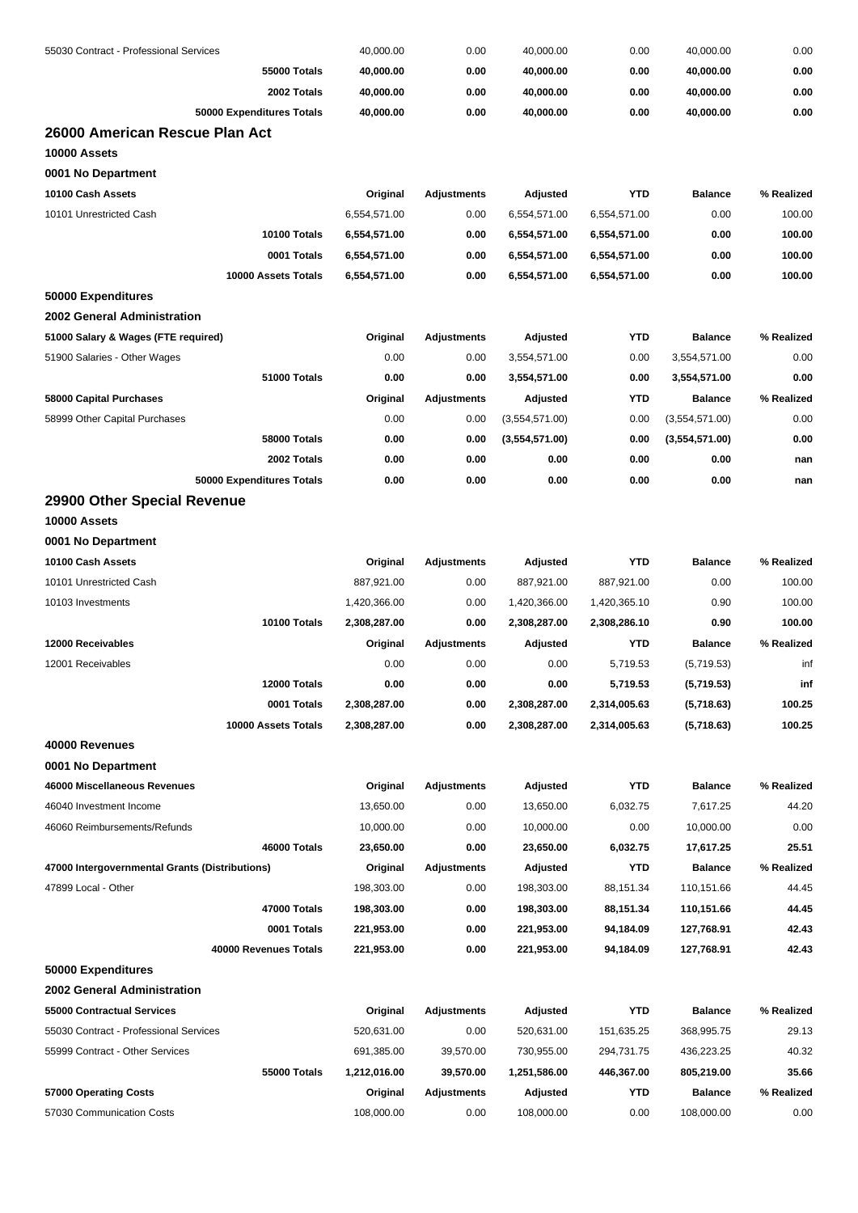| | | | | | | |
|---|---|---|---|---|---|---|
| 55030 Contract - Professional Services | 40,000.00 | 0.00 | 40,000.00 | 0.00 | 40,000.00 | 0.00 |
| **55000 Totals** | **40,000.00** | **0.00** | **40,000.00** | **0.00** | **40,000.00** | **0.00** |
| **2002 Totals** | **40,000.00** | **0.00** | **40,000.00** | **0.00** | **40,000.00** | **0.00** |
| **50000 Expenditures Totals** | **40,000.00** | **0.00** | **40,000.00** | **0.00** | **40,000.00** | **0.00** |

## 26000 American Rescue Plan Act

### 10000 Assets

### 0001 No Department

| 10100 Cash Assets | Original | Adjustments | Adjusted | YTD | Balance | % Realized |
|---|---|---|---|---|---|---|
| 10101 Unrestricted Cash | 6,554,571.00 | 0.00 | 6,554,571.00 | 6,554,571.00 | 0.00 | 100.00 |
| **10100 Totals** | **6,554,571.00** | **0.00** | **6,554,571.00** | **6,554,571.00** | **0.00** | **100.00** |
| **0001 Totals** | **6,554,571.00** | **0.00** | **6,554,571.00** | **6,554,571.00** | **0.00** | **100.00** |
| **10000 Assets Totals** | **6,554,571.00** | **0.00** | **6,554,571.00** | **6,554,571.00** | **0.00** | **100.00** |

### 50000 Expenditures

### 2002 General Administration

| 51000 Salary & Wages (FTE required) | Original | Adjustments | Adjusted | YTD | Balance | % Realized |
|---|---|---|---|---|---|---|
| 51900 Salaries - Other Wages | 0.00 | 0.00 | 3,554,571.00 | 0.00 | 3,554,571.00 | 0.00 |
| **51000 Totals** | **0.00** | **0.00** | **3,554,571.00** | **0.00** | **3,554,571.00** | **0.00** |
| **58000 Capital Purchases** | **Original** | **Adjustments** | **Adjusted** | **YTD** | **Balance** | **% Realized** |
| 58999 Other Capital Purchases | 0.00 | 0.00 | (3,554,571.00) | 0.00 | (3,554,571.00) | 0.00 |
| **58000 Totals** | **0.00** | **0.00** | **(3,554,571.00)** | **0.00** | **(3,554,571.00)** | **0.00** |
| **2002 Totals** | **0.00** | **0.00** | **0.00** | **0.00** | **0.00** | **nan** |
| **50000 Expenditures Totals** | **0.00** | **0.00** | **0.00** | **0.00** | **0.00** | **nan** |

## 29900 Other Special Revenue

### 10000 Assets

### 0001 No Department

| 10100 Cash Assets | Original | Adjustments | Adjusted | YTD | Balance | % Realized |
|---|---|---|---|---|---|---|
| 10101 Unrestricted Cash | 887,921.00 | 0.00 | 887,921.00 | 887,921.00 | 0.00 | 100.00 |
| 10103 Investments | 1,420,366.00 | 0.00 | 1,420,366.00 | 1,420,365.10 | 0.90 | 100.00 |
| **10100 Totals** | **2,308,287.00** | **0.00** | **2,308,287.00** | **2,308,286.10** | **0.90** | **100.00** |
| **12000 Receivables** | **Original** | **Adjustments** | **Adjusted** | **YTD** | **Balance** | **% Realized** |
| 12001 Receivables | 0.00 | 0.00 | 0.00 | 5,719.53 | (5,719.53) | inf |
| **12000 Totals** | **0.00** | **0.00** | **0.00** | **5,719.53** | **(5,719.53)** | **inf** |
| **0001 Totals** | **2,308,287.00** | **0.00** | **2,308,287.00** | **2,314,005.63** | **(5,718.63)** | **100.25** |
| **10000 Assets Totals** | **2,308,287.00** | **0.00** | **2,308,287.00** | **2,314,005.63** | **(5,718.63)** | **100.25** |

### 40000 Revenues

### 0001 No Department

| 46000 Miscellaneous Revenues | Original | Adjustments | Adjusted | YTD | Balance | % Realized |
|---|---|---|---|---|---|---|
| 46040 Investment Income | 13,650.00 | 0.00 | 13,650.00 | 6,032.75 | 7,617.25 | 44.20 |
| 46060 Reimbursements/Refunds | 10,000.00 | 0.00 | 10,000.00 | 0.00 | 10,000.00 | 0.00 |
| **46000 Totals** | **23,650.00** | **0.00** | **23,650.00** | **6,032.75** | **17,617.25** | **25.51** |
| **47000 Intergovernmental Grants (Distributions)** | **Original** | **Adjustments** | **Adjusted** | **YTD** | **Balance** | **% Realized** |
| 47899 Local - Other | 198,303.00 | 0.00 | 198,303.00 | 88,151.34 | 110,151.66 | 44.45 |
| **47000 Totals** | **198,303.00** | **0.00** | **198,303.00** | **88,151.34** | **110,151.66** | **44.45** |
| **0001 Totals** | **221,953.00** | **0.00** | **221,953.00** | **94,184.09** | **127,768.91** | **42.43** |
| **40000 Revenues Totals** | **221,953.00** | **0.00** | **221,953.00** | **94,184.09** | **127,768.91** | **42.43** |

### 50000 Expenditures

### 2002 General Administration

| 55000 Contractual Services | Original | Adjustments | Adjusted | YTD | Balance | % Realized |
|---|---|---|---|---|---|---|
| 55030 Contract - Professional Services | 520,631.00 | 0.00 | 520,631.00 | 151,635.25 | 368,995.75 | 29.13 |
| 55999 Contract - Other Services | 691,385.00 | 39,570.00 | 730,955.00 | 294,731.75 | 436,223.25 | 40.32 |
| **55000 Totals** | **1,212,016.00** | **39,570.00** | **1,251,586.00** | **446,367.00** | **805,219.00** | **35.66** |
| **57000 Operating Costs** | **Original** | **Adjustments** | **Adjusted** | **YTD** | **Balance** | **% Realized** |
| 57030 Communication Costs | 108,000.00 | 0.00 | 108,000.00 | 0.00 | 108,000.00 | 0.00 |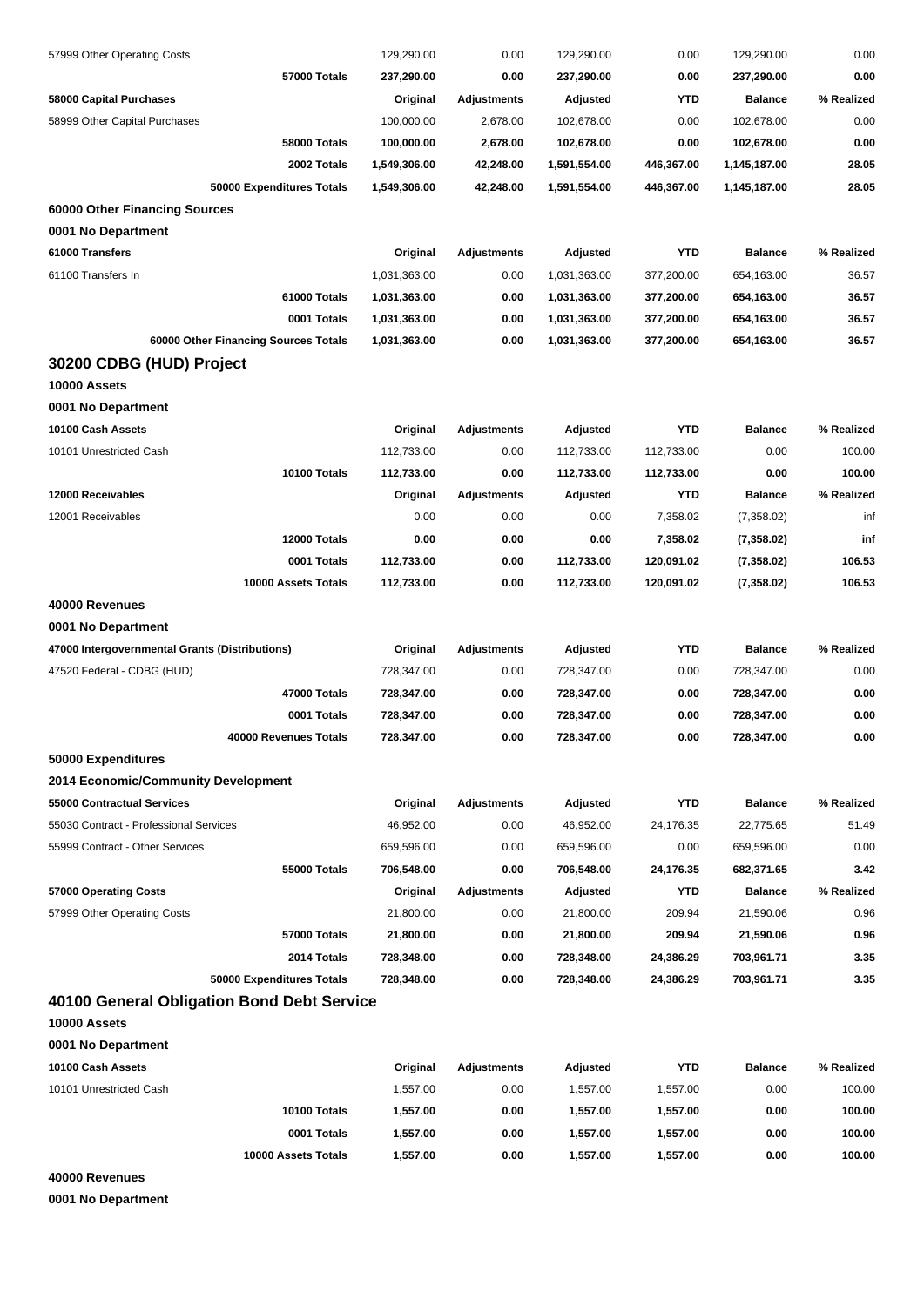| | Original | Adjustments | Adjusted | YTD | Balance | % Realized |
|---|---|---|---|---|---|---|
| 57999 Other Operating Costs | 129,290.00 | 0.00 | 129,290.00 | 0.00 | 129,290.00 | 0.00 |
| **57000 Totals** | **237,290.00** | **0.00** | **237,290.00** | **0.00** | **237,290.00** | **0.00** |
| **58000 Capital Purchases** | **Original** | **Adjustments** | **Adjusted** | **YTD** | **Balance** | **% Realized** |
| 58999 Other Capital Purchases | 100,000.00 | 2,678.00 | 102,678.00 | 0.00 | 102,678.00 | 0.00 |
| **58000 Totals** | **100,000.00** | **2,678.00** | **102,678.00** | **0.00** | **102,678.00** | **0.00** |
| **2002 Totals** | **1,549,306.00** | **42,248.00** | **1,591,554.00** | **446,367.00** | **1,145,187.00** | **28.05** |
| **50000 Expenditures Totals** | **1,549,306.00** | **42,248.00** | **1,591,554.00** | **446,367.00** | **1,145,187.00** | **28.05** |

**60000 Other Financing Sources**

**0001 No Department**

| 61000 Transfers | Original | Adjustments | Adjusted | YTD | Balance | % Realized |
|---|---|---|---|---|---|---|
| 61100 Transfers In | 1,031,363.00 | 0.00 | 1,031,363.00 | 377,200.00 | 654,163.00 | 36.57 |
| **61000 Totals** | **1,031,363.00** | **0.00** | **1,031,363.00** | **377,200.00** | **654,163.00** | **36.57** |
| **0001 Totals** | **1,031,363.00** | **0.00** | **1,031,363.00** | **377,200.00** | **654,163.00** | **36.57** |
| **60000 Other Financing Sources Totals** | **1,031,363.00** | **0.00** | **1,031,363.00** | **377,200.00** | **654,163.00** | **36.57** |

## 30200 CDBG (HUD) Project

**10000 Assets**

**0001 No Department**

| 10100 Cash Assets | Original | Adjustments | Adjusted | YTD | Balance | % Realized |
|---|---|---|---|---|---|---|
| 10101 Unrestricted Cash | 112,733.00 | 0.00 | 112,733.00 | 112,733.00 | 0.00 | 100.00 |
| **10100 Totals** | **112,733.00** | **0.00** | **112,733.00** | **112,733.00** | **0.00** | **100.00** |
| **12000 Receivables** | **Original** | **Adjustments** | **Adjusted** | **YTD** | **Balance** | **% Realized** |
| 12001 Receivables | 0.00 | 0.00 | 0.00 | 7,358.02 | (7,358.02) | inf |
| **12000 Totals** | **0.00** | **0.00** | **0.00** | **7,358.02** | **(7,358.02)** | **inf** |
| **0001 Totals** | **112,733.00** | **0.00** | **112,733.00** | **120,091.02** | **(7,358.02)** | **106.53** |
| **10000 Assets Totals** | **112,733.00** | **0.00** | **112,733.00** | **120,091.02** | **(7,358.02)** | **106.53** |

**40000 Revenues**

**0001 No Department**

| 47000 Intergovernmental Grants (Distributions) | Original | Adjustments | Adjusted | YTD | Balance | % Realized |
|---|---|---|---|---|---|---|
| 47520 Federal - CDBG (HUD) | 728,347.00 | 0.00 | 728,347.00 | 0.00 | 728,347.00 | 0.00 |
| **47000 Totals** | **728,347.00** | **0.00** | **728,347.00** | **0.00** | **728,347.00** | **0.00** |
| **0001 Totals** | **728,347.00** | **0.00** | **728,347.00** | **0.00** | **728,347.00** | **0.00** |
| **40000 Revenues Totals** | **728,347.00** | **0.00** | **728,347.00** | **0.00** | **728,347.00** | **0.00** |

**50000 Expenditures**

**2014 Economic/Community Development**

| 55000 Contractual Services | Original | Adjustments | Adjusted | YTD | Balance | % Realized |
|---|---|---|---|---|---|---|
| 55030 Contract - Professional Services | 46,952.00 | 0.00 | 46,952.00 | 24,176.35 | 22,775.65 | 51.49 |
| 55999 Contract - Other Services | 659,596.00 | 0.00 | 659,596.00 | 0.00 | 659,596.00 | 0.00 |
| **55000 Totals** | **706,548.00** | **0.00** | **706,548.00** | **24,176.35** | **682,371.65** | **3.42** |
| **57000 Operating Costs** | **Original** | **Adjustments** | **Adjusted** | **YTD** | **Balance** | **% Realized** |
| 57999 Other Operating Costs | 21,800.00 | 0.00 | 21,800.00 | 209.94 | 21,590.06 | 0.96 |
| **57000 Totals** | **21,800.00** | **0.00** | **21,800.00** | **209.94** | **21,590.06** | **0.96** |
| **2014 Totals** | **728,348.00** | **0.00** | **728,348.00** | **24,386.29** | **703,961.71** | **3.35** |
| **50000 Expenditures Totals** | **728,348.00** | **0.00** | **728,348.00** | **24,386.29** | **703,961.71** | **3.35** |

## 40100 General Obligation Bond Debt Service

**10000 Assets**

**0001 No Department**

| 10100 Cash Assets | Original | Adjustments | Adjusted | YTD | Balance | % Realized |
|---|---|---|---|---|---|---|
| 10101 Unrestricted Cash | 1,557.00 | 0.00 | 1,557.00 | 1,557.00 | 0.00 | 100.00 |
| **10100 Totals** | **1,557.00** | **0.00** | **1,557.00** | **1,557.00** | **0.00** | **100.00** |
| **0001 Totals** | **1,557.00** | **0.00** | **1,557.00** | **1,557.00** | **0.00** | **100.00** |
| **10000 Assets Totals** | **1,557.00** | **0.00** | **1,557.00** | **1,557.00** | **0.00** | **100.00** |

**40000 Revenues**

**0001 No Department**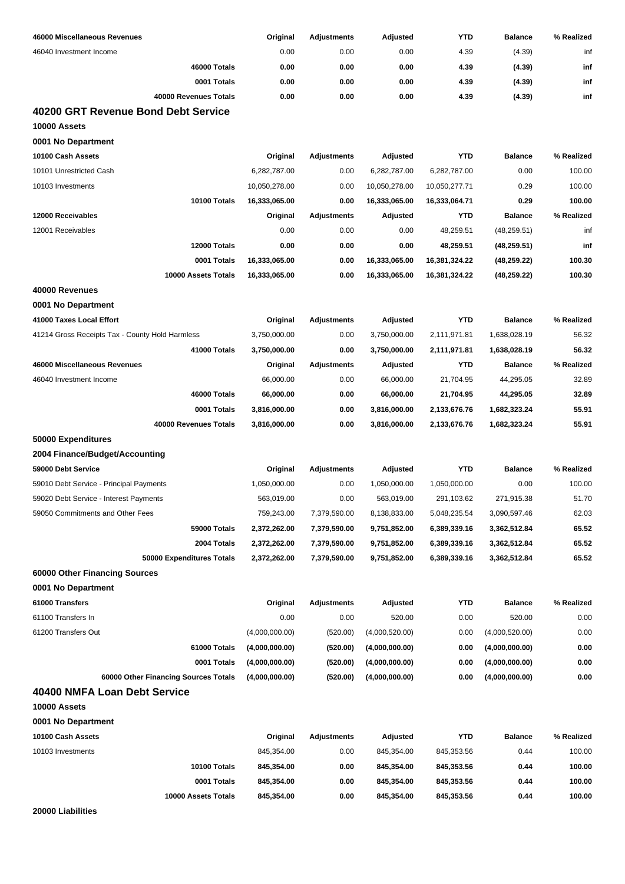| 46000 Miscellaneous Revenues | Original | Adjustments | Adjusted | YTD | Balance | % Realized |
|---|---|---|---|---|---|---|
| 46040 Investment Income | 0.00 | 0.00 | 0.00 | 4.39 | (4.39) | inf |
| **46000 Totals** | **0.00** | **0.00** | **0.00** | **4.39** | **(4.39)** | **inf** |
| **0001 Totals** | **0.00** | **0.00** | **0.00** | **4.39** | **(4.39)** | **inf** |
| **40000 Revenues Totals** | **0.00** | **0.00** | **0.00** | **4.39** | **(4.39)** | **inf** |

## 40200 GRT Revenue Bond Debt Service

**10000 Assets**

**0001 No Department**

| 10100 Cash Assets | Original | Adjustments | Adjusted | YTD | Balance | % Realized |
|---|---|---|---|---|---|---|
| 10101 Unrestricted Cash | 6,282,787.00 | 0.00 | 6,282,787.00 | 6,282,787.00 | 0.00 | 100.00 |
| 10103 Investments | 10,050,278.00 | 0.00 | 10,050,278.00 | 10,050,277.71 | 0.29 | 100.00 |
| **10100 Totals** | **16,333,065.00** | **0.00** | **16,333,065.00** | **16,333,064.71** | **0.29** | **100.00** |
| **12000 Receivables** | **Original** | **Adjustments** | **Adjusted** | **YTD** | **Balance** | **% Realized** |
| 12001 Receivables | 0.00 | 0.00 | 0.00 | 48,259.51 | (48,259.51) | inf |
| **12000 Totals** | **0.00** | **0.00** | **0.00** | **48,259.51** | **(48,259.51)** | **inf** |
| **0001 Totals** | **16,333,065.00** | **0.00** | **16,333,065.00** | **16,381,324.22** | **(48,259.22)** | **100.30** |
| **10000 Assets Totals** | **16,333,065.00** | **0.00** | **16,333,065.00** | **16,381,324.22** | **(48,259.22)** | **100.30** |

**40000 Revenues**

**0001 No Department**

| 41000 Taxes Local Effort | Original | Adjustments | Adjusted | YTD | Balance | % Realized |
|---|---|---|---|---|---|---|
| 41214 Gross Receipts Tax - County Hold Harmless | 3,750,000.00 | 0.00 | 3,750,000.00 | 2,111,971.81 | 1,638,028.19 | 56.32 |
| **41000 Totals** | **3,750,000.00** | **0.00** | **3,750,000.00** | **2,111,971.81** | **1,638,028.19** | **56.32** |
| **46000 Miscellaneous Revenues** | **Original** | **Adjustments** | **Adjusted** | **YTD** | **Balance** | **% Realized** |
| 46040 Investment Income | 66,000.00 | 0.00 | 66,000.00 | 21,704.95 | 44,295.05 | 32.89 |
| **46000 Totals** | **66,000.00** | **0.00** | **66,000.00** | **21,704.95** | **44,295.05** | **32.89** |
| **0001 Totals** | **3,816,000.00** | **0.00** | **3,816,000.00** | **2,133,676.76** | **1,682,323.24** | **55.91** |
| **40000 Revenues Totals** | **3,816,000.00** | **0.00** | **3,816,000.00** | **2,133,676.76** | **1,682,323.24** | **55.91** |

**50000 Expenditures**

**2004 Finance/Budget/Accounting**

| 59000 Debt Service | Original | Adjustments | Adjusted | YTD | Balance | % Realized |
|---|---|---|---|---|---|---|
| 59010 Debt Service - Principal Payments | 1,050,000.00 | 0.00 | 1,050,000.00 | 1,050,000.00 | 0.00 | 100.00 |
| 59020 Debt Service - Interest Payments | 563,019.00 | 0.00 | 563,019.00 | 291,103.62 | 271,915.38 | 51.70 |
| 59050 Commitments and Other Fees | 759,243.00 | 7,379,590.00 | 8,138,833.00 | 5,048,235.54 | 3,090,597.46 | 62.03 |
| **59000 Totals** | **2,372,262.00** | **7,379,590.00** | **9,751,852.00** | **6,389,339.16** | **3,362,512.84** | **65.52** |
| **2004 Totals** | **2,372,262.00** | **7,379,590.00** | **9,751,852.00** | **6,389,339.16** | **3,362,512.84** | **65.52** |
| **50000 Expenditures Totals** | **2,372,262.00** | **7,379,590.00** | **9,751,852.00** | **6,389,339.16** | **3,362,512.84** | **65.52** |

**60000 Other Financing Sources**

**0001 No Department**

| 61000 Transfers | Original | Adjustments | Adjusted | YTD | Balance | % Realized |
|---|---|---|---|---|---|---|
| 61100 Transfers In | 0.00 | 0.00 | 520.00 | 0.00 | 520.00 | 0.00 |
| 61200 Transfers Out | (4,000,000.00) | (520.00) | (4,000,520.00) | 0.00 | (4,000,520.00) | 0.00 |
| **61000 Totals** | **(4,000,000.00)** | **(520.00)** | **(4,000,000.00)** | **0.00** | **(4,000,000.00)** | **0.00** |
| **0001 Totals** | **(4,000,000.00)** | **(520.00)** | **(4,000,000.00)** | **0.00** | **(4,000,000.00)** | **0.00** |
| **60000 Other Financing Sources Totals** | **(4,000,000.00)** | **(520.00)** | **(4,000,000.00)** | **0.00** | **(4,000,000.00)** | **0.00** |

## 40400 NMFA Loan Debt Service

**10000 Assets**

**0001 No Department**

| 10100 Cash Assets | Original | Adjustments | Adjusted | YTD | Balance | % Realized |
|---|---|---|---|---|---|---|
| 10103 Investments | 845,354.00 | 0.00 | 845,354.00 | 845,353.56 | 0.44 | 100.00 |
| **10100 Totals** | **845,354.00** | **0.00** | **845,354.00** | **845,353.56** | **0.44** | **100.00** |
| **0001 Totals** | **845,354.00** | **0.00** | **845,354.00** | **845,353.56** | **0.44** | **100.00** |
| **10000 Assets Totals** | **845,354.00** | **0.00** | **845,354.00** | **845,353.56** | **0.44** | **100.00** |

**20000 Liabilities**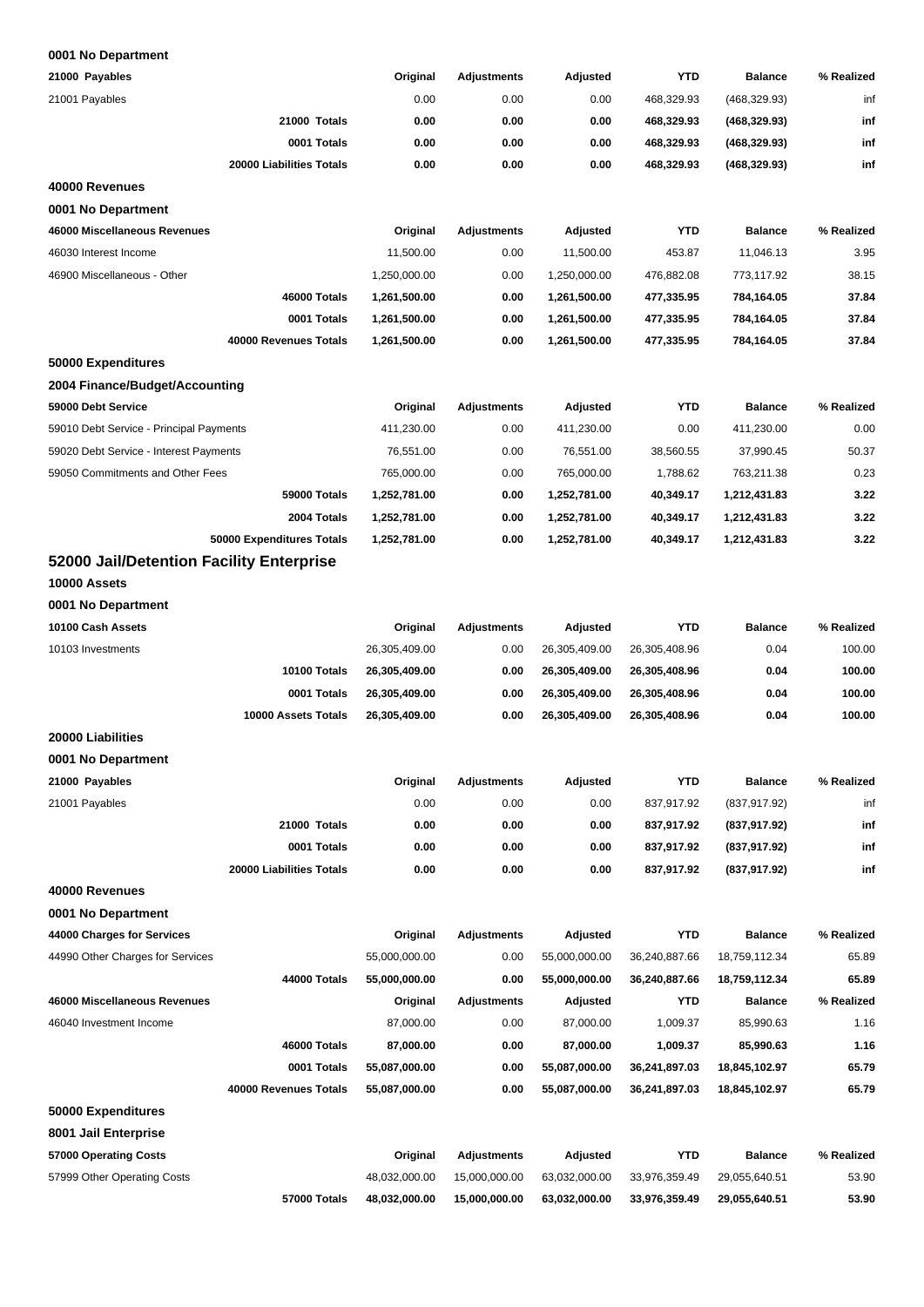**0001 No Department**

| 21000 Payables | Original | Adjustments | Adjusted | YTD | Balance | % Realized |
|---|---|---|---|---|---|---|
| 21001 Payables | 0.00 | 0.00 | 0.00 | 468,329.93 | (468,329.93) | inf |
| **21000 Totals** | **0.00** | **0.00** | **0.00** | **468,329.93** | **(468,329.93)** | **inf** |
| **0001 Totals** | **0.00** | **0.00** | **0.00** | **468,329.93** | **(468,329.93)** | **inf** |
| **20000 Liabilities Totals** | **0.00** | **0.00** | **0.00** | **468,329.93** | **(468,329.93)** | **inf** |

**40000 Revenues**

**0001 No Department**

| 46000 Miscellaneous Revenues | Original | Adjustments | Adjusted | YTD | Balance | % Realized |
|---|---|---|---|---|---|---|
| 46030 Interest Income | 11,500.00 | 0.00 | 11,500.00 | 453.87 | 11,046.13 | 3.95 |
| 46900 Miscellaneous - Other | 1,250,000.00 | 0.00 | 1,250,000.00 | 476,882.08 | 773,117.92 | 38.15 |
| **46000 Totals** | **1,261,500.00** | **0.00** | **1,261,500.00** | **477,335.95** | **784,164.05** | **37.84** |
| **0001 Totals** | **1,261,500.00** | **0.00** | **1,261,500.00** | **477,335.95** | **784,164.05** | **37.84** |
| **40000 Revenues Totals** | **1,261,500.00** | **0.00** | **1,261,500.00** | **477,335.95** | **784,164.05** | **37.84** |

**50000 Expenditures**

**2004 Finance/Budget/Accounting**

| 59000 Debt Service | Original | Adjustments | Adjusted | YTD | Balance | % Realized |
|---|---|---|---|---|---|---|
| 59010 Debt Service - Principal Payments | 411,230.00 | 0.00 | 411,230.00 | 0.00 | 411,230.00 | 0.00 |
| 59020 Debt Service - Interest Payments | 76,551.00 | 0.00 | 76,551.00 | 38,560.55 | 37,990.45 | 50.37 |
| 59050 Commitments and Other Fees | 765,000.00 | 0.00 | 765,000.00 | 1,788.62 | 763,211.38 | 0.23 |
| **59000 Totals** | **1,252,781.00** | **0.00** | **1,252,781.00** | **40,349.17** | **1,212,431.83** | **3.22** |
| **2004 Totals** | **1,252,781.00** | **0.00** | **1,252,781.00** | **40,349.17** | **1,212,431.83** | **3.22** |
| **50000 Expenditures Totals** | **1,252,781.00** | **0.00** | **1,252,781.00** | **40,349.17** | **1,212,431.83** | **3.22** |

## 52000 Jail/Detention Facility Enterprise

**10000 Assets**

**0001 No Department**

| 10100 Cash Assets | Original | Adjustments | Adjusted | YTD | Balance | % Realized |
|---|---|---|---|---|---|---|
| 10103 Investments | 26,305,409.00 | 0.00 | 26,305,409.00 | 26,305,408.96 | 0.04 | 100.00 |
| **10100 Totals** | **26,305,409.00** | **0.00** | **26,305,409.00** | **26,305,408.96** | **0.04** | **100.00** |
| **0001 Totals** | **26,305,409.00** | **0.00** | **26,305,409.00** | **26,305,408.96** | **0.04** | **100.00** |
| **10000 Assets Totals** | **26,305,409.00** | **0.00** | **26,305,409.00** | **26,305,408.96** | **0.04** | **100.00** |

**20000 Liabilities**

**0001 No Department**

| 21000 Payables | Original | Adjustments | Adjusted | YTD | Balance | % Realized |
|---|---|---|---|---|---|---|
| 21001 Payables | 0.00 | 0.00 | 0.00 | 837,917.92 | (837,917.92) | inf |
| **21000 Totals** | **0.00** | **0.00** | **0.00** | **837,917.92** | **(837,917.92)** | **inf** |
| **0001 Totals** | **0.00** | **0.00** | **0.00** | **837,917.92** | **(837,917.92)** | **inf** |
| **20000 Liabilities Totals** | **0.00** | **0.00** | **0.00** | **837,917.92** | **(837,917.92)** | **inf** |

**40000 Revenues**

**0001 No Department**

| 44000 Charges for Services | Original | Adjustments | Adjusted | YTD | Balance | % Realized |
|---|---|---|---|---|---|---|
| 44990 Other Charges for Services | 55,000,000.00 | 0.00 | 55,000,000.00 | 36,240,887.66 | 18,759,112.34 | 65.89 |
| **44000 Totals** | **55,000,000.00** | **0.00** | **55,000,000.00** | **36,240,887.66** | **18,759,112.34** | **65.89** |
| **46000 Miscellaneous Revenues** | **Original** | **Adjustments** | **Adjusted** | **YTD** | **Balance** | **% Realized** |
| 46040 Investment Income | 87,000.00 | 0.00 | 87,000.00 | 1,009.37 | 85,990.63 | 1.16 |
| **46000 Totals** | **87,000.00** | **0.00** | **87,000.00** | **1,009.37** | **85,990.63** | **1.16** |
| **0001 Totals** | **55,087,000.00** | **0.00** | **55,087,000.00** | **36,241,897.03** | **18,845,102.97** | **65.79** |
| **40000 Revenues Totals** | **55,087,000.00** | **0.00** | **55,087,000.00** | **36,241,897.03** | **18,845,102.97** | **65.79** |

**50000 Expenditures**

**8001 Jail Enterprise**

| 57000 Operating Costs | Original | Adjustments | Adjusted | YTD | Balance | % Realized |
|---|---|---|---|---|---|---|
| 57999 Other Operating Costs | 48,032,000.00 | 15,000,000.00 | 63,032,000.00 | 33,976,359.49 | 29,055,640.51 | 53.90 |
| **57000 Totals** | **48,032,000.00** | **15,000,000.00** | **63,032,000.00** | **33,976,359.49** | **29,055,640.51** | **53.90** |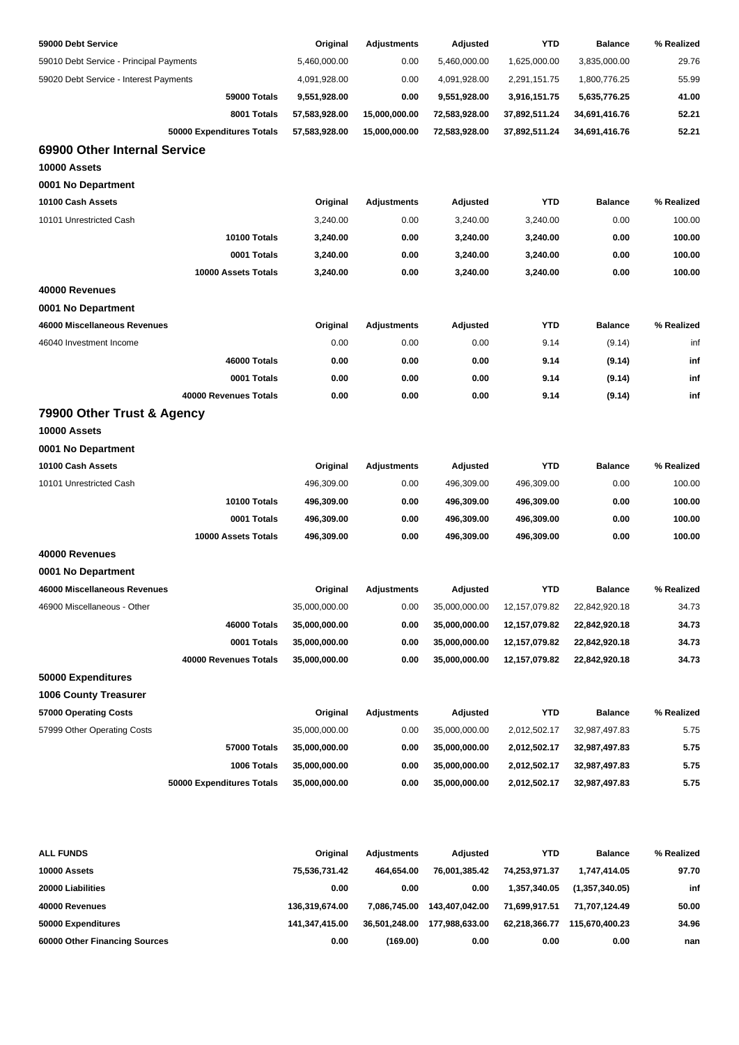| 59000 Debt Service | Original | Adjustments | Adjusted | YTD | Balance | % Realized |
|---|---|---|---|---|---|---|
| 59010 Debt Service - Principal Payments | 5,460,000.00 | 0.00 | 5,460,000.00 | 1,625,000.00 | 3,835,000.00 | 29.76 |
| 59020 Debt Service - Interest Payments | 4,091,928.00 | 0.00 | 4,091,928.00 | 2,291,151.75 | 1,800,776.25 | 55.99 |
| **59000 Totals** | **9,551,928.00** | **0.00** | **9,551,928.00** | **3,916,151.75** | **5,635,776.25** | **41.00** |
| **8001 Totals** | **57,583,928.00** | **15,000,000.00** | **72,583,928.00** | **37,892,511.24** | **34,691,416.76** | **52.21** |
| **50000 Expenditures Totals** | **57,583,928.00** | **15,000,000.00** | **72,583,928.00** | **37,892,511.24** | **34,691,416.76** | **52.21** |

## 69900 Other Internal Service

**10000 Assets**

**0001 No Department**

| 10100 Cash Assets | Original | Adjustments | Adjusted | YTD | Balance | % Realized |
|---|---|---|---|---|---|---|
| 10101 Unrestricted Cash | 3,240.00 | 0.00 | 3,240.00 | 3,240.00 | 0.00 | 100.00 |
| **10100 Totals** | **3,240.00** | **0.00** | **3,240.00** | **3,240.00** | **0.00** | **100.00** |
| **0001 Totals** | **3,240.00** | **0.00** | **3,240.00** | **3,240.00** | **0.00** | **100.00** |
| **10000 Assets Totals** | **3,240.00** | **0.00** | **3,240.00** | **3,240.00** | **0.00** | **100.00** |

**40000 Revenues**

**0001 No Department**

| 46000 Miscellaneous Revenues | Original | Adjustments | Adjusted | YTD | Balance | % Realized |
|---|---|---|---|---|---|---|
| 46040 Investment Income | 0.00 | 0.00 | 0.00 | 9.14 | (9.14) | inf |
| **46000 Totals** | **0.00** | **0.00** | **0.00** | **9.14** | **(9.14)** | **inf** |
| **0001 Totals** | **0.00** | **0.00** | **0.00** | **9.14** | **(9.14)** | **inf** |
| **40000 Revenues Totals** | **0.00** | **0.00** | **0.00** | **9.14** | **(9.14)** | **inf** |

## 79900 Other Trust & Agency

**10000 Assets**

**0001 No Department**

| 10100 Cash Assets | Original | Adjustments | Adjusted | YTD | Balance | % Realized |
|---|---|---|---|---|---|---|
| 10101 Unrestricted Cash | 496,309.00 | 0.00 | 496,309.00 | 496,309.00 | 0.00 | 100.00 |
| **10100 Totals** | **496,309.00** | **0.00** | **496,309.00** | **496,309.00** | **0.00** | **100.00** |
| **0001 Totals** | **496,309.00** | **0.00** | **496,309.00** | **496,309.00** | **0.00** | **100.00** |
| **10000 Assets Totals** | **496,309.00** | **0.00** | **496,309.00** | **496,309.00** | **0.00** | **100.00** |

**40000 Revenues**

**0001 No Department**

| 46000 Miscellaneous Revenues | Original | Adjustments | Adjusted | YTD | Balance | % Realized |
|---|---|---|---|---|---|---|
| 46900 Miscellaneous - Other | 35,000,000.00 | 0.00 | 35,000,000.00 | 12,157,079.82 | 22,842,920.18 | 34.73 |
| **46000 Totals** | **35,000,000.00** | **0.00** | **35,000,000.00** | **12,157,079.82** | **22,842,920.18** | **34.73** |
| **0001 Totals** | **35,000,000.00** | **0.00** | **35,000,000.00** | **12,157,079.82** | **22,842,920.18** | **34.73** |
| **40000 Revenues Totals** | **35,000,000.00** | **0.00** | **35,000,000.00** | **12,157,079.82** | **22,842,920.18** | **34.73** |

**50000 Expenditures**

**1006 County Treasurer**

| 57000 Operating Costs | Original | Adjustments | Adjusted | YTD | Balance | % Realized |
|---|---|---|---|---|---|---|
| 57999 Other Operating Costs | 35,000,000.00 | 0.00 | 35,000,000.00 | 2,012,502.17 | 32,987,497.83 | 5.75 |
| **57000 Totals** | **35,000,000.00** | **0.00** | **35,000,000.00** | **2,012,502.17** | **32,987,497.83** | **5.75** |
| **1006 Totals** | **35,000,000.00** | **0.00** | **35,000,000.00** | **2,012,502.17** | **32,987,497.83** | **5.75** |
| **50000 Expenditures Totals** | **35,000,000.00** | **0.00** | **35,000,000.00** | **2,012,502.17** | **32,987,497.83** | **5.75** |

| ALL FUNDS | Original | Adjustments | Adjusted | YTD | Balance | % Realized |
|---|---|---|---|---|---|---|
| **10000 Assets** | **75,536,731.42** | **464,654.00** | **76,001,385.42** | **74,253,971.37** | **1,747,414.05** | **97.70** |
| **20000 Liabilities** | **0.00** | **0.00** | **0.00** | **1,357,340.05** | **(1,357,340.05)** | **inf** |
| **40000 Revenues** | **136,319,674.00** | **7,086,745.00** | **143,407,042.00** | **71,699,917.51** | **71,707,124.49** | **50.00** |
| **50000 Expenditures** | **141,347,415.00** | **36,501,248.00** | **177,988,633.00** | **62,218,366.77** | **115,670,400.23** | **34.96** |
| **60000 Other Financing Sources** | **0.00** | **(169.00)** | **0.00** | **0.00** | **0.00** | **nan** |